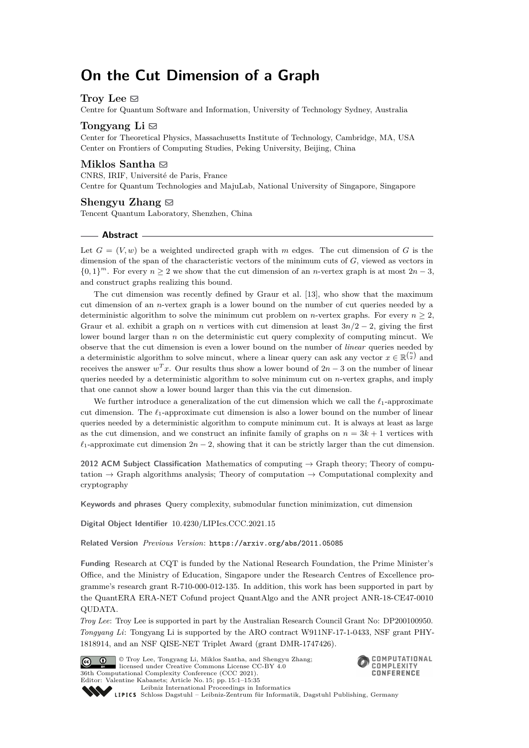# On the Cut Dimension of a Graph

**Troy Lee** ✉

Centre for Quantum Software and Information, University of Technology Sydney, Australia

**Tongyang Li** ✉

Center for Theoretical Physics, Massachusetts Institute of Technology, Cambridge, MA, USA
Center on Frontiers of Computing Studies, Peking University, Beijing, China

**Miklos Santha** ✉

CNRS, IRIF, Université de Paris, France
Centre for Quantum Technologies and MajuLab, National University of Singapore, Singapore

**Shengyu Zhang** ✉

Tencent Quantum Laboratory, Shenzhen, China

## Abstract

Let $G = (V, w)$ be a weighted undirected graph with $m$ edges. The cut dimension of $G$ is the dimension of the span of the characteristic vectors of the minimum cuts of $G$, viewed as vectors in $\{0,1\}^m$. For every $n \geq 2$ we show that the cut dimension of an $n$-vertex graph is at most $2n - 3$, and construct graphs realizing this bound.

The cut dimension was recently defined by Graur et al. [13], who show that the maximum cut dimension of an $n$-vertex graph is a lower bound on the number of cut queries needed by a deterministic algorithm to solve the minimum cut problem on $n$-vertex graphs. For every $n \geq 2$, Graur et al. exhibit a graph on $n$ vertices with cut dimension at least $3n/2 - 2$, giving the first lower bound larger than $n$ on the deterministic cut query complexity of computing mincut. We observe that the cut dimension is even a lower bound on the number of *linear* queries needed by a deterministic algorithm to solve mincut, where a linear query can ask any vector $x \in \mathbb{R}^{\binom{n}{2}}$ and receives the answer $w^T x$. Our results thus show a lower bound of $2n - 3$ on the number of linear queries needed by a deterministic algorithm to solve minimum cut on $n$-vertex graphs, and imply that one cannot show a lower bound larger than this via the cut dimension.

We further introduce a generalization of the cut dimension which we call the $\ell_1$-approximate cut dimension. The $\ell_1$-approximate cut dimension is also a lower bound on the number of linear queries needed by a deterministic algorithm to compute minimum cut. It is always at least as large as the cut dimension, and we construct an infinite family of graphs on $n = 3k + 1$ vertices with $\ell_1$-approximate cut dimension $2n - 2$, showing that it can be strictly larger than the cut dimension.

**2012 ACM Subject Classification** Mathematics of computing → Graph theory; Theory of computation → Graph algorithms analysis; Theory of computation → Computational complexity and cryptography

**Keywords and phrases** Query complexity, submodular function minimization, cut dimension

**Digital Object Identifier** 10.4230/LIPIcs.CCC.2021.15

**Related Version** *Previous Version*: https://arxiv.org/abs/2011.05085

**Funding** Research at CQT is funded by the National Research Foundation, the Prime Minister's Office, and the Ministry of Education, Singapore under the Research Centres of Excellence programme's research grant R-710-000-012-135. In addition, this work has been supported in part by the QuantERA ERA-NET Cofund project QuantAlgo and the ANR project ANR-18-CE47-0010 QUDATA.

*Troy Lee*: Troy Lee is supported in part by the Australian Research Council Grant No: DP200100950.
*Tongyang Li*: Tongyang Li is supported by the ARO contract W911NF-17-1-0433, NSF grant PHY-1818914, and an NSF QISE-NET Triplet Award (grant DMR-1747426).

© Troy Lee, Tongyang Li, Miklos Santha, and Shengyu Zhang;
licensed under Creative Commons License CC-BY 4.0
36th Computational Complexity Conference (CCC 2021).
Editor: Valentine Kabanets; Article No. 15; pp. 15:1–15:35
Leibniz International Proceedings in Informatics
Schloss Dagstuhl – Leibniz-Zentrum für Informatik, Dagstuhl Publishing, Germany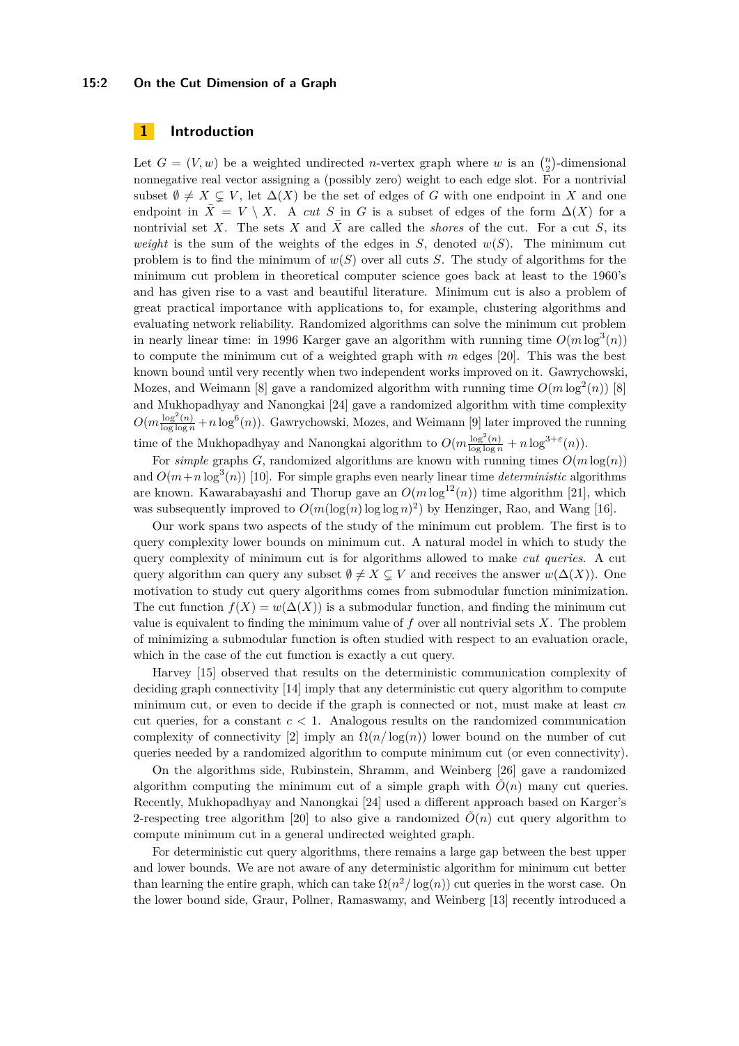## 1 Introduction

Let $G = (V, w)$ be a weighted undirected $n$-vertex graph where $w$ is an $\binom{n}{2}$-dimensional nonnegative real vector assigning a (possibly zero) weight to each edge slot. For a nontrivial subset $\emptyset \neq X \subsetneq V$, let $\Delta(X)$ be the set of edges of $G$ with one endpoint in $X$ and one endpoint in $\bar{X} = V \setminus X$. A *cut* $S$ in $G$ is a subset of edges of the form $\Delta(X)$ for a nontrivial set $X$. The sets $X$ and $\bar{X}$ are called the *shores* of the cut. For a cut $S$, its *weight* is the sum of the weights of the edges in $S$, denoted $w(S)$. The minimum cut problem is to find the minimum of $w(S)$ over all cuts $S$. The study of algorithms for the minimum cut problem in theoretical computer science goes back at least to the 1960's and has given rise to a vast and beautiful literature. Minimum cut is also a problem of great practical importance with applications to, for example, clustering algorithms and evaluating network reliability. Randomized algorithms can solve the minimum cut problem in nearly linear time: in 1996 Karger gave an algorithm with running time $O(m \log^3(n))$ to compute the minimum cut of a weighted graph with $m$ edges [20]. This was the best known bound until very recently when two independent works improved on it. Gawrychowski, Mozes, and Weimann [8] gave a randomized algorithm with running time $O(m \log^2(n))$ [8] and Mukhopadhyay and Nanongkai [24] gave a randomized algorithm with time complexity $O(m \frac{\log^2(n)}{\log \log n} + n \log^6(n))$. Gawrychowski, Mozes, and Weimann [9] later improved the running time of the Mukhopadhyay and Nanongkai algorithm to $O(m \frac{\log^2(n)}{\log \log n} + n \log^{3+\varepsilon}(n))$.

For *simple* graphs $G$, randomized algorithms are known with running times $O(m \log(n))$ and $O(m + n \log^3(n))$ [10]. For simple graphs even nearly linear time *deterministic* algorithms are known. Kawarabayashi and Thorup gave an $O(m \log^{12}(n))$ time algorithm [21], which was subsequently improved to $O(m(\log(n) \log \log n)^2)$ by Henzinger, Rao, and Wang [16].

Our work spans two aspects of the study of the minimum cut problem. The first is to query complexity lower bounds on minimum cut. A natural model in which to study the query complexity of minimum cut is for algorithms allowed to make *cut queries*. A cut query algorithm can query any subset $\emptyset \neq X \subsetneq V$ and receives the answer $w(\Delta(X))$. One motivation to study cut query algorithms comes from submodular function minimization. The cut function $f(X) = w(\Delta(X))$ is a submodular function, and finding the minimum cut value is equivalent to finding the minimum value of $f$ over all nontrivial sets $X$. The problem of minimizing a submodular function is often studied with respect to an evaluation oracle, which in the case of the cut function is exactly a cut query.

Harvey [15] observed that results on the deterministic communication complexity of deciding graph connectivity [14] imply that any deterministic cut query algorithm to compute minimum cut, or even to decide if the graph is connected or not, must make at least $cn$ cut queries, for a constant $c < 1$. Analogous results on the randomized communication complexity of connectivity [2] imply an $\Omega(n/\log(n))$ lower bound on the number of cut queries needed by a randomized algorithm to compute minimum cut (or even connectivity).

On the algorithms side, Rubinstein, Shramm, and Weinberg [26] gave a randomized algorithm computing the minimum cut of a simple graph with $\tilde{O}(n)$ many cut queries. Recently, Mukhopadhyay and Nanongkai [24] used a different approach based on Karger's 2-respecting tree algorithm [20] to also give a randomized $\tilde{O}(n)$ cut query algorithm to compute minimum cut in a general undirected weighted graph.

For deterministic cut query algorithms, there remains a large gap between the best upper and lower bounds. We are not aware of any deterministic algorithm for minimum cut better than learning the entire graph, which can take $\Omega(n^2/\log(n))$ cut queries in the worst case. On the lower bound side, Graur, Pollner, Ramaswamy, and Weinberg [13] recently introduced a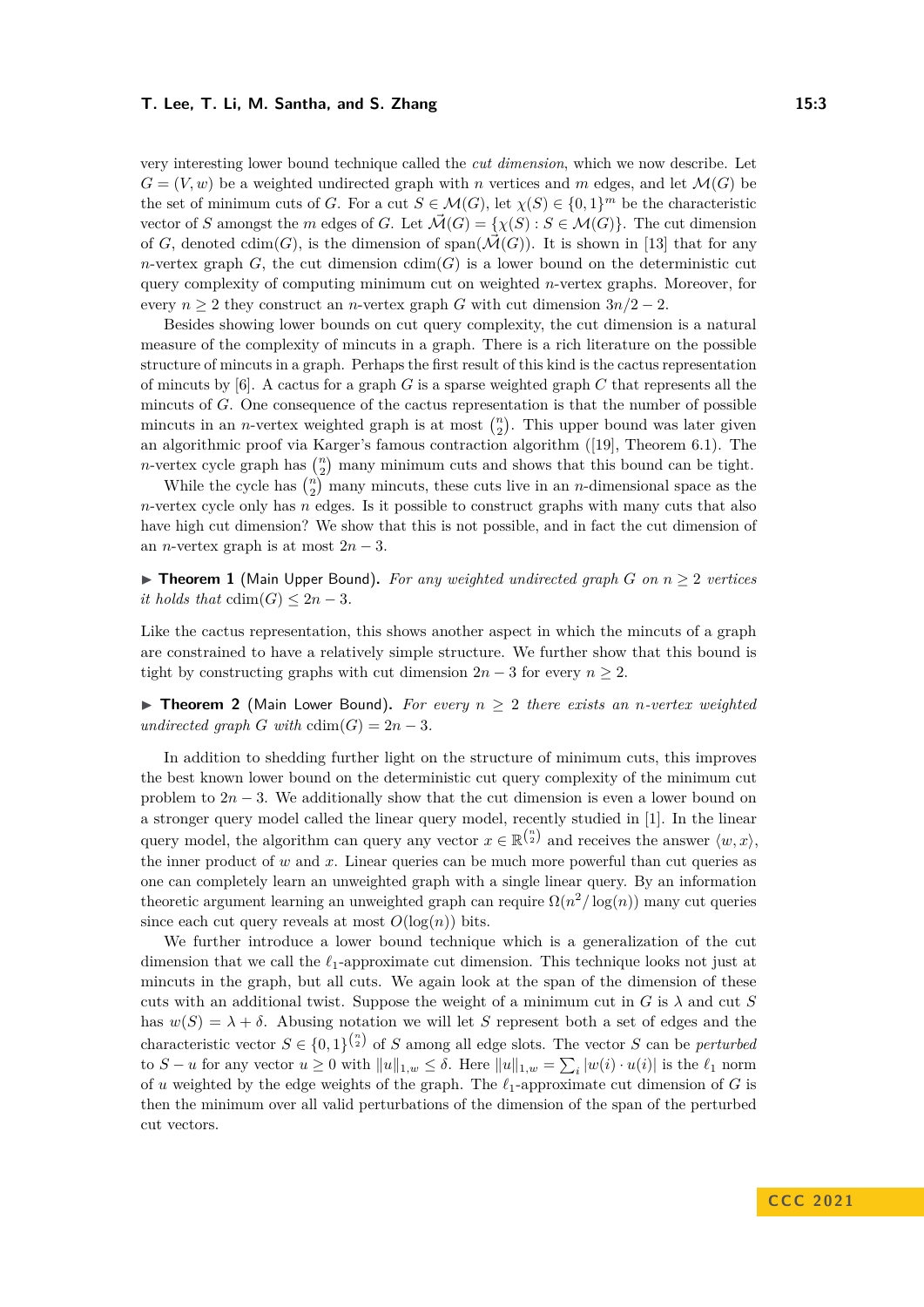very interesting lower bound technique called the *cut dimension*, which we now describe. Let $G = (V, w)$ be a weighted undirected graph with $n$ vertices and $m$ edges, and let $\mathcal{M}(G)$ be the set of minimum cuts of $G$. For a cut $S \in \mathcal{M}(G)$, let $\chi(S) \in \{0,1\}^m$ be the characteristic vector of $S$ amongst the $m$ edges of $G$. Let $\vec{\mathcal{M}}(G) = \{\chi(S) : S \in \mathcal{M}(G)\}$. The cut dimension of $G$, denoted $\mathrm{cdim}(G)$, is the dimension of $\mathrm{span}(\vec{\mathcal{M}}(G))$. It is shown in [13] that for any $n$-vertex graph $G$, the cut dimension $\mathrm{cdim}(G)$ is a lower bound on the deterministic cut query complexity of computing minimum cut on weighted $n$-vertex graphs. Moreover, for every $n \geq 2$ they construct an $n$-vertex graph $G$ with cut dimension $3n/2 - 2$.

Besides showing lower bounds on cut query complexity, the cut dimension is a natural measure of the complexity of mincuts in a graph. There is a rich literature on the possible structure of mincuts in a graph. Perhaps the first result of this kind is the cactus representation of mincuts by [6]. A cactus for a graph $G$ is a sparse weighted graph $C$ that represents all the mincuts of $G$. One consequence of the cactus representation is that the number of possible mincuts in an $n$-vertex weighted graph is at most $\binom{n}{2}$. This upper bound was later given an algorithmic proof via Karger's famous contraction algorithm ([19], Theorem 6.1). The $n$-vertex cycle graph has $\binom{n}{2}$ many minimum cuts and shows that this bound can be tight.

While the cycle has $\binom{n}{2}$ many mincuts, these cuts live in an $n$-dimensional space as the $n$-vertex cycle only has $n$ edges. Is it possible to construct graphs with many cuts that also have high cut dimension? We show that this is not possible, and in fact the cut dimension of an $n$-vertex graph is at most $2n - 3$.

▶ **Theorem 1** (Main Upper Bound). *For any weighted undirected graph $G$ on $n \geq 2$ vertices it holds that $\mathrm{cdim}(G) \leq 2n - 3$.*

Like the cactus representation, this shows another aspect in which the mincuts of a graph are constrained to have a relatively simple structure. We further show that this bound is tight by constructing graphs with cut dimension $2n - 3$ for every $n \geq 2$.

▶ **Theorem 2** (Main Lower Bound). *For every $n \geq 2$ there exists an $n$-vertex weighted undirected graph $G$ with $\mathrm{cdim}(G) = 2n - 3$.*

In addition to shedding further light on the structure of minimum cuts, this improves the best known lower bound on the deterministic cut query complexity of the minimum cut problem to $2n - 3$. We additionally show that the cut dimension is even a lower bound on a stronger query model called the linear query model, recently studied in [1]. In the linear query model, the algorithm can query any vector $x \in \mathbb{R}^{\binom{n}{2}}$ and receives the answer $\langle w, x \rangle$, the inner product of $w$ and $x$. Linear queries can be much more powerful than cut queries as one can completely learn an unweighted graph with a single linear query. By an information theoretic argument learning an unweighted graph can require $\Omega(n^2/\log(n))$ many cut queries since each cut query reveals at most $O(\log(n))$ bits.

We further introduce a lower bound technique which is a generalization of the cut dimension that we call the $\ell_1$-approximate cut dimension. This technique looks not just at mincuts in the graph, but all cuts. We again look at the span of the dimension of these cuts with an additional twist. Suppose the weight of a minimum cut in $G$ is $\lambda$ and cut $S$ has $w(S) = \lambda + \delta$. Abusing notation we will let $S$ represent both a set of edges and the characteristic vector $S \in \{0,1\}^{\binom{n}{2}}$ of $S$ among all edge slots. The vector $S$ can be *perturbed* to $S - u$ for any vector $u \geq 0$ with $\|u\|_{1,w} \leq \delta$. Here $\|u\|_{1,w} = \sum_i |w(i) \cdot u(i)|$ is the $\ell_1$ norm of $u$ weighted by the edge weights of the graph. The $\ell_1$-approximate cut dimension of $G$ is then the minimum over all valid perturbations of the dimension of the span of the perturbed cut vectors.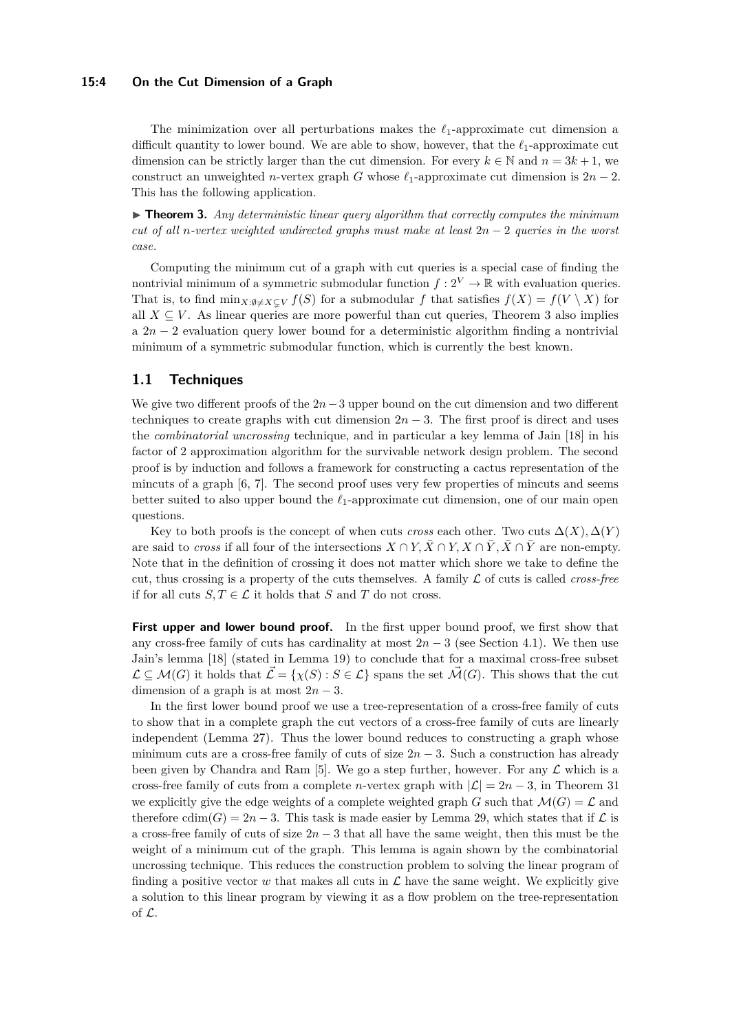The minimization over all perturbations makes the $\ell_1$-approximate cut dimension a difficult quantity to lower bound. We are able to show, however, that the $\ell_1$-approximate cut dimension can be strictly larger than the cut dimension. For every $k \in \mathbb{N}$ and $n = 3k+1$, we construct an unweighted $n$-vertex graph $G$ whose $\ell_1$-approximate cut dimension is $2n-2$. This has the following application.

▶ **Theorem 3.** *Any deterministic linear query algorithm that correctly computes the minimum cut of all $n$-vertex weighted undirected graphs must make at least $2n-2$ queries in the worst case.*

Computing the minimum cut of a graph with cut queries is a special case of finding the nontrivial minimum of a symmetric submodular function $f : 2^V \to \mathbb{R}$ with evaluation queries. That is, to find $\min_{X:\emptyset \neq X \subsetneq V} f(S)$ for a submodular $f$ that satisfies $f(X) = f(V \setminus X)$ for all $X \subseteq V$. As linear queries are more powerful than cut queries, Theorem 3 also implies a $2n-2$ evaluation query lower bound for a deterministic algorithm finding a nontrivial minimum of a symmetric submodular function, which is currently the best known.

## 1.1 Techniques

We give two different proofs of the $2n-3$ upper bound on the cut dimension and two different techniques to create graphs with cut dimension $2n-3$. The first proof is direct and uses the *combinatorial uncrossing* technique, and in particular a key lemma of Jain [18] in his factor of 2 approximation algorithm for the survivable network design problem. The second proof is by induction and follows a framework for constructing a cactus representation of the mincuts of a graph [6, 7]. The second proof uses very few properties of mincuts and seems better suited to also upper bound the $\ell_1$-approximate cut dimension, one of our main open questions.

Key to both proofs is the concept of when cuts *cross* each other. Two cuts $\Delta(X), \Delta(Y)$ are said to *cross* if all four of the intersections $X \cap Y, \bar{X} \cap Y, X \cap \bar{Y}, \bar{X} \cap \bar{Y}$ are non-empty. Note that in the definition of crossing it does not matter which shore we take to define the cut, thus crossing is a property of the cuts themselves. A family $\mathcal{L}$ of cuts is called *cross-free* if for all cuts $S, T \in \mathcal{L}$ it holds that $S$ and $T$ do not cross.

**First upper and lower bound proof.** In the first upper bound proof, we first show that any cross-free family of cuts has cardinality at most $2n-3$ (see Section 4.1). We then use Jain's lemma [18] (stated in Lemma 19) to conclude that for a maximal cross-free subset $\mathcal{L} \subseteq \mathcal{M}(G)$ it holds that $\vec{\mathcal{L}} = \{\chi(S) : S \in \mathcal{L}\}$ spans the set $\vec{\mathcal{M}}(G)$. This shows that the cut dimension of a graph is at most $2n-3$.

In the first lower bound proof we use a tree-representation of a cross-free family of cuts to show that in a complete graph the cut vectors of a cross-free family of cuts are linearly independent (Lemma 27). Thus the lower bound reduces to constructing a graph whose minimum cuts are a cross-free family of cuts of size $2n-3$. Such a construction has already been given by Chandra and Ram [5]. We go a step further, however. For any $\mathcal{L}$ which is a cross-free family of cuts from a complete $n$-vertex graph with $|\mathcal{L}| = 2n-3$, in Theorem 31 we explicitly give the edge weights of a complete weighted graph $G$ such that $\mathcal{M}(G) = \mathcal{L}$ and therefore $\mathrm{cdim}(G) = 2n-3$. This task is made easier by Lemma 29, which states that if $\mathcal{L}$ is a cross-free family of cuts of size $2n-3$ that all have the same weight, then this must be the weight of a minimum cut of the graph. This lemma is again shown by the combinatorial uncrossing technique. This reduces the construction problem to solving the linear program of finding a positive vector $w$ that makes all cuts in $\mathcal{L}$ have the same weight. We explicitly give a solution to this linear program by viewing it as a flow problem on the tree-representation of $\mathcal{L}$.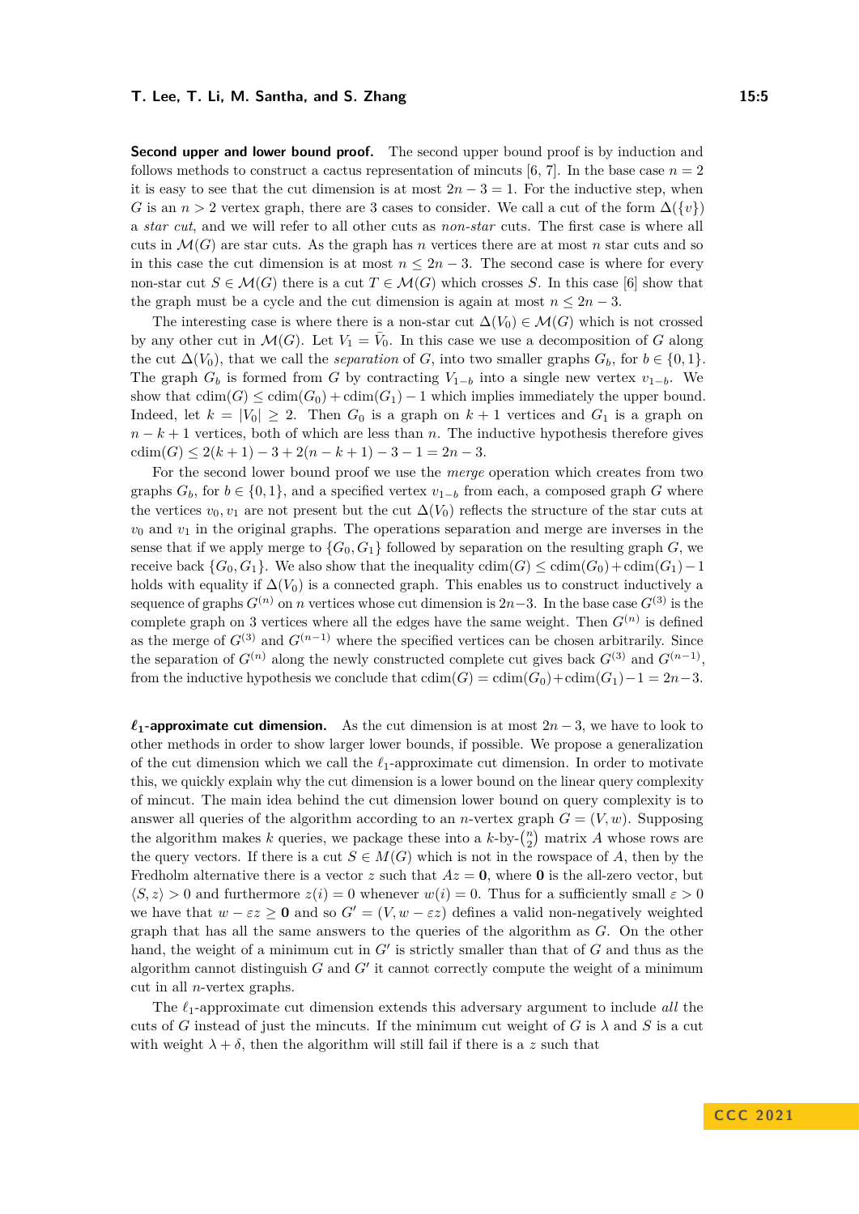**Second upper and lower bound proof.** The second upper bound proof is by induction and follows methods to construct a cactus representation of mincuts [6, 7]. In the base case $n = 2$ it is easy to see that the cut dimension is at most $2n - 3 = 1$. For the inductive step, when $G$ is an $n > 2$ vertex graph, there are 3 cases to consider. We call a cut of the form $\Delta(\{v\})$ a *star cut*, and we will refer to all other cuts as *non-star* cuts. The first case is where all cuts in $\mathcal{M}(G)$ are star cuts. As the graph has $n$ vertices there are at most $n$ star cuts and so in this case the cut dimension is at most $n \leq 2n - 3$. The second case is where for every non-star cut $S \in \mathcal{M}(G)$ there is a cut $T \in \mathcal{M}(G)$ which crosses $S$. In this case [6] show that the graph must be a cycle and the cut dimension is again at most $n \leq 2n - 3$.

The interesting case is where there is a non-star cut $\Delta(V_0) \in \mathcal{M}(G)$ which is not crossed by any other cut in $\mathcal{M}(G)$. Let $V_1 = \bar{V}_0$. In this case we use a decomposition of $G$ along the cut $\Delta(V_0)$, that we call the *separation* of $G$, into two smaller graphs $G_b$, for $b \in \{0, 1\}$. The graph $G_b$ is formed from $G$ by contracting $V_{1-b}$ into a single new vertex $v_{1-b}$. We show that $\mathrm{cdim}(G) \leq \mathrm{cdim}(G_0) + \mathrm{cdim}(G_1) - 1$ which implies immediately the upper bound. Indeed, let $k = |V_0| \geq 2$. Then $G_0$ is a graph on $k + 1$ vertices and $G_1$ is a graph on $n - k + 1$ vertices, both of which are less than $n$. The inductive hypothesis therefore gives $\mathrm{cdim}(G) \leq 2(k + 1) - 3 + 2(n - k + 1) - 3 - 1 = 2n - 3$.

For the second lower bound proof we use the *merge* operation which creates from two graphs $G_b$, for $b \in \{0, 1\}$, and a specified vertex $v_{1-b}$ from each, a composed graph $G$ where the vertices $v_0, v_1$ are not present but the cut $\Delta(V_0)$ reflects the structure of the star cuts at $v_0$ and $v_1$ in the original graphs. The operations separation and merge are inverses in the sense that if we apply merge to $\{G_0, G_1\}$ followed by separation on the resulting graph $G$, we receive back $\{G_0, G_1\}$. We also show that the inequality $\mathrm{cdim}(G) \leq \mathrm{cdim}(G_0) + \mathrm{cdim}(G_1) - 1$ holds with equality if $\Delta(V_0)$ is a connected graph. This enables us to construct inductively a sequence of graphs $G^{(n)}$ on $n$ vertices whose cut dimension is $2n-3$. In the base case $G^{(3)}$ is the complete graph on 3 vertices where all the edges have the same weight. Then $G^{(n)}$ is defined as the merge of $G^{(3)}$ and $G^{(n-1)}$ where the specified vertices can be chosen arbitrarily. Since the separation of $G^{(n)}$ along the newly constructed complete cut gives back $G^{(3)}$ and $G^{(n-1)}$, from the inductive hypothesis we conclude that $\mathrm{cdim}(G) = \mathrm{cdim}(G_0) + \mathrm{cdim}(G_1) - 1 = 2n - 3$.

**$\ell_1$-approximate cut dimension.** As the cut dimension is at most $2n - 3$, we have to look to other methods in order to show larger lower bounds, if possible. We propose a generalization of the cut dimension which we call the $\ell_1$-approximate cut dimension. In order to motivate this, we quickly explain why the cut dimension is a lower bound on the linear query complexity of mincut. The main idea behind the cut dimension lower bound on query complexity is to answer all queries of the algorithm according to an $n$-vertex graph $G = (V, w)$. Supposing the algorithm makes $k$ queries, we package these into a $k$-by-$\binom{n}{2}$ matrix $A$ whose rows are the query vectors. If there is a cut $S \in M(G)$ which is not in the rowspace of $A$, then by the Fredholm alternative there is a vector $z$ such that $Az = \mathbf{0}$, where $\mathbf{0}$ is the all-zero vector, but $\langle S, z \rangle > 0$ and furthermore $z(i) = 0$ whenever $w(i) = 0$. Thus for a sufficiently small $\varepsilon > 0$ we have that $w - \varepsilon z \geq \mathbf{0}$ and so $G' = (V, w - \varepsilon z)$ defines a valid non-negatively weighted graph that has all the same answers to the queries of the algorithm as $G$. On the other hand, the weight of a minimum cut in $G'$ is strictly smaller than that of $G$ and thus as the algorithm cannot distinguish $G$ and $G'$ it cannot correctly compute the weight of a minimum cut in all $n$-vertex graphs.

The $\ell_1$-approximate cut dimension extends this adversary argument to include *all* the cuts of $G$ instead of just the mincuts. If the minimum cut weight of $G$ is $\lambda$ and $S$ is a cut with weight $\lambda + \delta$, then the algorithm will still fail if there is a $z$ such that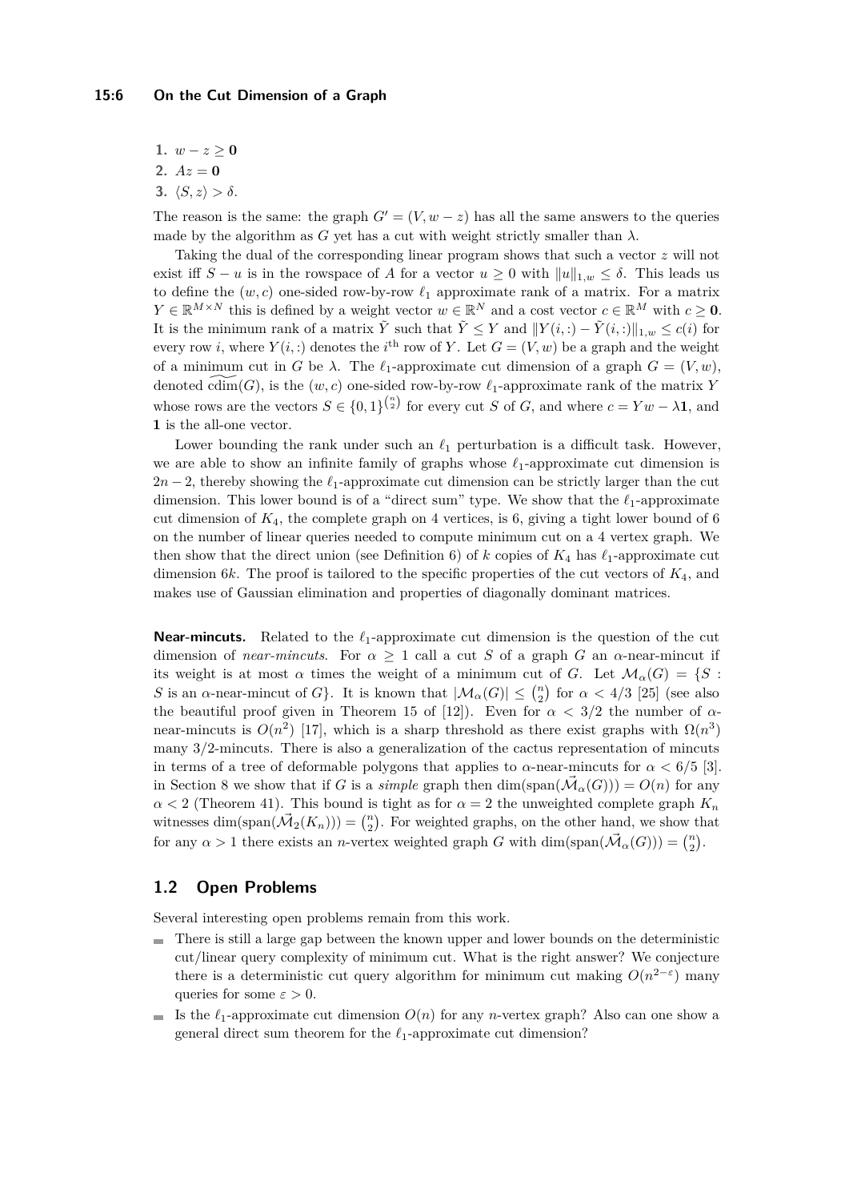1. $w - z \geq \mathbf{0}$
2. $Az = \mathbf{0}$
3. $\langle S, z \rangle > \delta$.

The reason is the same: the graph $G' = (V, w - z)$ has all the same answers to the queries made by the algorithm as $G$ yet has a cut with weight strictly smaller than $\lambda$.

Taking the dual of the corresponding linear program shows that such a vector $z$ will not exist iff $S - u$ is in the rowspace of $A$ for a vector $u \geq 0$ with $\|u\|_{1,w} \leq \delta$. This leads us to define the $(w, c)$ one-sided row-by-row $\ell_1$ approximate rank of a matrix. For a matrix $Y \in \mathbb{R}^{M \times N}$ this is defined by a weight vector $w \in \mathbb{R}^N$ and a cost vector $c \in \mathbb{R}^M$ with $c \geq \mathbf{0}$. It is the minimum rank of a matrix $\tilde{Y}$ such that $\tilde{Y} \leq Y$ and $\|Y(i,:) - \tilde{Y}(i,:)\|_{1,w} \leq c(i)$ for every row $i$, where $Y(i,:)$ denotes the $i^{\text{th}}$ row of $Y$. Let $G = (V, w)$ be a graph and the weight of a minimum cut in $G$ be $\lambda$. The $\ell_1$-approximate cut dimension of a graph $G = (V, w)$, denoted $\widetilde{\text{cdim}}(G)$, is the $(w, c)$ one-sided row-by-row $\ell_1$-approximate rank of the matrix $Y$ whose rows are the vectors $S \in \{0,1\}^{\binom{n}{2}}$ for every cut $S$ of $G$, and where $c = Yw - \lambda \mathbf{1}$, and $\mathbf{1}$ is the all-one vector.

Lower bounding the rank under such an $\ell_1$ perturbation is a difficult task. However, we are able to show an infinite family of graphs whose $\ell_1$-approximate cut dimension is $2n - 2$, thereby showing the $\ell_1$-approximate cut dimension can be strictly larger than the cut dimension. This lower bound is of a "direct sum" type. We show that the $\ell_1$-approximate cut dimension of $K_4$, the complete graph on 4 vertices, is 6, giving a tight lower bound of 6 on the number of linear queries needed to compute minimum cut on a 4 vertex graph. We then show that the direct union (see Definition 6) of $k$ copies of $K_4$ has $\ell_1$-approximate cut dimension $6k$. The proof is tailored to the specific properties of the cut vectors of $K_4$, and makes use of Gaussian elimination and properties of diagonally dominant matrices.

**Near-mincuts.** Related to the $\ell_1$-approximate cut dimension is the question of the cut dimension of *near-mincuts*. For $\alpha \geq 1$ call a cut $S$ of a graph $G$ an $\alpha$-near-mincut if its weight is at most $\alpha$ times the weight of a minimum cut of $G$. Let $\mathcal{M}_\alpha(G) = \{S : S$ is an $\alpha$-near-mincut of $G\}$. It is known that $|\mathcal{M}_\alpha(G)| \leq \binom{n}{2}$ for $\alpha < 4/3$ [25] (see also the beautiful proof given in Theorem 15 of [12]). Even for $\alpha < 3/2$ the number of $\alpha$-near-mincuts is $O(n^2)$ [17], which is a sharp threshold as there exist graphs with $\Omega(n^3)$ many $3/2$-mincuts. There is also a generalization of the cactus representation of mincuts in terms of a tree of deformable polygons that applies to $\alpha$-near-mincuts for $\alpha < 6/5$ [3]. in Section 8 we show that if $G$ is a *simple* graph then $\dim(\text{span}(\vec{\mathcal{M}}_\alpha(G))) = O(n)$ for any $\alpha < 2$ (Theorem 41). This bound is tight as for $\alpha = 2$ the unweighted complete graph $K_n$ witnesses $\dim(\text{span}(\vec{\mathcal{M}}_2(K_n))) = \binom{n}{2}$. For weighted graphs, on the other hand, we show that for any $\alpha > 1$ there exists an $n$-vertex weighted graph $G$ with $\dim(\text{span}(\vec{\mathcal{M}}_\alpha(G))) = \binom{n}{2}$.

## 1.2 Open Problems

Several interesting open problems remain from this work.

- There is still a large gap between the known upper and lower bounds on the deterministic cut/linear query complexity of minimum cut. What is the right answer? We conjecture there is a deterministic cut query algorithm for minimum cut making $O(n^{2-\varepsilon})$ many queries for some $\varepsilon > 0$.
- Is the $\ell_1$-approximate cut dimension $O(n)$ for any $n$-vertex graph? Also can one show a general direct sum theorem for the $\ell_1$-approximate cut dimension?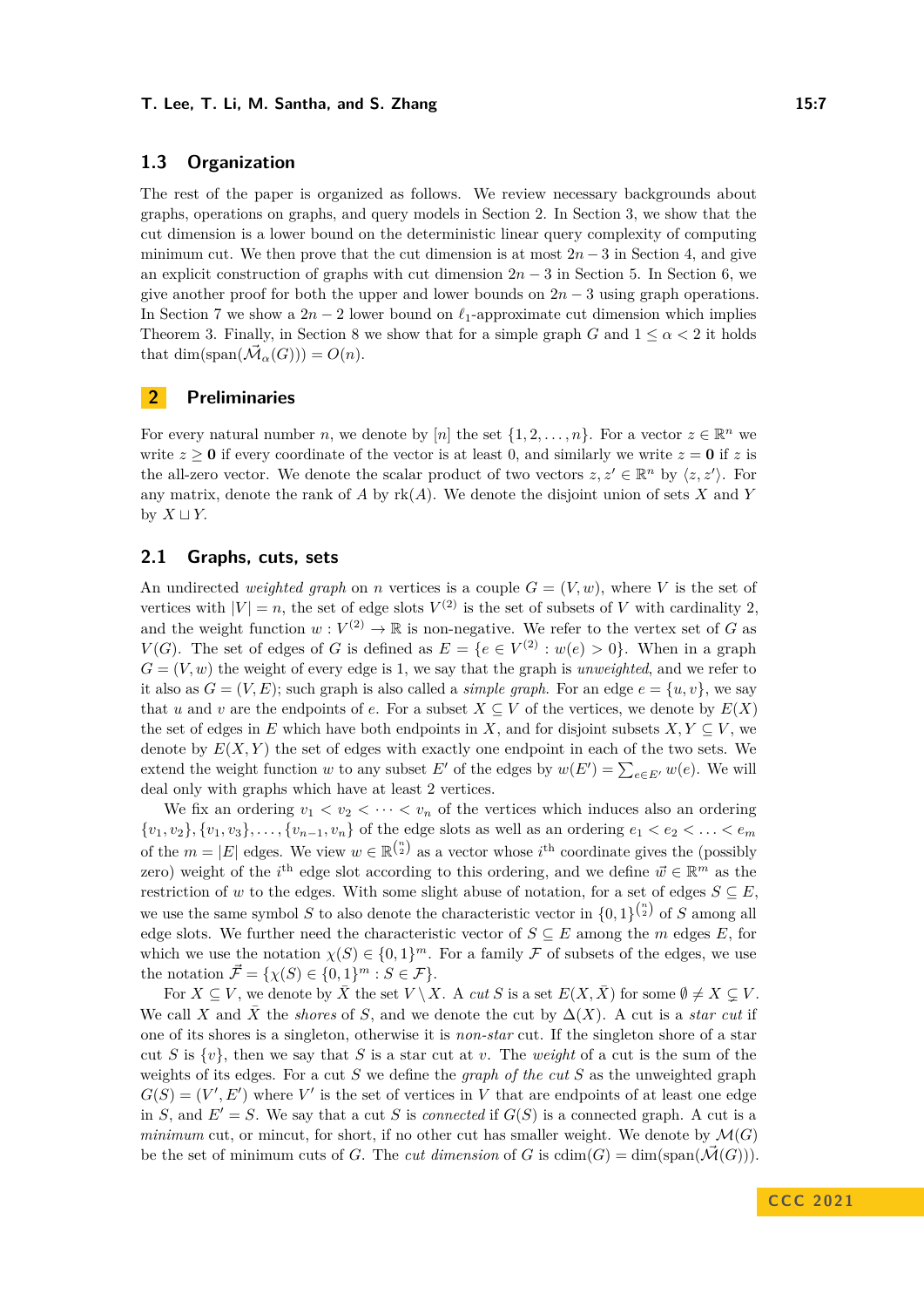## 1.3 Organization

The rest of the paper is organized as follows. We review necessary backgrounds about graphs, operations on graphs, and query models in Section 2. In Section 3, we show that the cut dimension is a lower bound on the deterministic linear query complexity of computing minimum cut. We then prove that the cut dimension is at most $2n-3$ in Section 4, and give an explicit construction of graphs with cut dimension $2n-3$ in Section 5. In Section 6, we give another proof for both the upper and lower bounds on $2n-3$ using graph operations. In Section 7 we show a $2n-2$ lower bound on $\ell_1$-approximate cut dimension which implies Theorem 3. Finally, in Section 8 we show that for a simple graph $G$ and $1 \leq \alpha < 2$ it holds that $\dim(\mathrm{span}(\vec{\mathcal{M}}_\alpha(G))) = O(n)$.

# 2 Preliminaries

For every natural number $n$, we denote by $[n]$ the set $\{1, 2, \ldots, n\}$. For a vector $z \in \mathbb{R}^n$ we write $z \geq \mathbf{0}$ if every coordinate of the vector is at least 0, and similarly we write $z = \mathbf{0}$ if $z$ is the all-zero vector. We denote the scalar product of two vectors $z, z' \in \mathbb{R}^n$ by $\langle z, z' \rangle$. For any matrix, denote the rank of $A$ by $\mathrm{rk}(A)$. We denote the disjoint union of sets $X$ and $Y$ by $X \sqcup Y$.

## 2.1 Graphs, cuts, sets

An undirected *weighted graph* on $n$ vertices is a couple $G = (V, w)$, where $V$ is the set of vertices with $|V| = n$, the set of edge slots $V^{(2)}$ is the set of subsets of $V$ with cardinality 2, and the weight function $w : V^{(2)} \to \mathbb{R}$ is non-negative. We refer to the vertex set of $G$ as $V(G)$. The set of edges of $G$ is defined as $E = \{e \in V^{(2)} : w(e) > 0\}$. When in a graph $G = (V, w)$ the weight of every edge is 1, we say that the graph is *unweighted*, and we refer to it also as $G = (V, E)$; such graph is also called a *simple graph*. For an edge $e = \{u, v\}$, we say that $u$ and $v$ are the endpoints of $e$. For a subset $X \subseteq V$ of the vertices, we denote by $E(X)$ the set of edges in $E$ which have both endpoints in $X$, and for disjoint subsets $X, Y \subseteq V$, we denote by $E(X, Y)$ the set of edges with exactly one endpoint in each of the two sets. We extend the weight function $w$ to any subset $E'$ of the edges by $w(E') = \sum_{e \in E'} w(e)$. We will deal only with graphs which have at least 2 vertices.

We fix an ordering $v_1 < v_2 < \cdots < v_n$ of the vertices which induces also an ordering $\{v_1, v_2\}, \{v_1, v_3\}, \ldots, \{v_{n-1}, v_n\}$ of the edge slots as well as an ordering $e_1 < e_2 < \ldots < e_m$ of the $m = |E|$ edges. We view $w \in \mathbb{R}^{\binom{n}{2}}$ as a vector whose $i^{\text{th}}$ coordinate gives the (possibly zero) weight of the $i^{\text{th}}$ edge slot according to this ordering, and we define $\vec{w} \in \mathbb{R}^m$ as the restriction of $w$ to the edges. With some slight abuse of notation, for a set of edges $S \subseteq E$, we use the same symbol $S$ to also denote the characteristic vector in $\{0,1\}^{\binom{n}{2}}$ of $S$ among all edge slots. We further need the characteristic vector of $S \subseteq E$ among the $m$ edges $E$, for which we use the notation $\chi(S) \in \{0,1\}^m$. For a family $\mathcal{F}$ of subsets of the edges, we use the notation $\vec{\mathcal{F}} = \{\chi(S) \in \{0,1\}^m : S \in \mathcal{F}\}$.

For $X \subseteq V$, we denote by $\bar{X}$ the set $V \setminus X$. A *cut* $S$ is a set $E(X, \bar{X})$ for some $\emptyset \neq X \subsetneq V$. We call $X$ and $\bar{X}$ the *shores* of $S$, and we denote the cut by $\Delta(X)$. A cut is a *star cut* if one of its shores is a singleton, otherwise it is *non-star* cut. If the singleton shore of a star cut $S$ is $\{v\}$, then we say that $S$ is a star cut at $v$. The *weight* of a cut is the sum of the weights of its edges. For a cut $S$ we define the *graph of the cut* $S$ as the unweighted graph $G(S) = (V', E')$ where $V'$ is the set of vertices in $V$ that are endpoints of at least one edge in $S$, and $E' = S$. We say that a cut $S$ is *connected* if $G(S)$ is a connected graph. A cut is a *minimum* cut, or mincut, for short, if no other cut has smaller weight. We denote by $\mathcal{M}(G)$ be the set of minimum cuts of $G$. The *cut dimension* of $G$ is $\mathrm{cdim}(G) = \dim(\mathrm{span}(\vec{\mathcal{M}}(G)))$.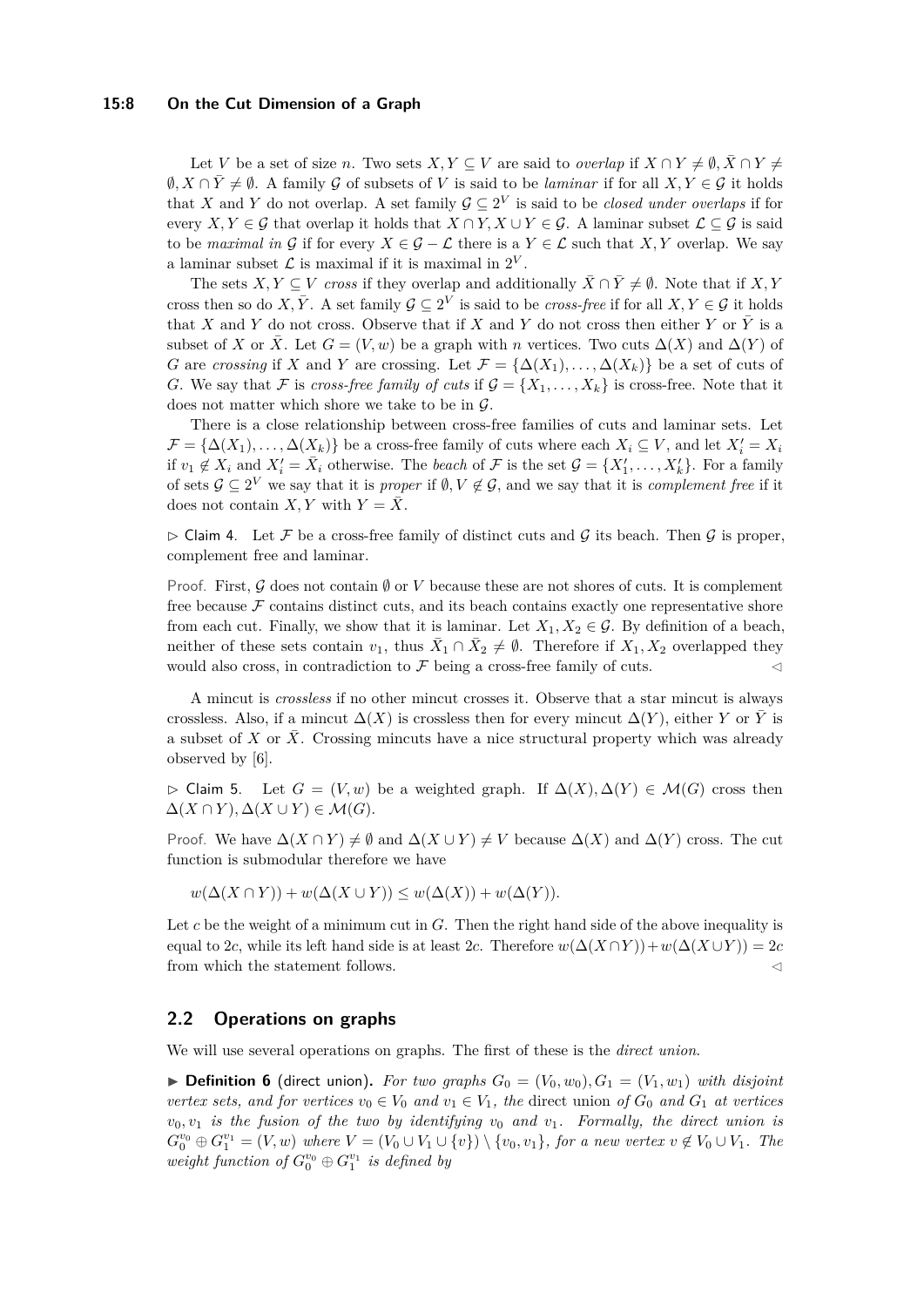Let $V$ be a set of size $n$. Two sets $X, Y \subseteq V$ are said to *overlap* if $X \cap Y \neq \emptyset, \bar{X} \cap Y \neq \emptyset, X \cap \bar{Y} \neq \emptyset$. A family $\mathcal{G}$ of subsets of $V$ is said to be *laminar* if for all $X, Y \in \mathcal{G}$ it holds that $X$ and $Y$ do not overlap. A set family $\mathcal{G} \subseteq 2^V$ is said to be *closed under overlaps* if for every $X, Y \in \mathcal{G}$ that overlap it holds that $X \cap Y, X \cup Y \in \mathcal{G}$. A laminar subset $\mathcal{L} \subseteq \mathcal{G}$ is said to be *maximal in* $\mathcal{G}$ if for every $X \in \mathcal{G} - \mathcal{L}$ there is a $Y \in \mathcal{L}$ such that $X, Y$ overlap. We say a laminar subset $\mathcal{L}$ is maximal if it is maximal in $2^V$.

The sets $X, Y \subseteq V$ *cross* if they overlap and additionally $\bar{X} \cap \bar{Y} \neq \emptyset$. Note that if $X, Y$ cross then so do $X, \bar{Y}$. A set family $\mathcal{G} \subseteq 2^V$ is said to be *cross-free* if for all $X, Y \in \mathcal{G}$ it holds that $X$ and $Y$ do not cross. Observe that if $X$ and $Y$ do not cross then either $Y$ or $\bar{Y}$ is a subset of $X$ or $\bar{X}$. Let $G = (V, w)$ be a graph with $n$ vertices. Two cuts $\Delta(X)$ and $\Delta(Y)$ of $G$ are *crossing* if $X$ and $Y$ are crossing. Let $\mathcal{F} = \{\Delta(X_1), \ldots, \Delta(X_k)\}$ be a set of cuts of $G$. We say that $\mathcal{F}$ is *cross-free family of cuts* if $\mathcal{G} = \{X_1, \ldots, X_k\}$ is cross-free. Note that it does not matter which shore we take to be in $\mathcal{G}$.

There is a close relationship between cross-free families of cuts and laminar sets. Let $\mathcal{F} = \{\Delta(X_1), \ldots, \Delta(X_k)\}$ be a cross-free family of cuts where each $X_i \subseteq V$, and let $X'_i = X_i$ if $v_1 \notin X_i$ and $X'_i = \bar{X}_i$ otherwise. The *beach* of $\mathcal{F}$ is the set $\mathcal{G} = \{X'_1, \ldots, X'_k\}$. For a family of sets $\mathcal{G} \subseteq 2^V$ we say that it is *proper* if $\emptyset, V \notin \mathcal{G}$, and we say that it is *complement free* if it does not contain $X, Y$ with $Y = \bar{X}$.

▷ Claim 4. Let $\mathcal{F}$ be a cross-free family of distinct cuts and $\mathcal{G}$ its beach. Then $\mathcal{G}$ is proper, complement free and laminar.

Proof. First, $\mathcal{G}$ does not contain $\emptyset$ or $V$ because these are not shores of cuts. It is complement free because $\mathcal{F}$ contains distinct cuts, and its beach contains exactly one representative shore from each cut. Finally, we show that it is laminar. Let $X_1, X_2 \in \mathcal{G}$. By definition of a beach, neither of these sets contain $v_1$, thus $\bar{X}_1 \cap \bar{X}_2 \neq \emptyset$. Therefore if $X_1, X_2$ overlapped they would also cross, in contradiction to $\mathcal{F}$ being a cross-free family of cuts. ◁

A mincut is *crossless* if no other mincut crosses it. Observe that a star mincut is always crossless. Also, if a mincut $\Delta(X)$ is crossless then for every mincut $\Delta(Y)$, either $Y$ or $\bar{Y}$ is a subset of $X$ or $\bar{X}$. Crossing mincuts have a nice structural property which was already observed by [6].

▷ Claim 5. Let $G = (V, w)$ be a weighted graph. If $\Delta(X), \Delta(Y) \in \mathcal{M}(G)$ cross then $\Delta(X \cap Y), \Delta(X \cup Y) \in \mathcal{M}(G)$.

Proof. We have $\Delta(X \cap Y) \neq \emptyset$ and $\Delta(X \cup Y) \neq V$ because $\Delta(X)$ and $\Delta(Y)$ cross. The cut function is submodular therefore we have

$$w(\Delta(X \cap Y)) + w(\Delta(X \cup Y)) \leq w(\Delta(X)) + w(\Delta(Y)).$$

Let $c$ be the weight of a minimum cut in $G$. Then the right hand side of the above inequality is equal to $2c$, while its left hand side is at least $2c$. Therefore $w(\Delta(X \cap Y)) + w(\Delta(X \cup Y)) = 2c$ from which the statement follows. ◁

## 2.2 Operations on graphs

We will use several operations on graphs. The first of these is the *direct union*.

▶ **Definition 6** (direct union). *For two graphs $G_0 = (V_0, w_0), G_1 = (V_1, w_1)$ with disjoint vertex sets, and for vertices $v_0 \in V_0$ and $v_1 \in V_1$, the* direct union *of $G_0$ and $G_1$ at vertices $v_0, v_1$ is the fusion of the two by identifying $v_0$ and $v_1$. Formally, the direct union is $G_0^{v_0} \oplus G_1^{v_1} = (V, w)$ where $V = (V_0 \cup V_1 \cup \{v\}) \setminus \{v_0, v_1\}$, for a new vertex $v \notin V_0 \cup V_1$. The weight function of $G_0^{v_0} \oplus G_1^{v_1}$ is defined by*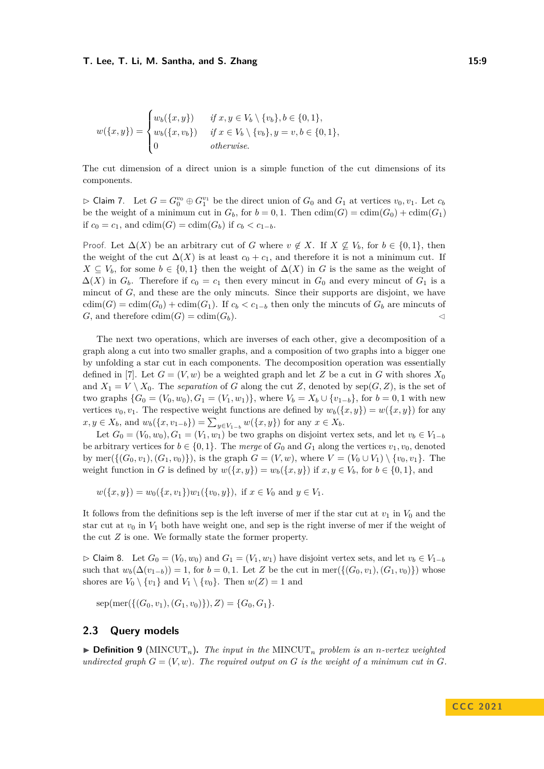$$w(\{x,y\}) = \begin{cases} w_b(\{x,y\}) & \text{if } x,y \in V_b \setminus \{v_b\}, b \in \{0,1\}, \\ w_b(\{x,v_b\}) & \text{if } x \in V_b \setminus \{v_b\}, y = v, b \in \{0,1\}, \\ 0 & \text{otherwise.} \end{cases}$$

The cut dimension of a direct union is a simple function of the cut dimensions of its components.

▷ Claim 7. Let $G = G_0^{v_0} \oplus G_1^{v_1}$ be the direct union of $G_0$ and $G_1$ at vertices $v_0, v_1$. Let $c_b$ be the weight of a minimum cut in $G_b$, for $b = 0, 1$. Then $\mathrm{cdim}(G) = \mathrm{cdim}(G_0) + \mathrm{cdim}(G_1)$ if $c_0 = c_1$, and $\mathrm{cdim}(G) = \mathrm{cdim}(G_b)$ if $c_b < c_{1-b}$.

Proof. Let $\Delta(X)$ be an arbitrary cut of $G$ where $v \notin X$. If $X \not\subseteq V_b$, for $b \in \{0,1\}$, then the weight of the cut $\Delta(X)$ is at least $c_0 + c_1$, and therefore it is not a minimum cut. If $X \subseteq V_b$, for some $b \in \{0,1\}$ then the weight of $\Delta(X)$ in $G$ is the same as the weight of $\Delta(X)$ in $G_b$. Therefore if $c_0 = c_1$ then every mincut in $G_0$ and every mincut of $G_1$ is a mincut of $G$, and these are the only mincuts. Since their supports are disjoint, we have $\mathrm{cdim}(G) = \mathrm{cdim}(G_0) + \mathrm{cdim}(G_1)$. If $c_b < c_{1-b}$ then only the mincuts of $G_b$ are mincuts of $G$, and therefore $\mathrm{cdim}(G) = \mathrm{cdim}(G_b)$. ◁

The next two operations, which are inverses of each other, give a decomposition of a graph along a cut into two smaller graphs, and a composition of two graphs into a bigger one by unfolding a star cut in each components. The decomposition operation was essentially defined in [7]. Let $G = (V, w)$ be a weighted graph and let $Z$ be a cut in $G$ with shores $X_0$ and $X_1 = V \setminus X_0$. The *separation* of $G$ along the cut $Z$, denoted by $\mathrm{sep}(G, Z)$, is the set of two graphs $\{G_0 = (V_0, w_0), G_1 = (V_1, w_1)\}$, where $V_b = X_b \cup \{v_{1-b}\}$, for $b = 0, 1$ with new vertices $v_0, v_1$. The respective weight functions are defined by $w_b(\{x,y\}) = w(\{x,y\})$ for any $x, y \in X_b$, and $w_b(\{x, v_{1-b}\}) = \sum_{y \in V_{1-b}} w(\{x,y\})$ for any $x \in X_b$.

Let $G_0 = (V_0, w_0), G_1 = (V_1, w_1)$ be two graphs on disjoint vertex sets, and let $v_b \in V_{1-b}$ be arbitrary vertices for $b \in \{0,1\}$. The *merge* of $G_0$ and $G_1$ along the vertices $v_1, v_0$, denoted by $\mathrm{mer}(\{(G_0, v_1), (G_1, v_0)\})$, is the graph $G = (V, w)$, where $V = (V_0 \cup V_1) \setminus \{v_0, v_1\}$. The weight function in $G$ is defined by $w(\{x,y\}) = w_b(\{x,y\})$ if $x, y \in V_b$, for $b \in \{0,1\}$, and

$$w(\{x,y\}) = w_0(\{x, v_1\}) w_1(\{v_0, y\}), \text{ if } x \in V_0 \text{ and } y \in V_1.$$

It follows from the definitions sep is the left inverse of mer if the star cut at $v_1$ in $V_0$ and the star cut at $v_0$ in $V_1$ both have weight one, and sep is the right inverse of mer if the weight of the cut $Z$ is one. We formally state the former property.

▷ Claim 8. Let $G_0 = (V_0, w_0)$ and $G_1 = (V_1, w_1)$ have disjoint vertex sets, and let $v_b \in V_{1-b}$ such that $w_b(\Delta(v_{1-b})) = 1$, for $b = 0, 1$. Let $Z$ be the cut in $\mathrm{mer}(\{(G_0, v_1), (G_1, v_0)\})$ whose shores are $V_0 \setminus \{v_1\}$ and $V_1 \setminus \{v_0\}$. Then $w(Z) = 1$ and

$$\mathrm{sep}(\mathrm{mer}(\{(G_0, v_1), (G_1, v_0)\}), Z) = \{G_0, G_1\}.$$

## 2.3 Query models

▶ **Definition 9** ($\mathrm{MINCUT}_n$). *The input in the* $\mathrm{MINCUT}_n$ *problem is an* $n$*-vertex weighted undirected graph* $G = (V, w)$*. The required output on* $G$ *is the weight of a minimum cut in* $G$*.*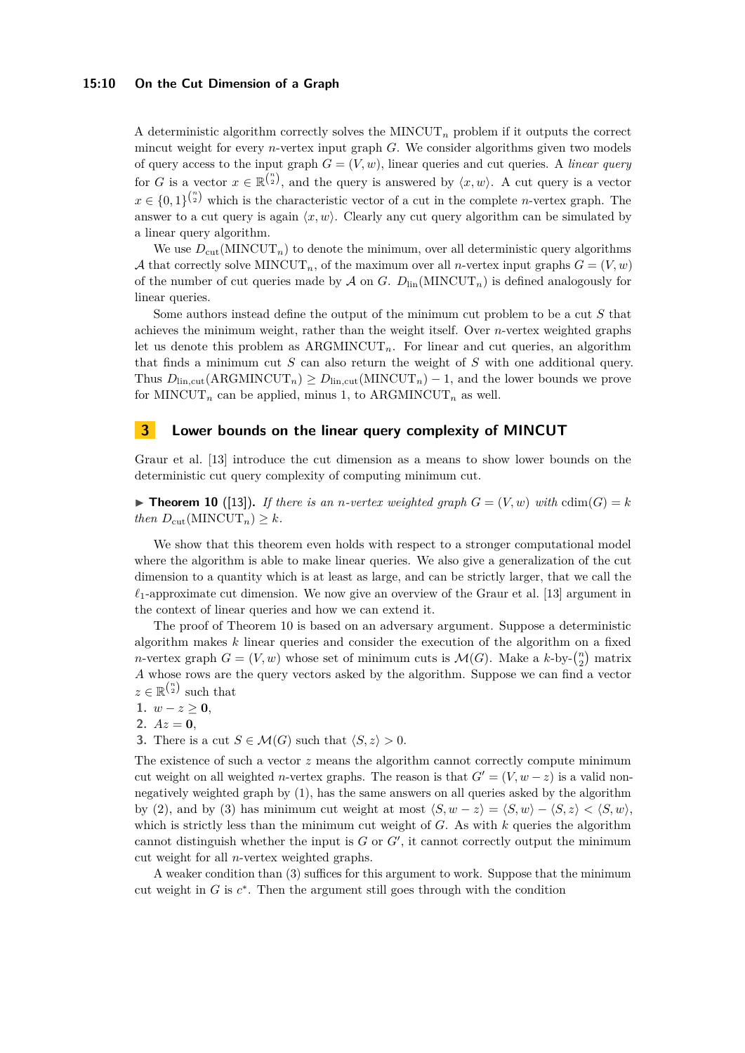A deterministic algorithm correctly solves the $\mathrm{MINCUT}_n$ problem if it outputs the correct mincut weight for every $n$-vertex input graph $G$. We consider algorithms given two models of query access to the input graph $G = (V, w)$, linear queries and cut queries. A *linear query* for $G$ is a vector $x \in \mathbb{R}^{\binom{n}{2}}$, and the query is answered by $\langle x, w \rangle$. A cut query is a vector $x \in \{0,1\}^{\binom{n}{2}}$ which is the characteristic vector of a cut in the complete $n$-vertex graph. The answer to a cut query is again $\langle x, w \rangle$. Clearly any cut query algorithm can be simulated by a linear query algorithm.

We use $D_{\mathrm{cut}}(\mathrm{MINCUT}_n)$ to denote the minimum, over all deterministic query algorithms $\mathcal{A}$ that correctly solve $\mathrm{MINCUT}_n$, of the maximum over all $n$-vertex input graphs $G = (V, w)$ of the number of cut queries made by $\mathcal{A}$ on $G$. $D_{\mathrm{lin}}(\mathrm{MINCUT}_n)$ is defined analogously for linear queries.

Some authors instead define the output of the minimum cut problem to be a cut $S$ that achieves the minimum weight, rather than the weight itself. Over $n$-vertex weighted graphs let us denote this problem as $\mathrm{ARGMINCUT}_n$. For linear and cut queries, an algorithm that finds a minimum cut $S$ can also return the weight of $S$ with one additional query. Thus $D_{\mathrm{lin,cut}}(\mathrm{ARGMINCUT}_n) \geq D_{\mathrm{lin,cut}}(\mathrm{MINCUT}_n) - 1$, and the lower bounds we prove for $\mathrm{MINCUT}_n$ can be applied, minus 1, to $\mathrm{ARGMINCUT}_n$ as well.

## 3 Lower bounds on the linear query complexity of MINCUT

Graur et al. [13] introduce the cut dimension as a means to show lower bounds on the deterministic cut query complexity of computing minimum cut.

▶ **Theorem 10** ([13]). *If there is an $n$-vertex weighted graph $G = (V, w)$ with $\mathrm{cdim}(G) = k$ then $D_{\mathrm{cut}}(\mathrm{MINCUT}_n) \geq k$.*

We show that this theorem even holds with respect to a stronger computational model where the algorithm is able to make linear queries. We also give a generalization of the cut dimension to a quantity which is at least as large, and can be strictly larger, that we call the $\ell_1$-approximate cut dimension. We now give an overview of the Graur et al. [13] argument in the context of linear queries and how we can extend it.

The proof of Theorem 10 is based on an adversary argument. Suppose a deterministic algorithm makes $k$ linear queries and consider the execution of the algorithm on a fixed $n$-vertex graph $G = (V, w)$ whose set of minimum cuts is $\mathcal{M}(G)$. Make a $k$-by-$\binom{n}{2}$ matrix $A$ whose rows are the query vectors asked by the algorithm. Suppose we can find a vector $z \in \mathbb{R}^{\binom{n}{2}}$ such that

1. $w - z \geq \mathbf{0}$,
2. $Az = \mathbf{0}$,
3. There is a cut $S \in \mathcal{M}(G)$ such that $\langle S, z \rangle > 0$.

The existence of such a vector $z$ means the algorithm cannot correctly compute minimum cut weight on all weighted $n$-vertex graphs. The reason is that $G' = (V, w - z)$ is a valid non-negatively weighted graph by (1), has the same answers on all queries asked by the algorithm by (2), and by (3) has minimum cut weight at most $\langle S, w - z \rangle = \langle S, w \rangle - \langle S, z \rangle < \langle S, w \rangle$, which is strictly less than the minimum cut weight of $G$. As with $k$ queries the algorithm cannot distinguish whether the input is $G$ or $G'$, it cannot correctly output the minimum cut weight for all $n$-vertex weighted graphs.

A weaker condition than (3) suffices for this argument to work. Suppose that the minimum cut weight in $G$ is $c^*$. Then the argument still goes through with the condition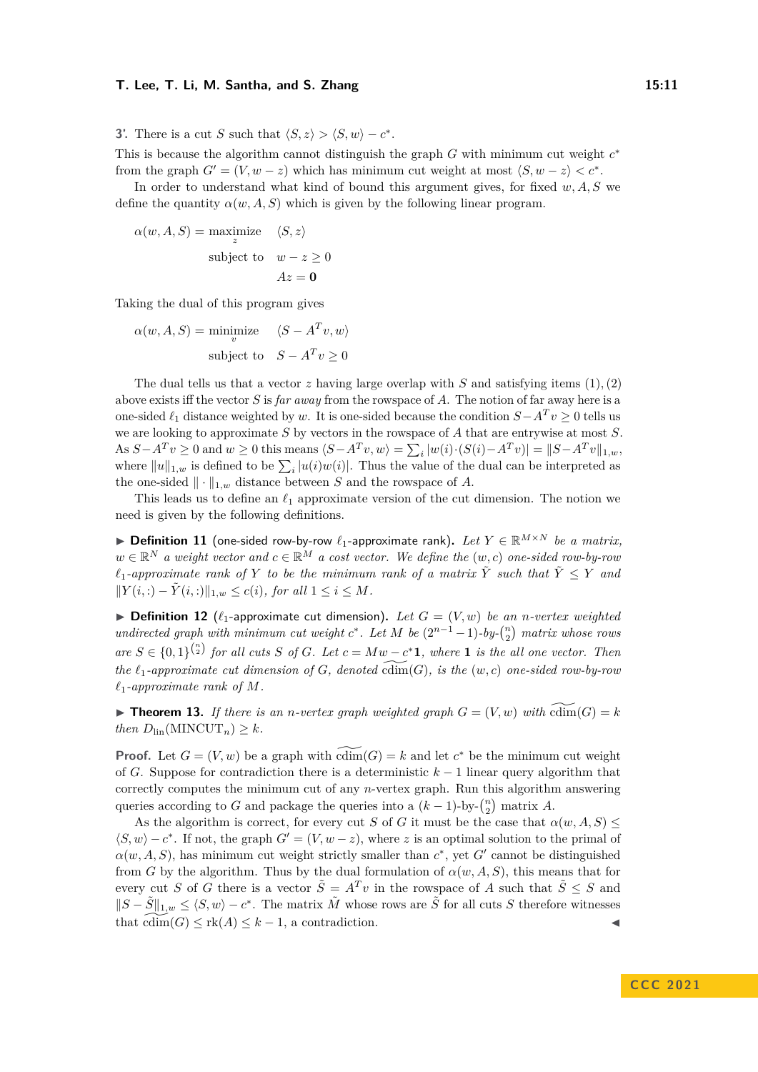3'. There is a cut $S$ such that $\langle S, z\rangle > \langle S, w\rangle - c^*$.

This is because the algorithm cannot distinguish the graph $G$ with minimum cut weight $c^*$ from the graph $G' = (V, w - z)$ which has minimum cut weight at most $\langle S, w - z\rangle < c^*$.

In order to understand what kind of bound this argument gives, for fixed $w, A, S$ we define the quantity $\alpha(w, A, S)$ which is given by the following linear program.

$$
\begin{aligned}
\alpha(w, A, S) = \underset{z}{\text{maximize}} \quad & \langle S, z\rangle \\
\text{subject to} \quad & w - z \geq 0 \\
& Az = \mathbf{0}
\end{aligned}
$$

Taking the dual of this program gives

$$
\begin{aligned}
\alpha(w, A, S) = \underset{v}{\text{minimize}} \quad & \langle S - A^T v, w\rangle \\
\text{subject to} \quad & S - A^T v \geq 0
\end{aligned}
$$

The dual tells us that a vector $z$ having large overlap with $S$ and satisfying items (1), (2) above exists iff the vector $S$ is *far away* from the rowspace of $A$. The notion of far away here is a one-sided $\ell_1$ distance weighted by $w$. It is one-sided because the condition $S - A^T v \geq 0$ tells us we are looking to approximate $S$ by vectors in the rowspace of $A$ that are entrywise at most $S$. As $S - A^T v \geq 0$ and $w \geq 0$ this means $\langle S - A^T v, w\rangle = \sum_i |w(i) \cdot (S(i) - A^T v)| = \|S - A^T v\|_{1,w}$, where $\|u\|_{1,w}$ is defined to be $\sum_i |u(i)w(i)|$. Thus the value of the dual can be interpreted as the one-sided $\|\cdot\|_{1,w}$ distance between $S$ and the rowspace of $A$.

This leads us to define an $\ell_1$ approximate version of the cut dimension. The notion we need is given by the following definitions.

▶ **Definition 11** (one-sided row-by-row $\ell_1$-approximate rank)**.** *Let $Y \in \mathbb{R}^{M \times N}$ be a matrix, $w \in \mathbb{R}^N$ a weight vector and $c \in \mathbb{R}^M$ a cost vector. We define the $(w, c)$ one-sided row-by-row $\ell_1$-approximate rank of $Y$ to be the minimum rank of a matrix $\tilde{Y}$ such that $\tilde{Y} \leq Y$ and $\|Y(i,:) - \tilde{Y}(i,:)\|_{1,w} \leq c(i)$, for all $1 \leq i \leq M$.*

▶ **Definition 12** ($\ell_1$-approximate cut dimension)**.** *Let $G = (V, w)$ be an $n$-vertex weighted undirected graph with minimum cut weight $c^*$. Let $M$ be $(2^{n-1} - 1)$-by-$\binom{n}{2}$ matrix whose rows are $S \in \{0,1\}^{\binom{n}{2}}$ for all cuts $S$ of $G$. Let $c = Mw - c^* \mathbf{1}$, where $\mathbf{1}$ is the all one vector. Then the $\ell_1$-approximate cut dimension of $G$, denoted $\widetilde{\text{cdim}}(G)$, is the $(w, c)$ one-sided row-by-row $\ell_1$-approximate rank of $M$.*

▶ **Theorem 13.** *If there is an $n$-vertex graph weighted graph $G = (V, w)$ with $\widetilde{\text{cdim}}(G) = k$ then $D_{\text{lin}}(\text{MINCUT}_n) \geq k$.*

**Proof.** Let $G = (V, w)$ be a graph with $\widetilde{\text{cdim}}(G) = k$ and let $c^*$ be the minimum cut weight of $G$. Suppose for contradiction there is a deterministic $k - 1$ linear query algorithm that correctly computes the minimum cut of any $n$-vertex graph. Run this algorithm answering queries according to $G$ and package the queries into a $(k-1)$-by-$\binom{n}{2}$ matrix $A$.

As the algorithm is correct, for every cut $S$ of $G$ it must be the case that $\alpha(w, A, S) \leq \langle S, w\rangle - c^*$. If not, the graph $G' = (V, w - z)$, where $z$ is an optimal solution to the primal of $\alpha(w, A, S)$, has minimum cut weight strictly smaller than $c^*$, yet $G'$ cannot be distinguished from $G$ by the algorithm. Thus by the dual formulation of $\alpha(w, A, S)$, this means that for every cut $S$ of $G$ there is a vector $\tilde{S} = A^T v$ in the rowspace of $A$ such that $\tilde{S} \leq S$ and $\|S - \tilde{S}\|_{1,w} \leq \langle S, w\rangle - c^*$. The matrix $\tilde{M}$ whose rows are $\tilde{S}$ for all cuts $S$ therefore witnesses that $\widetilde{\text{cdim}}(G) \leq \text{rk}(A) \leq k - 1$, a contradiction. ◀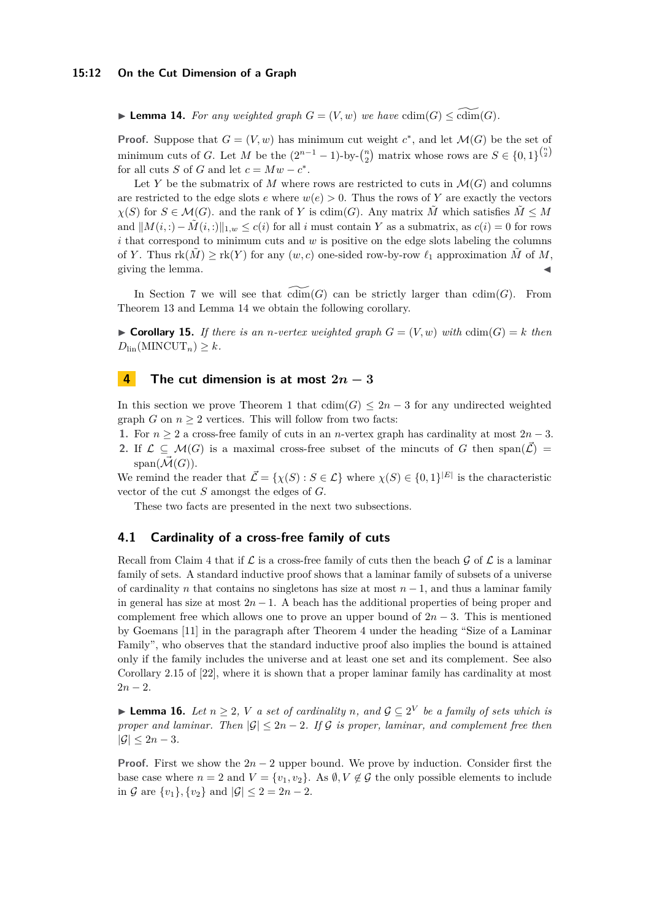▶ **Lemma 14.** *For any weighted graph $G = (V, w)$ we have $\mathrm{cdim}(G) \leq \widetilde{\mathrm{cdim}}(G)$.*

**Proof.** Suppose that $G = (V, w)$ has minimum cut weight $c^*$, and let $\mathcal{M}(G)$ be the set of minimum cuts of $G$. Let $M$ be the $(2^{n-1} - 1)$-by-$\binom{n}{2}$ matrix whose rows are $S \in \{0,1\}^{\binom{n}{2}}$ for all cuts $S$ of $G$ and let $c = Mw - c^*$.

Let $Y$ be the submatrix of $M$ where rows are restricted to cuts in $\mathcal{M}(G)$ and columns are restricted to the edge slots $e$ where $w(e) > 0$. Thus the rows of $Y$ are exactly the vectors $\chi(S)$ for $S \in \mathcal{M}(G)$. and the rank of $Y$ is $\mathrm{cdim}(G)$. Any matrix $\tilde{M}$ which satisfies $\tilde{M} \leq M$ and $\|M(i,:) - \tilde{M}(i,:)\|_{1,w} \leq c(i)$ for all $i$ must contain $Y$ as a submatrix, as $c(i) = 0$ for rows $i$ that correspond to minimum cuts and $w$ is positive on the edge slots labeling the columns of $Y$. Thus $\mathrm{rk}(\tilde{M}) \geq \mathrm{rk}(Y)$ for any $(w, c)$ one-sided row-by-row $\ell_1$ approximation $\tilde{M}$ of $M$, giving the lemma. ◀

In Section 7 we will see that $\widetilde{\mathrm{cdim}}(G)$ can be strictly larger than $\mathrm{cdim}(G)$. From Theorem 13 and Lemma 14 we obtain the following corollary.

▶ **Corollary 15.** *If there is an $n$-vertex weighted graph $G = (V, w)$ with $\mathrm{cdim}(G) = k$ then $D_{\mathrm{lin}}(\mathrm{MINCUT}_n) \geq k$.*

# 4 The cut dimension is at most $2n - 3$

In this section we prove Theorem 1 that $\mathrm{cdim}(G) \leq 2n - 3$ for any undirected weighted graph $G$ on $n \geq 2$ vertices. This will follow from two facts:

1. For $n \geq 2$ a cross-free family of cuts in an $n$-vertex graph has cardinality at most $2n - 3$.
2. If $\mathcal{L} \subseteq \mathcal{M}(G)$ is a maximal cross-free subset of the mincuts of $G$ then $\mathrm{span}(\vec{\mathcal{L}}) = \mathrm{span}(\vec{\mathcal{M}}(G))$.

We remind the reader that $\vec{\mathcal{L}} = \{\chi(S) : S \in \mathcal{L}\}$ where $\chi(S) \in \{0,1\}^{|E|}$ is the characteristic vector of the cut $S$ amongst the edges of $G$.

These two facts are presented in the next two subsections.

## 4.1 Cardinality of a cross-free family of cuts

Recall from Claim 4 that if $\mathcal{L}$ is a cross-free family of cuts then the beach $\mathcal{G}$ of $\mathcal{L}$ is a laminar family of sets. A standard inductive proof shows that a laminar family of subsets of a universe of cardinality $n$ that contains no singletons has size at most $n - 1$, and thus a laminar family in general has size at most $2n - 1$. A beach has the additional properties of being proper and complement free which allows one to prove an upper bound of $2n - 3$. This is mentioned by Goemans [11] in the paragraph after Theorem 4 under the heading "Size of a Laminar Family", who observes that the standard inductive proof also implies the bound is attained only if the family includes the universe and at least one set and its complement. See also Corollary 2.15 of [22], where it is shown that a proper laminar family has cardinality at most $2n - 2$.

▶ **Lemma 16.** *Let $n \geq 2$, $V$ a set of cardinality $n$, and $\mathcal{G} \subseteq 2^V$ be a family of sets which is proper and laminar. Then $|\mathcal{G}| \leq 2n - 2$. If $\mathcal{G}$ is proper, laminar, and complement free then $|\mathcal{G}| \leq 2n - 3$.*

**Proof.** First we show the $2n - 2$ upper bound. We prove by induction. Consider first the base case where $n = 2$ and $V = \{v_1, v_2\}$. As $\emptyset, V \notin \mathcal{G}$ the only possible elements to include in $\mathcal{G}$ are $\{v_1\}, \{v_2\}$ and $|\mathcal{G}| \leq 2 = 2n - 2$.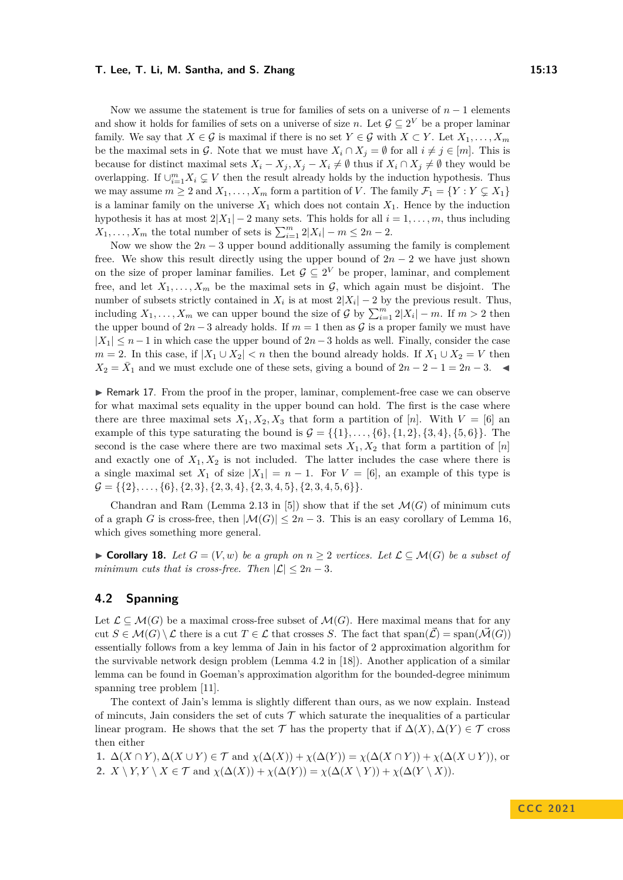Now we assume the statement is true for families of sets on a universe of $n-1$ elements and show it holds for families of sets on a universe of size $n$. Let $\mathcal{G} \subseteq 2^V$ be a proper laminar family. We say that $X \in \mathcal{G}$ is maximal if there is no set $Y \in \mathcal{G}$ with $X \subset Y$. Let $X_1, \ldots, X_m$ be the maximal sets in $\mathcal{G}$. Note that we must have $X_i \cap X_j = \emptyset$ for all $i \neq j \in [m]$. This is because for distinct maximal sets $X_i - X_j, X_j - X_i \neq \emptyset$ thus if $X_i \cap X_j \neq \emptyset$ they would be overlapping. If $\cup_{i=1}^m X_i \subsetneq V$ then the result already holds by the induction hypothesis. Thus we may assume $m \geq 2$ and $X_1, \ldots, X_m$ form a partition of $V$. The family $\mathcal{F}_1 = \{Y : Y \subsetneq X_1\}$ is a laminar family on the universe $X_1$ which does not contain $X_1$. Hence by the induction hypothesis it has at most $2|X_1| - 2$ many sets. This holds for all $i = 1, \ldots, m$, thus including $X_1, \ldots, X_m$ the total number of sets is $\sum_{i=1}^m 2|X_i| - m \leq 2n - 2$.

Now we show the $2n-3$ upper bound additionally assuming the family is complement free. We show this result directly using the upper bound of $2n-2$ we have just shown on the size of proper laminar families. Let $\mathcal{G} \subseteq 2^V$ be proper, laminar, and complement free, and let $X_1, \ldots, X_m$ be the maximal sets in $\mathcal{G}$, which again must be disjoint. The number of subsets strictly contained in $X_i$ is at most $2|X_i| - 2$ by the previous result. Thus, including $X_1, \ldots, X_m$ we can upper bound the size of $\mathcal{G}$ by $\sum_{i=1}^m 2|X_i| - m$. If $m > 2$ then the upper bound of $2n-3$ already holds. If $m = 1$ then as $\mathcal{G}$ is a proper family we must have $|X_1| \leq n-1$ in which case the upper bound of $2n-3$ holds as well. Finally, consider the case $m = 2$. In this case, if $|X_1 \cup X_2| < n$ then the bound already holds. If $X_1 \cup X_2 = V$ then $X_2 = \bar{X}_1$ and we must exclude one of these sets, giving a bound of $2n - 2 - 1 = 2n - 3$. ◀

▶ Remark 17. From the proof in the proper, laminar, complement-free case we can observe for what maximal sets equality in the upper bound can hold. The first is the case where there are three maximal sets $X_1, X_2, X_3$ that form a partition of $[n]$. With $V = [6]$ an example of this type saturating the bound is $\mathcal{G} = \{\{1\}, \ldots, \{6\}, \{1,2\}, \{3,4\}, \{5,6\}\}$. The second is the case where there are two maximal sets $X_1, X_2$ that form a partition of $[n]$ and exactly one of $X_1, X_2$ is not included. The latter includes the case where there is a single maximal set $X_1$ of size $|X_1| = n-1$. For $V = [6]$, an example of this type is $\mathcal{G} = \{\{2\}, \ldots, \{6\}, \{2,3\}, \{2,3,4\}, \{2,3,4,5\}, \{2,3,4,5,6\}\}$.

Chandran and Ram (Lemma 2.13 in [5]) show that if the set $\mathcal{M}(G)$ of minimum cuts of a graph $G$ is cross-free, then $|\mathcal{M}(G)| \leq 2n-3$. This is an easy corollary of Lemma 16, which gives something more general.

▶ **Corollary 18.** *Let $G = (V, w)$ be a graph on $n \geq 2$ vertices. Let $\mathcal{L} \subseteq \mathcal{M}(G)$ be a subset of minimum cuts that is cross-free. Then $|\mathcal{L}| \leq 2n-3$.*

## 4.2 Spanning

Let $\mathcal{L} \subseteq \mathcal{M}(G)$ be a maximal cross-free subset of $\mathcal{M}(G)$. Here maximal means that for any cut $S \in \mathcal{M}(G) \setminus \mathcal{L}$ there is a cut $T \in \mathcal{L}$ that crosses $S$. The fact that $\mathrm{span}(\vec{\mathcal{L}}) = \mathrm{span}(\vec{\mathcal{M}}(G))$ essentially follows from a key lemma of Jain in his factor of 2 approximation algorithm for the survivable network design problem (Lemma 4.2 in [18]). Another application of a similar lemma can be found in Goeman's approximation algorithm for the bounded-degree minimum spanning tree problem [11].

The context of Jain's lemma is slightly different than ours, as we now explain. Instead of mincuts, Jain considers the set of cuts $\mathcal{T}$ which saturate the inequalities of a particular linear program. He shows that the set $\mathcal{T}$ has the property that if $\Delta(X), \Delta(Y) \in \mathcal{T}$ cross then either

1. $\Delta(X \cap Y), \Delta(X \cup Y) \in \mathcal{T}$ and $\chi(\Delta(X)) + \chi(\Delta(Y)) = \chi(\Delta(X \cap Y)) + \chi(\Delta(X \cup Y))$, or
2. $X \setminus Y, Y \setminus X \in \mathcal{T}$ and $\chi(\Delta(X)) + \chi(\Delta(Y)) = \chi(\Delta(X \setminus Y)) + \chi(\Delta(Y \setminus X))$.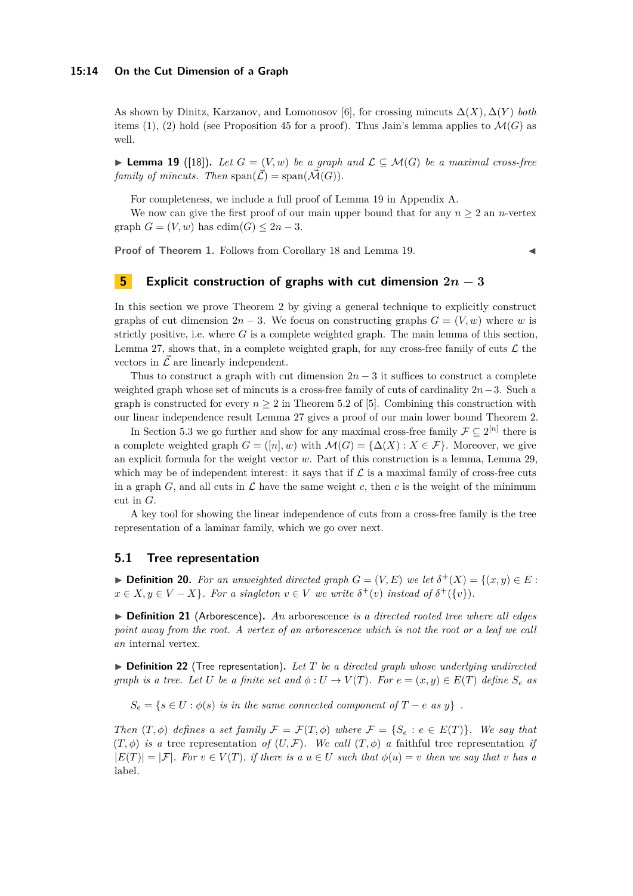As shown by Dinitz, Karzanov, and Lomonosov [6], for crossing mincuts $\Delta(X), \Delta(Y)$ *both* items (1), (2) hold (see Proposition 45 for a proof). Thus Jain's lemma applies to $\mathcal{M}(G)$ as well.

▶ **Lemma 19** ([18]). *Let $G = (V, w)$ be a graph and $\mathcal{L} \subseteq \mathcal{M}(G)$ be a maximal cross-free family of mincuts. Then $\operatorname{span}(\vec{\mathcal{L}}) = \operatorname{span}(\vec{\mathcal{M}}(G))$.*

For completeness, we include a full proof of Lemma 19 in Appendix A.

We now can give the first proof of our main upper bound that for any $n \geq 2$ an $n$-vertex graph $G = (V, w)$ has $\operatorname{cdim}(G) \leq 2n - 3$.

**Proof of Theorem 1.** Follows from Corollary 18 and Lemma 19. ◀

## 5 Explicit construction of graphs with cut dimension $2n - 3$

In this section we prove Theorem 2 by giving a general technique to explicitly construct graphs of cut dimension $2n - 3$. We focus on constructing graphs $G = (V, w)$ where $w$ is strictly positive, i.e. where $G$ is a complete weighted graph. The main lemma of this section, Lemma 27, shows that, in a complete weighted graph, for any cross-free family of cuts $\mathcal{L}$ the vectors in $\vec{\mathcal{L}}$ are linearly independent.

Thus to construct a graph with cut dimension $2n - 3$ it suffices to construct a complete weighted graph whose set of mincuts is a cross-free family of cuts of cardinality $2n - 3$. Such a graph is constructed for every $n \geq 2$ in Theorem 5.2 of [5]. Combining this construction with our linear independence result Lemma 27 gives a proof of our main lower bound Theorem 2.

In Section 5.3 we go further and show for any maximal cross-free family $\mathcal{F} \subseteq 2^{[n]}$ there is a complete weighted graph $G = ([n], w)$ with $\mathcal{M}(G) = \{\Delta(X) : X \in \mathcal{F}\}$. Moreover, we give an explicit formula for the weight vector $w$. Part of this construction is a lemma, Lemma 29, which may be of independent interest: it says that if $\mathcal{L}$ is a maximal family of cross-free cuts in a graph $G$, and all cuts in $\mathcal{L}$ have the same weight $c$, then $c$ is the weight of the minimum cut in $G$.

A key tool for showing the linear independence of cuts from a cross-free family is the tree representation of a laminar family, which we go over next.

### 5.1 Tree representation

▶ **Definition 20.** *For an unweighted directed graph $G = (V, E)$ we let $\delta^+(X) = \{(x, y) \in E : x \in X, y \in V - X\}$. For a singleton $v \in V$ we write $\delta^+(v)$ instead of $\delta^+(\{v\})$.*

▶ **Definition 21** (Arborescence). *An* arborescence *is a directed rooted tree where all edges point away from the root. A vertex of an arborescence which is not the root or a leaf we call an* internal vertex.

▶ **Definition 22** (Tree representation). *Let $T$ be a directed graph whose underlying undirected graph is a tree. Let $U$ be a finite set and $\phi : U \to V(T)$. For $e = (x, y) \in E(T)$ define $S_e$ as*

$$S_e = \{s \in U : \phi(s) \text{ is in the same connected component of } T - e \text{ as } y\} .$$

*Then $(T, \phi)$ defines a set family $\mathcal{F} = \mathcal{F}(T, \phi)$ where $\mathcal{F} = \{S_e : e \in E(T)\}$. We say that $(T, \phi)$ is a* tree representation *of $(U, \mathcal{F})$. We call $(T, \phi)$ a* faithful *tree representation if $|E(T)| = |\mathcal{F}|$. For $v \in V(T)$, if there is a $u \in U$ such that $\phi(u) = v$ then we say that $v$ has a* label.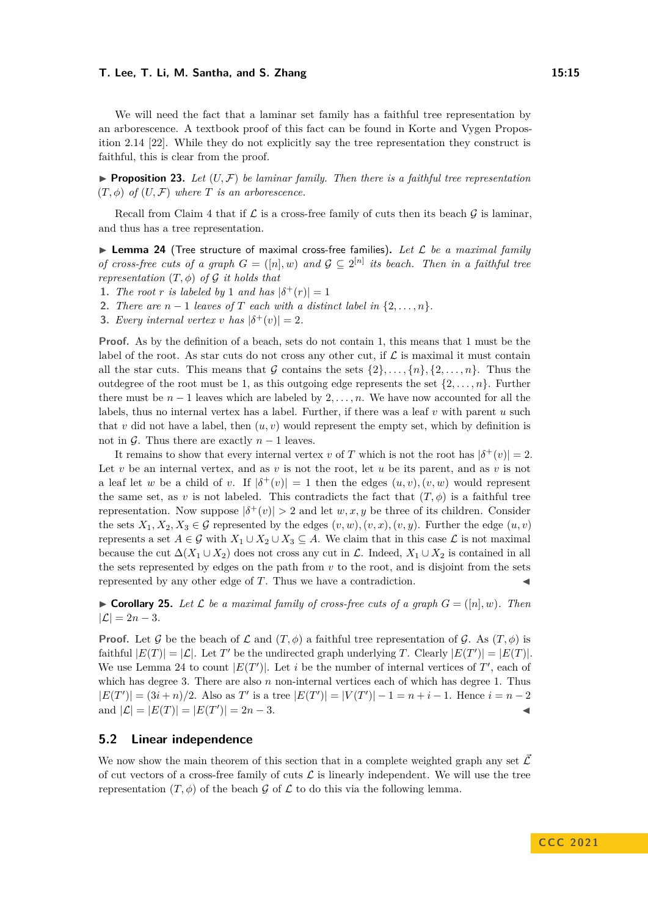We will need the fact that a laminar set family has a faithful tree representation by an arborescence. A textbook proof of this fact can be found in Korte and Vygen Proposition 2.14 [22]. While they do not explicitly say the tree representation they construct is faithful, this is clear from the proof.

▶ **Proposition 23.** *Let $(U, \mathcal{F})$ be laminar family. Then there is a faithful tree representation $(T, \phi)$ of $(U, \mathcal{F})$ where $T$ is an arborescence.*

Recall from Claim 4 that if $\mathcal{L}$ is a cross-free family of cuts then its beach $\mathcal{G}$ is laminar, and thus has a tree representation.

▶ **Lemma 24** (Tree structure of maximal cross-free families)**.** *Let $\mathcal{L}$ be a maximal family of cross-free cuts of a graph $G = ([n], w)$ and $\mathcal{G} \subseteq 2^{[n]}$ its beach. Then in a faithful tree representation $(T, \phi)$ of $\mathcal{G}$ it holds that*

1. *The root $r$ is labeled by 1 and has $|\delta^+(r)| = 1$*
2. *There are $n-1$ leaves of $T$ each with a distinct label in $\{2, \ldots, n\}$.*
3. *Every internal vertex $v$ has $|\delta^+(v)| = 2$.*

**Proof.** As by the definition of a beach, sets do not contain 1, this means that 1 must be the label of the root. As star cuts do not cross any other cut, if $\mathcal{L}$ is maximal it must contain all the star cuts. This means that $\mathcal{G}$ contains the sets $\{2\}, \ldots, \{n\}, \{2, \ldots, n\}$. Thus the outdegree of the root must be 1, as this outgoing edge represents the set $\{2, \ldots, n\}$. Further there must be $n-1$ leaves which are labeled by $2, \ldots, n$. We have now accounted for all the labels, thus no internal vertex has a label. Further, if there was a leaf $v$ with parent $u$ such that $v$ did not have a label, then $(u, v)$ would represent the empty set, which by definition is not in $\mathcal{G}$. Thus there are exactly $n-1$ leaves.

It remains to show that every internal vertex $v$ of $T$ which is not the root has $|\delta^+(v)| = 2$. Let $v$ be an internal vertex, and as $v$ is not the root, let $u$ be its parent, and as $v$ is not a leaf let $w$ be a child of $v$. If $|\delta^+(v)| = 1$ then the edges $(u, v), (v, w)$ would represent the same set, as $v$ is not labeled. This contradicts the fact that $(T, \phi)$ is a faithful tree representation. Now suppose $|\delta^+(v)| > 2$ and let $w, x, y$ be three of its children. Consider the sets $X_1, X_2, X_3 \in \mathcal{G}$ represented by the edges $(v, w), (v, x), (v, y)$. Further the edge $(u, v)$ represents a set $A \in \mathcal{G}$ with $X_1 \cup X_2 \cup X_3 \subseteq A$. We claim that in this case $\mathcal{L}$ is not maximal because the cut $\Delta(X_1 \cup X_2)$ does not cross any cut in $\mathcal{L}$. Indeed, $X_1 \cup X_2$ is contained in all the sets represented by edges on the path from $v$ to the root, and is disjoint from the sets represented by any other edge of $T$. Thus we have a contradiction. ◀

▶ **Corollary 25.** *Let $\mathcal{L}$ be a maximal family of cross-free cuts of a graph $G = ([n], w)$. Then $|\mathcal{L}| = 2n - 3$.*

**Proof.** Let $\mathcal{G}$ be the beach of $\mathcal{L}$ and $(T, \phi)$ a faithful tree representation of $\mathcal{G}$. As $(T, \phi)$ is faithful $|E(T)| = |\mathcal{L}|$. Let $T'$ be the undirected graph underlying $T$. Clearly $|E(T')| = |E(T)|$. We use Lemma 24 to count $|E(T')|$. Let $i$ be the number of internal vertices of $T'$, each of which has degree 3. There are also $n$ non-internal vertices each of which has degree 1. Thus $|E(T')| = (3i + n)/2$. Also as $T'$ is a tree $|E(T')| = |V(T')| - 1 = n + i - 1$. Hence $i = n - 2$ and $|\mathcal{L}| = |E(T)| = |E(T')| = 2n - 3$. ◀

## 5.2 Linear independence

We now show the main theorem of this section that in a complete weighted graph any set $\vec{\mathcal{L}}$ of cut vectors of a cross-free family of cuts $\mathcal{L}$ is linearly independent. We will use the tree representation $(T, \phi)$ of the beach $\mathcal{G}$ of $\mathcal{L}$ to do this via the following lemma.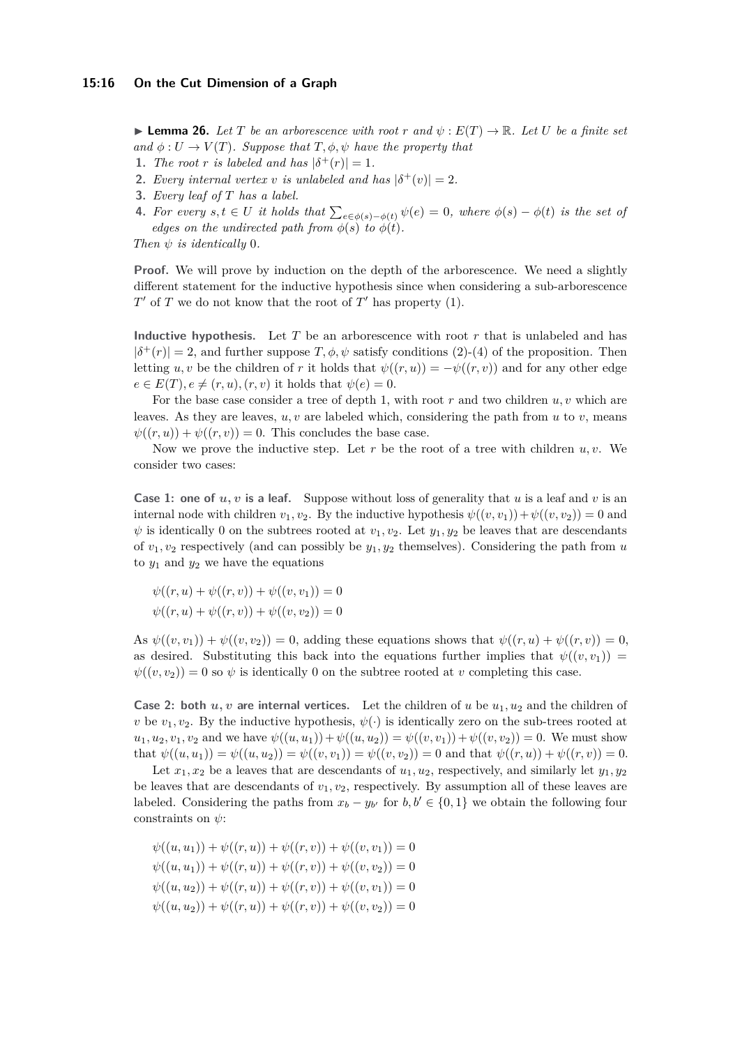▶ **Lemma 26.** *Let $T$ be an arborescence with root $r$ and $\psi : E(T) \to \mathbb{R}$. Let $U$ be a finite set and $\phi : U \to V(T)$. Suppose that $T, \phi, \psi$ have the property that*

1. *The root $r$ is labeled and has $|\delta^+(r)| = 1$.*
2. *Every internal vertex $v$ is unlabeled and has $|\delta^+(v)| = 2$.*
3. *Every leaf of $T$ has a label.*
4. *For every $s, t \in U$ it holds that $\sum_{e \in \phi(s) - \phi(t)} \psi(e) = 0$, where $\phi(s) - \phi(t)$ is the set of edges on the undirected path from $\phi(s)$ to $\phi(t)$.*

*Then $\psi$ is identically 0.*

**Proof.** We will prove by induction on the depth of the arborescence. We need a slightly different statement for the inductive hypothesis since when considering a sub-arborescence $T'$ of $T$ we do not know that the root of $T'$ has property (1).

**Inductive hypothesis.** Let $T$ be an arborescence with root $r$ that is unlabeled and has $|\delta^+(r)| = 2$, and further suppose $T, \phi, \psi$ satisfy conditions (2)-(4) of the proposition. Then letting $u, v$ be the children of $r$ it holds that $\psi((r, u)) = -\psi((r, v))$ and for any other edge $e \in E(T), e \neq (r, u), (r, v)$ it holds that $\psi(e) = 0$.

For the base case consider a tree of depth 1, with root $r$ and two children $u, v$ which are leaves. As they are leaves, $u, v$ are labeled which, considering the path from $u$ to $v$, means $\psi((r, u)) + \psi((r, v)) = 0$. This concludes the base case.

Now we prove the inductive step. Let $r$ be the root of a tree with children $u, v$. We consider two cases:

**Case 1: one of $u, v$ is a leaf.** Suppose without loss of generality that $u$ is a leaf and $v$ is an internal node with children $v_1, v_2$. By the inductive hypothesis $\psi((v, v_1)) + \psi((v, v_2)) = 0$ and $\psi$ is identically 0 on the subtrees rooted at $v_1, v_2$. Let $y_1, y_2$ be leaves that are descendants of $v_1, v_2$ respectively (and can possibly be $y_1, y_2$ themselves). Considering the path from $u$ to $y_1$ and $y_2$ we have the equations

$$\psi((r, u) + \psi((r, v)) + \psi((v, v_1)) = 0$$
$$\psi((r, u) + \psi((r, v)) + \psi((v, v_2)) = 0$$

As $\psi((v, v_1)) + \psi((v, v_2)) = 0$, adding these equations shows that $\psi((r, u) + \psi((r, v)) = 0$, as desired. Substituting this back into the equations further implies that $\psi((v, v_1)) = \psi((v, v_2)) = 0$ so $\psi$ is identically 0 on the subtree rooted at $v$ completing this case.

**Case 2: both $u, v$ are internal vertices.** Let the children of $u$ be $u_1, u_2$ and the children of $v$ be $v_1, v_2$. By the inductive hypothesis, $\psi(\cdot)$ is identically zero on the sub-trees rooted at $u_1, u_2, v_1, v_2$ and we have $\psi((u, u_1)) + \psi((u, u_2)) = \psi((v, v_1)) + \psi((v, v_2)) = 0$. We must show that $\psi((u, u_1)) = \psi((u, u_2)) = \psi((v, v_1)) = \psi((v, v_2)) = 0$ and that $\psi((r, u)) + \psi((r, v)) = 0$.

Let $x_1, x_2$ be a leaves that are descendants of $u_1, u_2$, respectively, and similarly let $y_1, y_2$ be leaves that are descendants of $v_1, v_2$, respectively. By assumption all of these leaves are labeled. Considering the paths from $x_b - y_{b'}$ for $b, b' \in \{0, 1\}$ we obtain the following four constraints on $\psi$:

$$\psi((u, u_1)) + \psi((r, u)) + \psi((r, v)) + \psi((v, v_1)) = 0$$
$$\psi((u, u_1)) + \psi((r, u)) + \psi((r, v)) + \psi((v, v_2)) = 0$$
$$\psi((u, u_2)) + \psi((r, u)) + \psi((r, v)) + \psi((v, v_1)) = 0$$
$$\psi((u, u_2)) + \psi((r, u)) + \psi((r, v)) + \psi((v, v_2)) = 0$$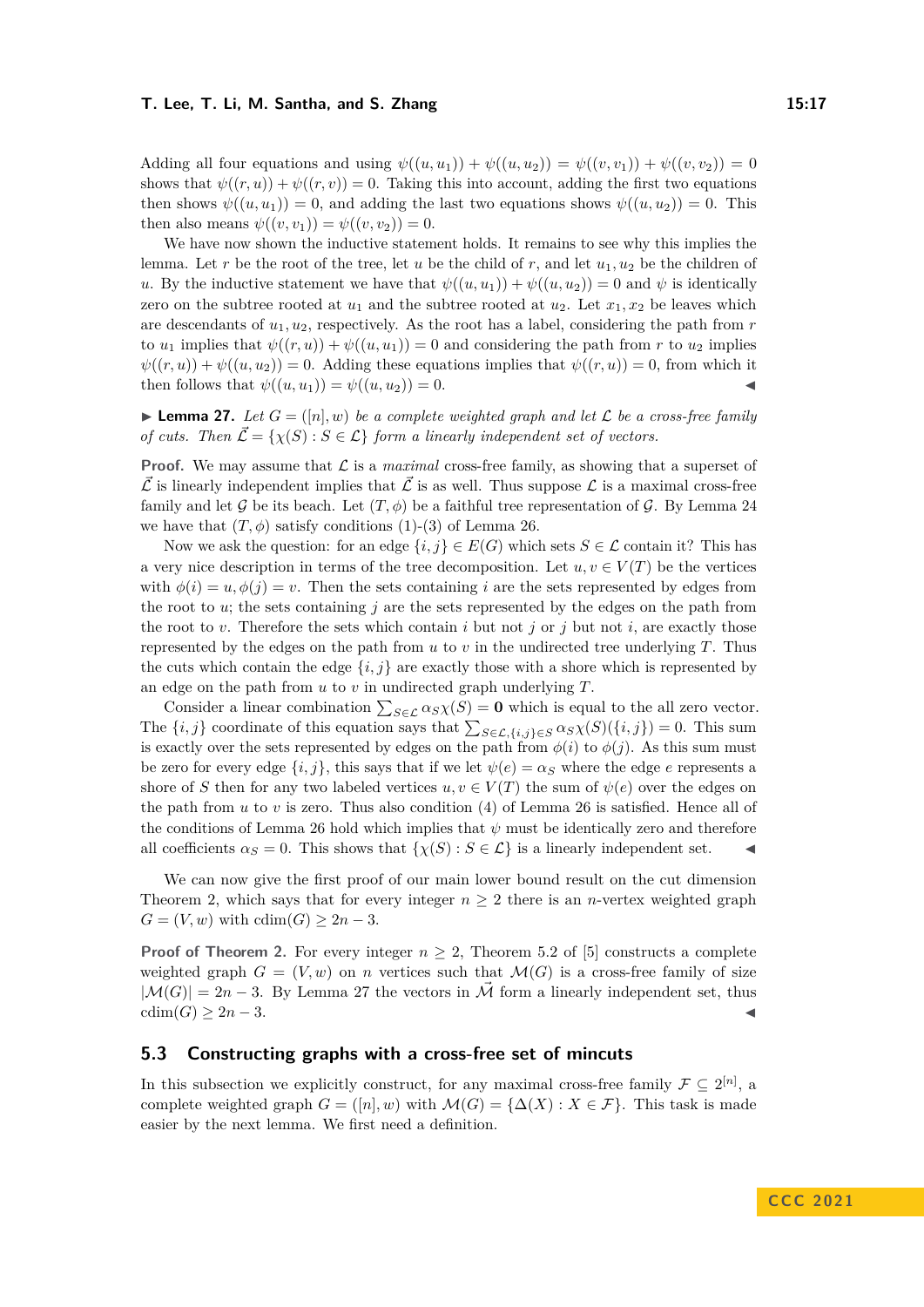Adding all four equations and using $\psi((u,u_1)) + \psi((u,u_2)) = \psi((v,v_1)) + \psi((v,v_2)) = 0$ shows that $\psi((r,u)) + \psi((r,v)) = 0$. Taking this into account, adding the first two equations then shows $\psi((u,u_1)) = 0$, and adding the last two equations shows $\psi((u,u_2)) = 0$. This then also means $\psi((v,v_1)) = \psi((v,v_2)) = 0$.

We have now shown the inductive statement holds. It remains to see why this implies the lemma. Let $r$ be the root of the tree, let $u$ be the child of $r$, and let $u_1, u_2$ be the children of $u$. By the inductive statement we have that $\psi((u,u_1)) + \psi((u,u_2)) = 0$ and $\psi$ is identically zero on the subtree rooted at $u_1$ and the subtree rooted at $u_2$. Let $x_1, x_2$ be leaves which are descendants of $u_1, u_2$, respectively. As the root has a label, considering the path from $r$ to $u_1$ implies that $\psi((r,u)) + \psi((u,u_1)) = 0$ and considering the path from $r$ to $u_2$ implies $\psi((r,u)) + \psi((u,u_2)) = 0$. Adding these equations implies that $\psi((r,u)) = 0$, from which it then follows that $\psi((u,u_1)) = \psi((u,u_2)) = 0$. ◀

▶ **Lemma 27.** *Let $G = ([n], w)$ be a complete weighted graph and let $\mathcal{L}$ be a cross-free family of cuts. Then $\vec{\mathcal{L}} = \{\chi(S) : S \in \mathcal{L}\}$ form a linearly independent set of vectors.*

**Proof.** We may assume that $\mathcal{L}$ is a *maximal* cross-free family, as showing that a superset of $\vec{\mathcal{L}}$ is linearly independent implies that $\vec{\mathcal{L}}$ is as well. Thus suppose $\mathcal{L}$ is a maximal cross-free family and let $\mathcal{G}$ be its beach. Let $(T, \phi)$ be a faithful tree representation of $\mathcal{G}$. By Lemma 24 we have that $(T, \phi)$ satisfy conditions (1)-(3) of Lemma 26.

Now we ask the question: for an edge $\{i,j\} \in E(G)$ which sets $S \in \mathcal{L}$ contain it? This has a very nice description in terms of the tree decomposition. Let $u, v \in V(T)$ be the vertices with $\phi(i) = u, \phi(j) = v$. Then the sets containing $i$ are the sets represented by edges from the root to $u$; the sets containing $j$ are the sets represented by the edges on the path from the root to $v$. Therefore the sets which contain $i$ but not $j$ or $j$ but not $i$, are exactly those represented by the edges on the path from $u$ to $v$ in the undirected tree underlying $T$. Thus the cuts which contain the edge $\{i,j\}$ are exactly those with a shore which is represented by an edge on the path from $u$ to $v$ in undirected graph underlying $T$.

Consider a linear combination $\sum_{S \in \mathcal{L}} \alpha_S \chi(S) = \mathbf{0}$ which is equal to the all zero vector. The $\{i,j\}$ coordinate of this equation says that $\sum_{S \in \mathcal{L}, \{i,j\} \in S} \alpha_S \chi(S)(\{i,j\}) = 0$. This sum is exactly over the sets represented by edges on the path from $\phi(i)$ to $\phi(j)$. As this sum must be zero for every edge $\{i,j\}$, this says that if we let $\psi(e) = \alpha_S$ where the edge $e$ represents a shore of $S$ then for any two labeled vertices $u, v \in V(T)$ the sum of $\psi(e)$ over the edges on the path from $u$ to $v$ is zero. Thus also condition (4) of Lemma 26 is satisfied. Hence all of the conditions of Lemma 26 hold which implies that $\psi$ must be identically zero and therefore all coefficients $\alpha_S = 0$. This shows that $\{\chi(S) : S \in \mathcal{L}\}$ is a linearly independent set. ◀

We can now give the first proof of our main lower bound result on the cut dimension Theorem 2, which says that for every integer $n \geq 2$ there is an $n$-vertex weighted graph $G = (V, w)$ with $\mathrm{cdim}(G) \geq 2n - 3$.

**Proof of Theorem 2.** For every integer $n \geq 2$, Theorem 5.2 of [5] constructs a complete weighted graph $G = (V, w)$ on $n$ vertices such that $\mathcal{M}(G)$ is a cross-free family of size $|\mathcal{M}(G)| = 2n - 3$. By Lemma 27 the vectors in $\vec{\mathcal{M}}$ form a linearly independent set, thus $\mathrm{cdim}(G) \geq 2n - 3$. ◀

## 5.3 Constructing graphs with a cross-free set of mincuts

In this subsection we explicitly construct, for any maximal cross-free family $\mathcal{F} \subseteq 2^{[n]}$, a complete weighted graph $G = ([n], w)$ with $\mathcal{M}(G) = \{\Delta(X) : X \in \mathcal{F}\}$. This task is made easier by the next lemma. We first need a definition.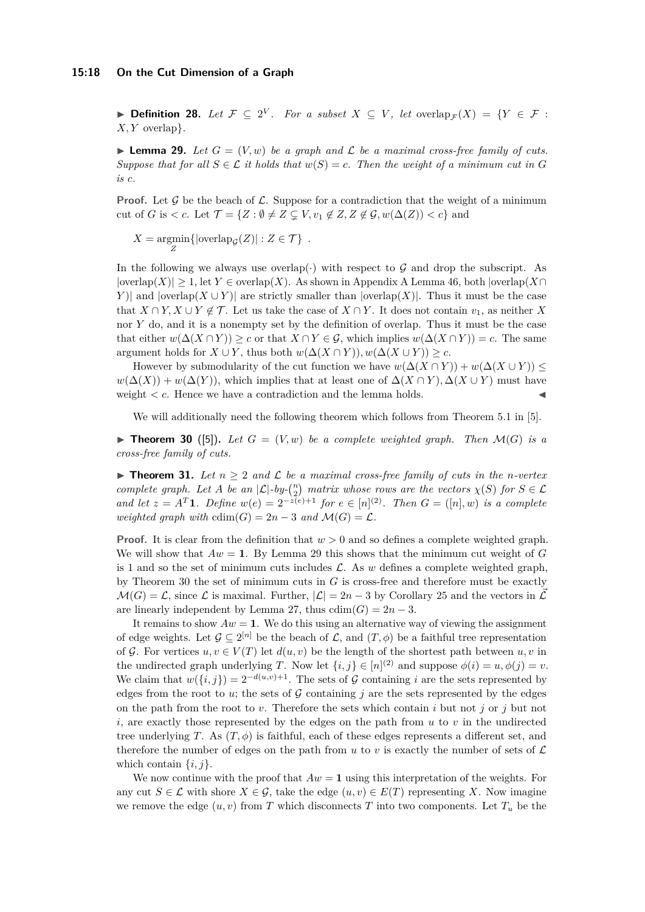▶ **Definition 28.** *Let $\mathcal{F} \subseteq 2^V$. For a subset $X \subseteq V$, let* $\mathrm{overlap}_{\mathcal{F}}(X) = \{Y \in \mathcal{F} : X, Y \text{ overlap}\}$.

▶ **Lemma 29.** *Let $G = (V, w)$ be a graph and $\mathcal{L}$ be a maximal cross-free family of cuts. Suppose that for all $S \in \mathcal{L}$ it holds that $w(S) = c$. Then the weight of a minimum cut in $G$ is $c$.*

**Proof.** Let $\mathcal{G}$ be the beach of $\mathcal{L}$. Suppose for a contradiction that the weight of a minimum cut of $G$ is $< c$. Let $\mathcal{T} = \{Z : \emptyset \neq Z \subsetneq V, v_1 \notin Z, Z \notin \mathcal{G}, w(\Delta(Z)) < c\}$ and

$$X = \operatorname*{argmin}_Z \{|\mathrm{overlap}_{\mathcal{G}}(Z)| : Z \in \mathcal{T}\} .$$

In the following we always use $\mathrm{overlap}(\cdot)$ with respect to $\mathcal{G}$ and drop the subscript. As $|\mathrm{overlap}(X)| \geq 1$, let $Y \in \mathrm{overlap}(X)$. As shown in Appendix A Lemma 46, both $|\mathrm{overlap}(X \cap Y)|$ and $|\mathrm{overlap}(X \cup Y)|$ are strictly smaller than $|\mathrm{overlap}(X)|$. Thus it must be the case that $X \cap Y, X \cup Y \notin \mathcal{T}$. Let us take the case of $X \cap Y$. It does not contain $v_1$, as neither $X$ nor $Y$ do, and it is a nonempty set by the definition of overlap. Thus it must be the case that either $w(\Delta(X \cap Y)) \geq c$ or that $X \cap Y \in \mathcal{G}$, which implies $w(\Delta(X \cap Y)) = c$. The same argument holds for $X \cup Y$, thus both $w(\Delta(X \cap Y)), w(\Delta(X \cup Y)) \geq c$.

However by submodularity of the cut function we have $w(\Delta(X \cap Y)) + w(\Delta(X \cup Y)) \leq w(\Delta(X)) + w(\Delta(Y))$, which implies that at least one of $\Delta(X \cap Y), \Delta(X \cup Y)$ must have weight $< c$. Hence we have a contradiction and the lemma holds. ◀

We will additionally need the following theorem which follows from Theorem 5.1 in [5].

▶ **Theorem 30** ([5]). *Let $G = (V, w)$ be a complete weighted graph. Then $\mathcal{M}(G)$ is a cross-free family of cuts.*

▶ **Theorem 31.** *Let $n \geq 2$ and $\mathcal{L}$ be a maximal cross-free family of cuts in the $n$-vertex complete graph. Let $A$ be an $|\mathcal{L}|$-by-$\binom{n}{2}$ matrix whose rows are the vectors $\chi(S)$ for $S \in \mathcal{L}$ and let $z = A^T\mathbf{1}$. Define $w(e) = 2^{-z(e)+1}$ for $e \in [n]^{(2)}$. Then $G = ([n], w)$ is a complete weighted graph with $\mathrm{cdim}(G) = 2n - 3$ and $\mathcal{M}(G) = \mathcal{L}$.*

**Proof.** It is clear from the definition that $w > 0$ and so defines a complete weighted graph. We will show that $Aw = \mathbf{1}$. By Lemma 29 this shows that the minimum cut weight of $G$ is 1 and so the set of minimum cuts includes $\mathcal{L}$. As $w$ defines a complete weighted graph, by Theorem 30 the set of minimum cuts in $G$ is cross-free and therefore must be exactly $\mathcal{M}(G) = \mathcal{L}$, since $\mathcal{L}$ is maximal. Further, $|\mathcal{L}| = 2n - 3$ by Corollary 25 and the vectors in $\vec{\mathcal{L}}$ are linearly independent by Lemma 27, thus $\mathrm{cdim}(G) = 2n - 3$.

It remains to show $Aw = \mathbf{1}$. We do this using an alternative way of viewing the assignment of edge weights. Let $\mathcal{G} \subseteq 2^{[n]}$ be the beach of $\mathcal{L}$, and $(T, \phi)$ be a faithful tree representation of $\mathcal{G}$. For vertices $u, v \in V(T)$ let $d(u, v)$ be the length of the shortest path between $u, v$ in the undirected graph underlying $T$. Now let $\{i, j\} \in [n]^{(2)}$ and suppose $\phi(i) = u, \phi(j) = v$. We claim that $w(\{i, j\}) = 2^{-d(u,v)+1}$. The sets of $\mathcal{G}$ containing $i$ are the sets represented by edges from the root to $u$; the sets of $\mathcal{G}$ containing $j$ are the sets represented by the edges on the path from the root to $v$. Therefore the sets which contain $i$ but not $j$ or $j$ but not $i$, are exactly those represented by the edges on the path from $u$ to $v$ in the undirected tree underlying $T$. As $(T, \phi)$ is faithful, each of these edges represents a different set, and therefore the number of edges on the path from $u$ to $v$ is exactly the number of sets of $\mathcal{L}$ which contain $\{i, j\}$.

We now continue with the proof that $Aw = \mathbf{1}$ using this interpretation of the weights. For any cut $S \in \mathcal{L}$ with shore $X \in \mathcal{G}$, take the edge $(u, v) \in E(T)$ representing $X$. Now imagine we remove the edge $(u, v)$ from $T$ which disconnects $T$ into two components. Let $T_u$ be the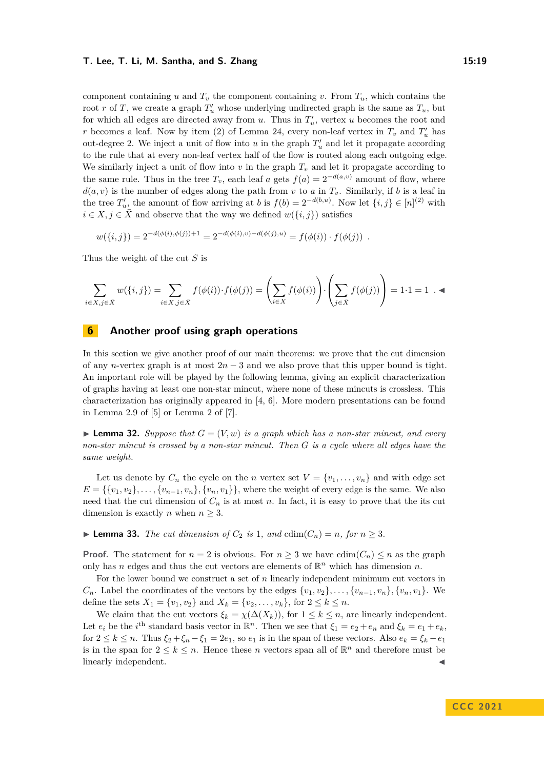component containing $u$ and $T_v$ the component containing $v$. From $T_u$, which contains the root $r$ of $T$, we create a graph $T'_u$ whose underlying undirected graph is the same as $T_u$, but for which all edges are directed away from $u$. Thus in $T'_u$, vertex $u$ becomes the root and $r$ becomes a leaf. Now by item (2) of Lemma 24, every non-leaf vertex in $T_v$ and $T'_u$ has out-degree 2. We inject a unit of flow into $u$ in the graph $T'_u$ and let it propagate according to the rule that at every non-leaf vertex half of the flow is routed along each outgoing edge. We similarly inject a unit of flow into $v$ in the graph $T_v$ and let it propagate according to the same rule. Thus in the tree $T_v$, each leaf $a$ gets $f(a) = 2^{-d(a,v)}$ amount of flow, where $d(a, v)$ is the number of edges along the path from $v$ to $a$ in $T_v$. Similarly, if $b$ is a leaf in the tree $T'_u$, the amount of flow arriving at $b$ is $f(b) = 2^{-d(b,u)}$. Now let $\{i, j\} \in [n]^{(2)}$ with $i \in X, j \in \bar{X}$ and observe that the way we defined $w(\{i, j\})$ satisfies

$$w(\{i,j\}) = 2^{-d(\phi(i),\phi(j))+1} = 2^{-d(\phi(i),v)-d(\phi(j),u)} = f(\phi(i)) \cdot f(\phi(j)) \ .$$

Thus the weight of the cut $S$ is

$$\sum_{i\in X, j\in \bar{X}} w(\{i,j\}) = \sum_{i\in X, j\in \bar{X}} f(\phi(i))\cdot f(\phi(j)) = \left(\sum_{i\in X} f(\phi(i))\right)\cdot\left(\sum_{j\in \bar{X}} f(\phi(j))\right) = 1\cdot 1 = 1 \ . \blacktriangleleft$$

## 6 Another proof using graph operations

In this section we give another proof of our main theorems: we prove that the cut dimension of any $n$-vertex graph is at most $2n-3$ and we also prove that this upper bound is tight. An important role will be played by the following lemma, giving an explicit characterization of graphs having at least one non-star mincut, where none of these mincuts is crossless. This characterization has originally appeared in [4, 6]. More modern presentations can be found in Lemma 2.9 of [5] or Lemma 2 of [7].

▶ **Lemma 32.** *Suppose that $G = (V, w)$ is a graph which has a non-star mincut, and every non-star mincut is crossed by a non-star mincut. Then $G$ is a cycle where all edges have the same weight.*

Let us denote by $C_n$ the cycle on the $n$ vertex set $V = \{v_1, \dots, v_n\}$ and with edge set $E = \{\{v_1, v_2\}, \dots, \{v_{n-1}, v_n\}, \{v_n, v_1\}\}$, where the weight of every edge is the same. We also need that the cut dimension of $C_n$ is at most $n$. In fact, it is easy to prove that the its cut dimension is exactly $n$ when $n \geq 3$.

▶ **Lemma 33.** *The cut dimension of $C_2$ is 1, and $\mathrm{cdim}(C_n) = n$, for $n \geq 3$.*

**Proof.** The statement for $n = 2$ is obvious. For $n \geq 3$ we have $\mathrm{cdim}(C_n) \leq n$ as the graph only has $n$ edges and thus the cut vectors are elements of $\mathbb{R}^n$ which has dimension $n$.

For the lower bound we construct a set of $n$ linearly independent minimum cut vectors in $C_n$. Label the coordinates of the vectors by the edges $\{v_1, v_2\}, \dots, \{v_{n-1}, v_n\}, \{v_n, v_1\}$. We define the sets $X_1 = \{v_1, v_2\}$ and $X_k = \{v_2, \dots, v_k\}$, for $2 \leq k \leq n$.

We claim that the cut vectors $\xi_k = \chi(\Delta(X_k))$, for $1 \leq k \leq n$, are linearly independent. Let $e_i$ be the $i^{\text{th}}$ standard basis vector in $\mathbb{R}^n$. Then we see that $\xi_1 = e_2 + e_n$ and $\xi_k = e_1 + e_k$, for $2 \leq k \leq n$. Thus $\xi_2 + \xi_n - \xi_1 = 2e_1$, so $e_1$ is in the span of these vectors. Also $e_k = \xi_k - e_1$ is in the span for $2 \leq k \leq n$. Hence these $n$ vectors span all of $\mathbb{R}^n$ and therefore must be linearly independent. ◀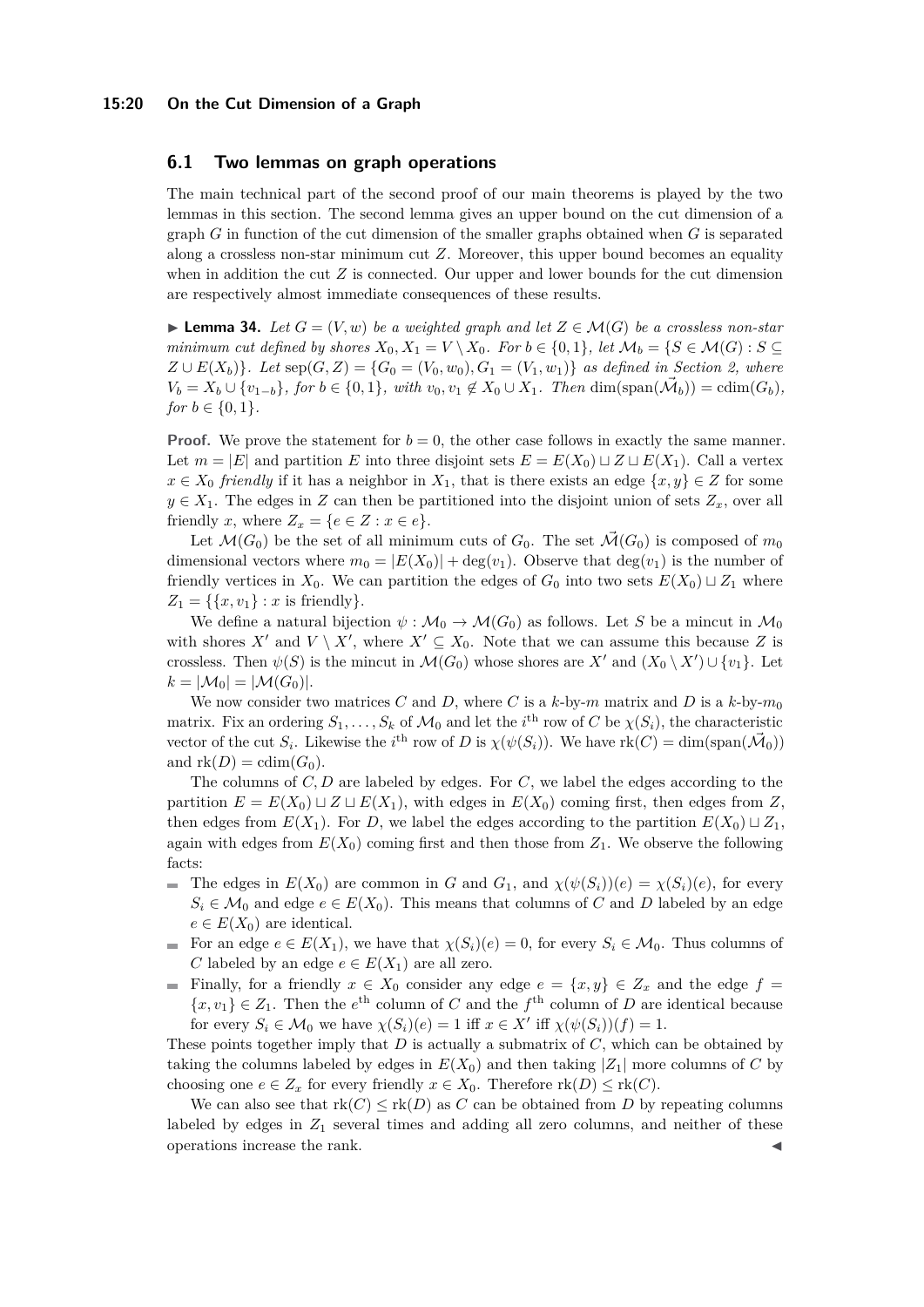## 6.1 Two lemmas on graph operations

The main technical part of the second proof of our main theorems is played by the two lemmas in this section. The second lemma gives an upper bound on the cut dimension of a graph $G$ in function of the cut dimension of the smaller graphs obtained when $G$ is separated along a crossless non-star minimum cut $Z$. Moreover, this upper bound becomes an equality when in addition the cut $Z$ is connected. Our upper and lower bounds for the cut dimension are respectively almost immediate consequences of these results.

▶ **Lemma 34.** *Let $G = (V, w)$ be a weighted graph and let $Z \in \mathcal{M}(G)$ be a crossless non-star minimum cut defined by shores $X_0, X_1 = V \setminus X_0$. For $b \in \{0, 1\}$, let $\mathcal{M}_b = \{S \in \mathcal{M}(G) : S \subseteq Z \cup E(X_b)\}$. Let $\mathrm{sep}(G, Z) = \{G_0 = (V_0, w_0), G_1 = (V_1, w_1)\}$ as defined in Section 2, where $V_b = X_b \cup \{v_{1-b}\}$, for $b \in \{0, 1\}$, with $v_0, v_1 \notin X_0 \cup X_1$. Then $\dim(\mathrm{span}(\vec{\mathcal{M}}_b)) = \mathrm{cdim}(G_b)$, for $b \in \{0, 1\}$.*

**Proof.** We prove the statement for $b = 0$, the other case follows in exactly the same manner. Let $m = |E|$ and partition $E$ into three disjoint sets $E = E(X_0) \sqcup Z \sqcup E(X_1)$. Call a vertex $x \in X_0$ *friendly* if it has a neighbor in $X_1$, that is there exists an edge $\{x, y\} \in Z$ for some $y \in X_1$. The edges in $Z$ can then be partitioned into the disjoint union of sets $Z_x$, over all friendly $x$, where $Z_x = \{e \in Z : x \in e\}$.

Let $\mathcal{M}(G_0)$ be the set of all minimum cuts of $G_0$. The set $\vec{\mathcal{M}}(G_0)$ is composed of $m_0$ dimensional vectors where $m_0 = |E(X_0)| + \deg(v_1)$. Observe that $\deg(v_1)$ is the number of friendly vertices in $X_0$. We can partition the edges of $G_0$ into two sets $E(X_0) \sqcup Z_1$ where $Z_1 = \{\{x, v_1\} : x \text{ is friendly}\}$.

We define a natural bijection $\psi : \mathcal{M}_0 \to \mathcal{M}(G_0)$ as follows. Let $S$ be a mincut in $\mathcal{M}_0$ with shores $X'$ and $V \setminus X'$, where $X' \subseteq X_0$. Note that we can assume this because $Z$ is crossless. Then $\psi(S)$ is the mincut in $\mathcal{M}(G_0)$ whose shores are $X'$ and $(X_0 \setminus X') \cup \{v_1\}$. Let $k = |\mathcal{M}_0| = |\mathcal{M}(G_0)|$.

We now consider two matrices $C$ and $D$, where $C$ is a $k$-by-$m$ matrix and $D$ is a $k$-by-$m_0$ matrix. Fix an ordering $S_1, \ldots, S_k$ of $\mathcal{M}_0$ and let the $i^{\text{th}}$ row of $C$ be $\chi(S_i)$, the characteristic vector of the cut $S_i$. Likewise the $i^{\text{th}}$ row of $D$ is $\chi(\psi(S_i))$. We have $\mathrm{rk}(C) = \dim(\mathrm{span}(\vec{\mathcal{M}}_0))$ and $\mathrm{rk}(D) = \mathrm{cdim}(G_0)$.

The columns of $C, D$ are labeled by edges. For $C$, we label the edges according to the partition $E = E(X_0) \sqcup Z \sqcup E(X_1)$, with edges in $E(X_0)$ coming first, then edges from $Z$, then edges from $E(X_1)$. For $D$, we label the edges according to the partition $E(X_0) \sqcup Z_1$, again with edges from $E(X_0)$ coming first and then those from $Z_1$. We observe the following facts:

- The edges in $E(X_0)$ are common in $G$ and $G_1$, and $\chi(\psi(S_i))(e) = \chi(S_i)(e)$, for every $S_i \in \mathcal{M}_0$ and edge $e \in E(X_0)$. This means that columns of $C$ and $D$ labeled by an edge $e \in E(X_0)$ are identical.
- For an edge $e \in E(X_1)$, we have that $\chi(S_i)(e) = 0$, for every $S_i \in \mathcal{M}_0$. Thus columns of $C$ labeled by an edge $e \in E(X_1)$ are all zero.
- Finally, for a friendly $x \in X_0$ consider any edge $e = \{x, y\} \in Z_x$ and the edge $f = \{x, v_1\} \in Z_1$. Then the $e^{\text{th}}$ column of $C$ and the $f^{\text{th}}$ column of $D$ are identical because for every $S_i \in \mathcal{M}_0$ we have $\chi(S_i)(e) = 1$ iff $x \in X'$ iff $\chi(\psi(S_i))(f) = 1$.

These points together imply that $D$ is actually a submatrix of $C$, which can be obtained by taking the columns labeled by edges in $E(X_0)$ and then taking $|Z_1|$ more columns of $C$ by choosing one $e \in Z_x$ for every friendly $x \in X_0$. Therefore $\mathrm{rk}(D) \leq \mathrm{rk}(C)$.

We can also see that $\mathrm{rk}(C) \leq \mathrm{rk}(D)$ as $C$ can be obtained from $D$ by repeating columns labeled by edges in $Z_1$ several times and adding all zero columns, and neither of these operations increase the rank. ◀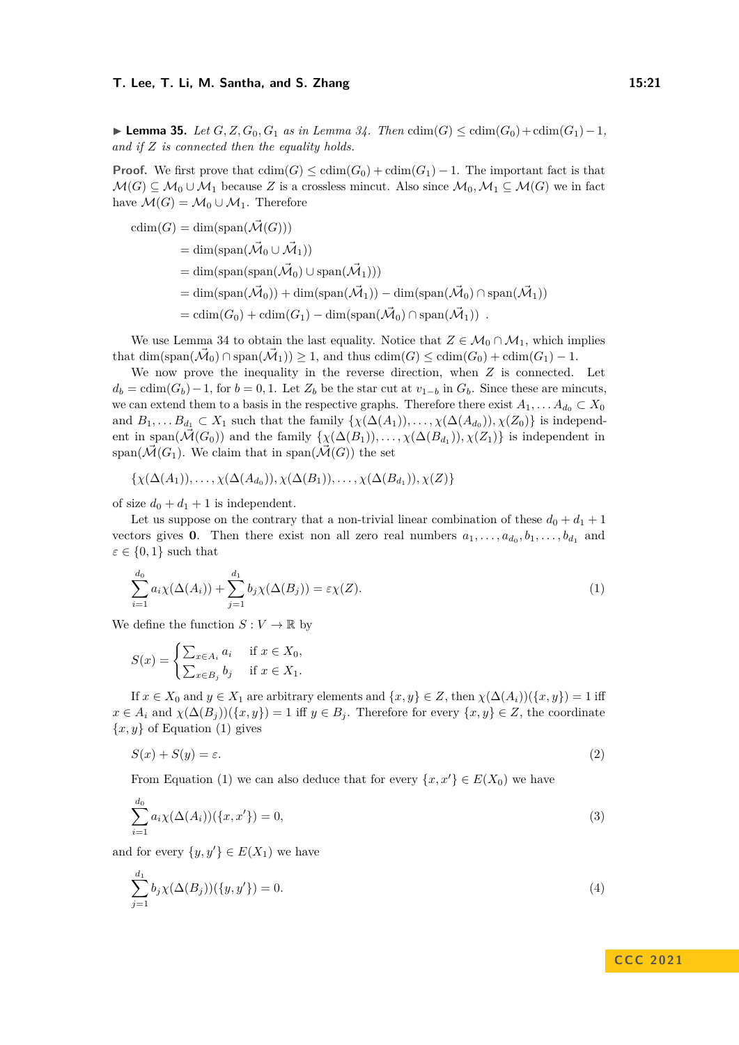▶ **Lemma 35.** *Let $G, Z, G_0, G_1$ as in Lemma 34. Then $\mathrm{cdim}(G) \leq \mathrm{cdim}(G_0) + \mathrm{cdim}(G_1) - 1$, and if $Z$ is connected then the equality holds.*

**Proof.** We first prove that $\mathrm{cdim}(G) \leq \mathrm{cdim}(G_0) + \mathrm{cdim}(G_1) - 1$. The important fact is that $\mathcal{M}(G) \subseteq \mathcal{M}_0 \cup \mathcal{M}_1$ because $Z$ is a crossless mincut. Also since $\mathcal{M}_0, \mathcal{M}_1 \subseteq \mathcal{M}(G)$ we in fact have $\mathcal{M}(G) = \mathcal{M}_0 \cup \mathcal{M}_1$. Therefore

$$
\begin{aligned}
\mathrm{cdim}(G) &= \dim(\mathrm{span}(\vec{\mathcal{M}}(G))) \\
&= \dim(\mathrm{span}(\vec{\mathcal{M}}_0 \cup \vec{\mathcal{M}}_1)) \\
&= \dim(\mathrm{span}(\mathrm{span}(\vec{\mathcal{M}}_0) \cup \mathrm{span}(\vec{\mathcal{M}}_1))) \\
&= \dim(\mathrm{span}(\vec{\mathcal{M}}_0)) + \dim(\mathrm{span}(\vec{\mathcal{M}}_1)) - \dim(\mathrm{span}(\vec{\mathcal{M}}_0) \cap \mathrm{span}(\vec{\mathcal{M}}_1)) \\
&= \mathrm{cdim}(G_0) + \mathrm{cdim}(G_1) - \dim(\mathrm{span}(\vec{\mathcal{M}}_0) \cap \mathrm{span}(\vec{\mathcal{M}}_1)) \ .
\end{aligned}
$$

We use Lemma 34 to obtain the last equality. Notice that $Z \in \mathcal{M}_0 \cap \mathcal{M}_1$, which implies that $\dim(\mathrm{span}(\vec{\mathcal{M}}_0) \cap \mathrm{span}(\vec{\mathcal{M}}_1)) \geq 1$, and thus $\mathrm{cdim}(G) \leq \mathrm{cdim}(G_0) + \mathrm{cdim}(G_1) - 1$.

We now prove the inequality in the reverse direction, when $Z$ is connected. Let $d_b = \mathrm{cdim}(G_b) - 1$, for $b = 0, 1$. Let $Z_b$ be the star cut at $v_{1-b}$ in $G_b$. Since these are mincuts, we can extend them to a basis in the respective graphs. Therefore there exist $A_1, \ldots A_{d_0} \subset X_0$ and $B_1, \ldots B_{d_1} \subset X_1$ such that the family $\{\chi(\Delta(A_1)), \ldots, \chi(\Delta(A_{d_0})), \chi(Z_0)\}$ is independent in $\mathrm{span}(\vec{\mathcal{M}}(G_0))$ and the family $\{\chi(\Delta(B_1)), \ldots, \chi(\Delta(B_{d_1})), \chi(Z_1)\}$ is independent in $\mathrm{span}(\vec{\mathcal{M}}(G_1))$. We claim that in $\mathrm{span}(\vec{\mathcal{M}}(G))$ the set

$$\{\chi(\Delta(A_1)), \ldots, \chi(\Delta(A_{d_0})), \chi(\Delta(B_1)), \ldots, \chi(\Delta(B_{d_1})), \chi(Z)\}$$

of size $d_0 + d_1 + 1$ is independent.

Let us suppose on the contrary that a non-trivial linear combination of these $d_0 + d_1 + 1$ vectors gives $\mathbf{0}$. Then there exist non all zero real numbers $a_1, \ldots, a_{d_0}, b_1, \ldots, b_{d_1}$ and $\varepsilon \in \{0, 1\}$ such that

$$\sum_{i=1}^{d_0} a_i \chi(\Delta(A_i)) + \sum_{j=1}^{d_1} b_j \chi(\Delta(B_j)) = \varepsilon \chi(Z). \tag{1}$$

We define the function $S : V \to \mathbb{R}$ by

$$S(x) = \begin{cases} \sum_{x \in A_i} a_i & \text{if } x \in X_0, \\ \sum_{x \in B_j} b_j & \text{if } x \in X_1. \end{cases}$$

If $x \in X_0$ and $y \in X_1$ are arbitrary elements and $\{x, y\} \in Z$, then $\chi(\Delta(A_i))(\{x, y\}) = 1$ iff $x \in A_i$ and $\chi(\Delta(B_j))(\{x, y\}) = 1$ iff $y \in B_j$. Therefore for every $\{x, y\} \in Z$, the coordinate $\{x, y\}$ of Equation (1) gives

$$S(x) + S(y) = \varepsilon. \tag{2}$$

From Equation (1) we can also deduce that for every $\{x, x'\} \in E(X_0)$ we have

$$\sum_{i=1}^{d_0} a_i \chi(\Delta(A_i))(\{x, x'\}) = 0, \tag{3}$$

and for every $\{y, y'\} \in E(X_1)$ we have

$$\sum_{j=1}^{d_1} b_j \chi(\Delta(B_j))(\{y, y'\}) = 0. \tag{4}$$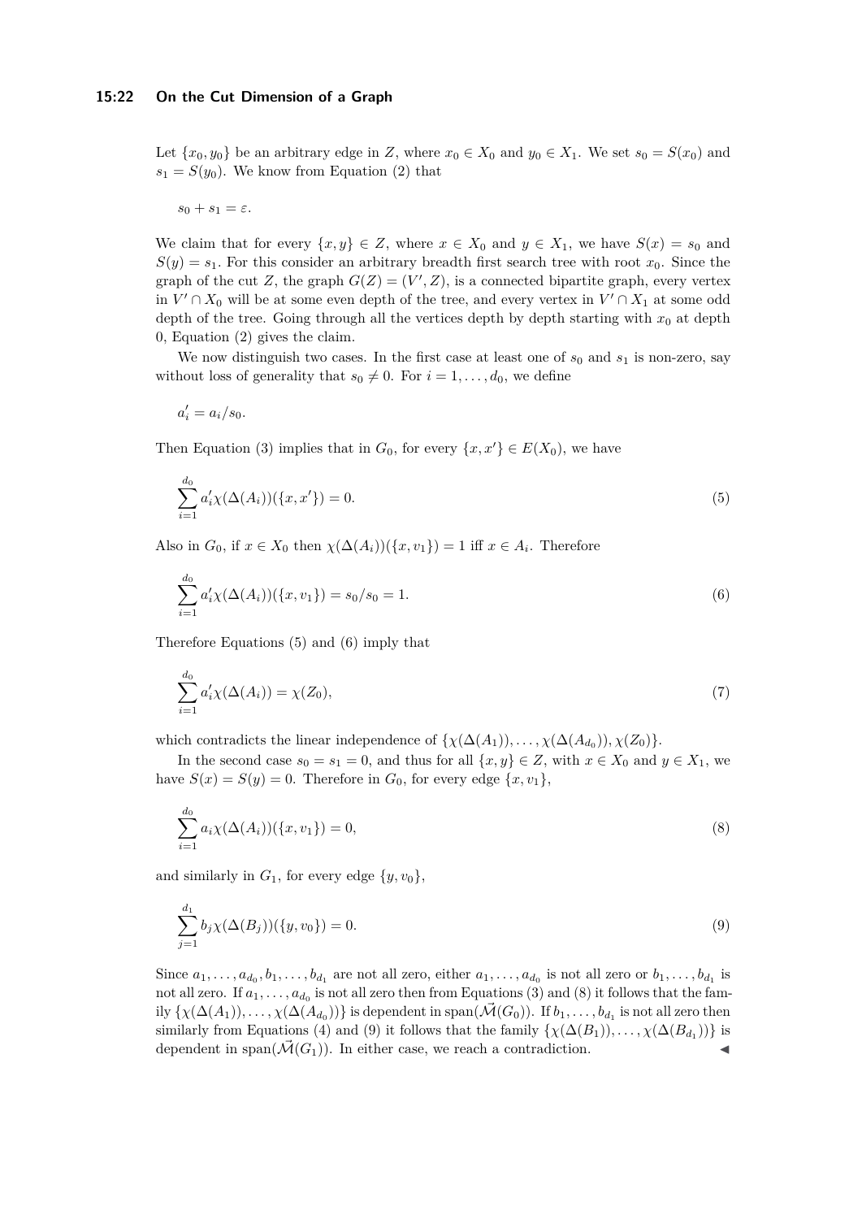Let $\{x_0, y_0\}$ be an arbitrary edge in $Z$, where $x_0 \in X_0$ and $y_0 \in X_1$. We set $s_0 = S(x_0)$ and $s_1 = S(y_0)$. We know from Equation (2) that

$$s_0 + s_1 = \varepsilon.$$

We claim that for every $\{x, y\} \in Z$, where $x \in X_0$ and $y \in X_1$, we have $S(x) = s_0$ and $S(y) = s_1$. For this consider an arbitrary breadth first search tree with root $x_0$. Since the graph of the cut $Z$, the graph $G(Z) = (V', Z)$, is a connected bipartite graph, every vertex in $V' \cap X_0$ will be at some even depth of the tree, and every vertex in $V' \cap X_1$ at some odd depth of the tree. Going through all the vertices depth by depth starting with $x_0$ at depth 0, Equation (2) gives the claim.

We now distinguish two cases. In the first case at least one of $s_0$ and $s_1$ is non-zero, say without loss of generality that $s_0 \neq 0$. For $i = 1, \ldots, d_0$, we define

$$a'_i = a_i / s_0.$$

Then Equation (3) implies that in $G_0$, for every $\{x, x'\} \in E(X_0)$, we have

$$\sum_{i=1}^{d_0} a'_i \chi(\Delta(A_i))(\{x, x'\}) = 0. \tag{5}$$

Also in $G_0$, if $x \in X_0$ then $\chi(\Delta(A_i))(\{x, v_1\}) = 1$ iff $x \in A_i$. Therefore

$$\sum_{i=1}^{d_0} a'_i \chi(\Delta(A_i))(\{x, v_1\}) = s_0/s_0 = 1. \tag{6}$$

Therefore Equations (5) and (6) imply that

$$\sum_{i=1}^{d_0} a'_i \chi(\Delta(A_i)) = \chi(Z_0), \tag{7}$$

which contradicts the linear independence of $\{\chi(\Delta(A_1)), \ldots, \chi(\Delta(A_{d_0})), \chi(Z_0)\}$.

In the second case $s_0 = s_1 = 0$, and thus for all $\{x, y\} \in Z$, with $x \in X_0$ and $y \in X_1$, we have $S(x) = S(y) = 0$. Therefore in $G_0$, for every edge $\{x, v_1\}$,

$$\sum_{i=1}^{d_0} a_i \chi(\Delta(A_i))(\{x, v_1\}) = 0, \tag{8}$$

and similarly in $G_1$, for every edge $\{y, v_0\}$,

$$\sum_{j=1}^{d_1} b_j \chi(\Delta(B_j))(\{y, v_0\}) = 0. \tag{9}$$

Since $a_1, \ldots, a_{d_0}, b_1, \ldots, b_{d_1}$ are not all zero, either $a_1, \ldots, a_{d_0}$ is not all zero or $b_1, \ldots, b_{d_1}$ is not all zero. If $a_1, \ldots, a_{d_0}$ is not all zero then from Equations (3) and (8) it follows that the family $\{\chi(\Delta(A_1)), \ldots, \chi(\Delta(A_{d_0}))\}$ is dependent in $\mathrm{span}(\vec{\mathcal{M}}(G_0))$. If $b_1, \ldots, b_{d_1}$ is not all zero then similarly from Equations (4) and (9) it follows that the family $\{\chi(\Delta(B_1)), \ldots, \chi(\Delta(B_{d_1}))\}$ is dependent in $\mathrm{span}(\vec{\mathcal{M}}(G_1))$. In either case, we reach a contradiction. ◀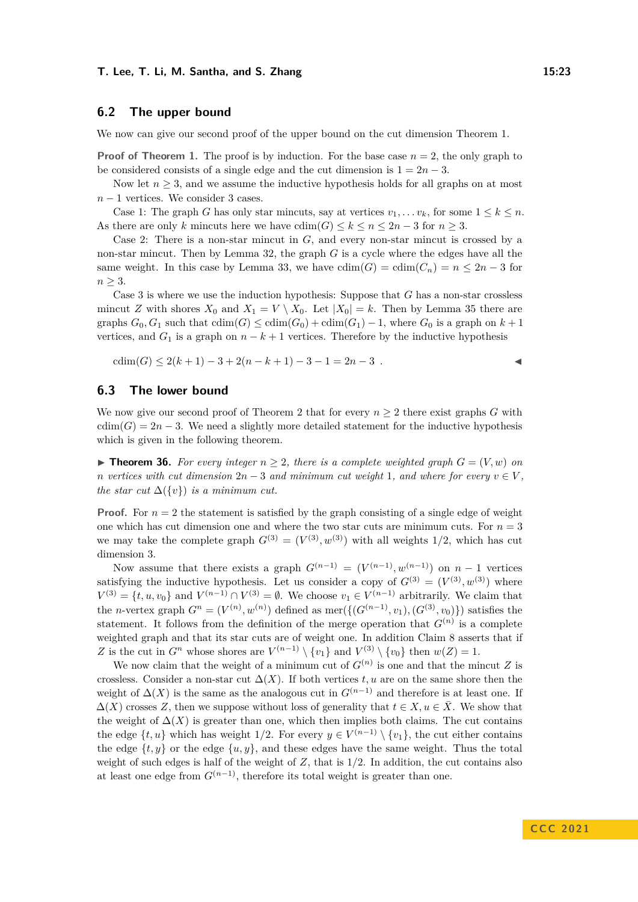## 6.2 The upper bound

We now can give our second proof of the upper bound on the cut dimension Theorem 1.

**Proof of Theorem 1.** The proof is by induction. For the base case $n = 2$, the only graph to be considered consists of a single edge and the cut dimension is $1 = 2n - 3$.

Now let $n \geq 3$, and we assume the inductive hypothesis holds for all graphs on at most $n - 1$ vertices. We consider 3 cases.

Case 1: The graph $G$ has only star mincuts, say at vertices $v_1, \ldots v_k$, for some $1 \leq k \leq n$. As there are only $k$ mincuts here we have $\mathrm{cdim}(G) \leq k \leq n \leq 2n - 3$ for $n \geq 3$.

Case 2: There is a non-star mincut in $G$, and every non-star mincut is crossed by a non-star mincut. Then by Lemma 32, the graph $G$ is a cycle where the edges have all the same weight. In this case by Lemma 33, we have $\mathrm{cdim}(G) = \mathrm{cdim}(C_n) = n \leq 2n - 3$ for $n \geq 3$.

Case 3 is where we use the induction hypothesis: Suppose that $G$ has a non-star crossless mincut $Z$ with shores $X_0$ and $X_1 = V \setminus X_0$. Let $|X_0| = k$. Then by Lemma 35 there are graphs $G_0, G_1$ such that $\mathrm{cdim}(G) \leq \mathrm{cdim}(G_0) + \mathrm{cdim}(G_1) - 1$, where $G_0$ is a graph on $k + 1$ vertices, and $G_1$ is a graph on $n - k + 1$ vertices. Therefore by the inductive hypothesis

$$\mathrm{cdim}(G) \leq 2(k + 1) - 3 + 2(n - k + 1) - 3 - 1 = 2n - 3 \ . \qquad \blacktriangleleft$$

## 6.3 The lower bound

We now give our second proof of Theorem 2 that for every $n \geq 2$ there exist graphs $G$ with $\mathrm{cdim}(G) = 2n - 3$. We need a slightly more detailed statement for the inductive hypothesis which is given in the following theorem.

▶ **Theorem 36.** *For every integer $n \geq 2$, there is a complete weighted graph $G = (V, w)$ on $n$ vertices with cut dimension $2n - 3$ and minimum cut weight $1$, and where for every $v \in V$, the star cut $\Delta(\{v\})$ is a minimum cut.*

**Proof.** For $n = 2$ the statement is satisfied by the graph consisting of a single edge of weight one which has cut dimension one and where the two star cuts are minimum cuts. For $n = 3$ we may take the complete graph $G^{(3)} = (V^{(3)}, w^{(3)})$ with all weights $1/2$, which has cut dimension 3.

Now assume that there exists a graph $G^{(n-1)} = (V^{(n-1)}, w^{(n-1)})$ on $n - 1$ vertices satisfying the inductive hypothesis. Let us consider a copy of $G^{(3)} = (V^{(3)}, w^{(3)})$ where $V^{(3)} = \{t, u, v_0\}$ and $V^{(n-1)} \cap V^{(3)} = \emptyset$. We choose $v_1 \in V^{(n-1)}$ arbitrarily. We claim that the $n$-vertex graph $G^n = (V^{(n)}, w^{(n)})$ defined as $\mathrm{mer}(\{(G^{(n-1)}, v_1), (G^{(3)}, v_0)\})$ satisfies the statement. It follows from the definition of the merge operation that $G^{(n)}$ is a complete weighted graph and that its star cuts are of weight one. In addition Claim 8 asserts that if $Z$ is the cut in $G^n$ whose shores are $V^{(n-1)} \setminus \{v_1\}$ and $V^{(3)} \setminus \{v_0\}$ then $w(Z) = 1$.

We now claim that the weight of a minimum cut of $G^{(n)}$ is one and that the mincut $Z$ is crossless. Consider a non-star cut $\Delta(X)$. If both vertices $t, u$ are on the same shore then the weight of $\Delta(X)$ is the same as the analogous cut in $G^{(n-1)}$ and therefore is at least one. If $\Delta(X)$ crosses $Z$, then we suppose without loss of generality that $t \in X, u \in \bar{X}$. We show that the weight of $\Delta(X)$ is greater than one, which then implies both claims. The cut contains the edge $\{t, u\}$ which has weight $1/2$. For every $y \in V^{(n-1)} \setminus \{v_1\}$, the cut either contains the edge $\{t, y\}$ or the edge $\{u, y\}$, and these edges have the same weight. Thus the total weight of such edges is half of the weight of $Z$, that is $1/2$. In addition, the cut contains also at least one edge from $G^{(n-1)}$, therefore its total weight is greater than one.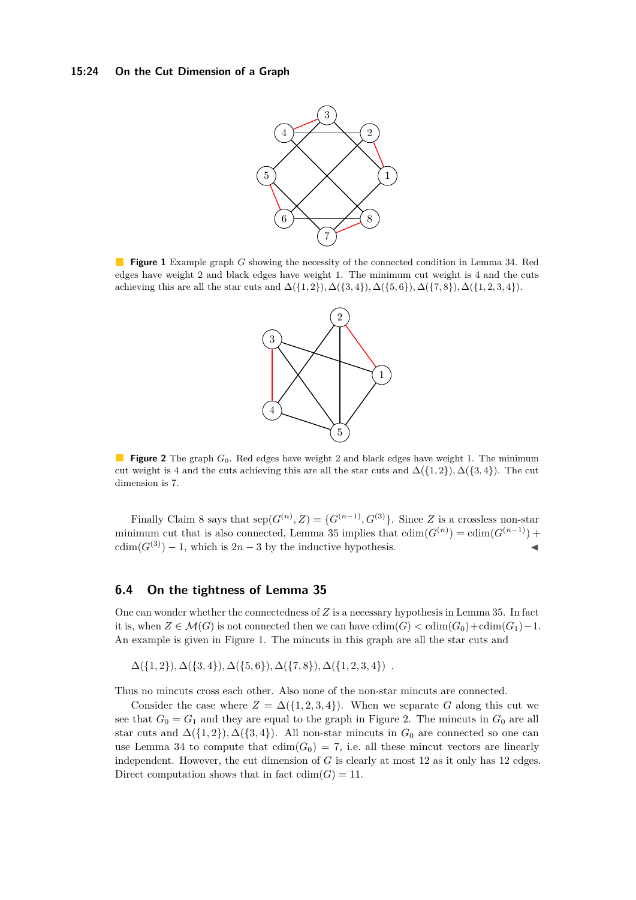**Figure 1** Example graph $G$ showing the necessity of the connected condition in Lemma 34. Red edges have weight 2 and black edges have weight 1. The minimum cut weight is 4 and the cuts achieving this are all the star cuts and $\Delta(\{1,2\}), \Delta(\{3,4\}), \Delta(\{5,6\}), \Delta(\{7,8\}), \Delta(\{1,2,3,4\})$.

**Figure 2** The graph $G_0$. Red edges have weight 2 and black edges have weight 1. The minimum cut weight is 4 and the cuts achieving this are all the star cuts and $\Delta(\{1,2\}), \Delta(\{3,4\})$. The cut dimension is 7.

Finally Claim 8 says that $\text{sep}(G^{(n)}, Z) = \{G^{(n-1)}, G^{(3)}\}$. Since $Z$ is a crossless non-star minimum cut that is also connected, Lemma 35 implies that $\text{cdim}(G^{(n)}) = \text{cdim}(G^{(n-1)}) + \text{cdim}(G^{(3)}) - 1$, which is $2n - 3$ by the inductive hypothesis. ◀

## 6.4 On the tightness of Lemma 35

One can wonder whether the connectedness of $Z$ is a necessary hypothesis in Lemma 35. In fact it is, when $Z \in \mathcal{M}(G)$ is not connected then we can have $\text{cdim}(G) < \text{cdim}(G_0)+\text{cdim}(G_1)-1$. An example is given in Figure 1. The mincuts in this graph are all the star cuts and

$$\Delta(\{1,2\}), \Delta(\{3,4\}), \Delta(\{5,6\}), \Delta(\{7,8\}), \Delta(\{1,2,3,4\}) \ .$$

Thus no mincuts cross each other. Also none of the non-star mincuts are connected.

Consider the case where $Z = \Delta(\{1,2,3,4\})$. When we separate $G$ along this cut we see that $G_0 = G_1$ and they are equal to the graph in Figure 2. The mincuts in $G_0$ are all star cuts and $\Delta(\{1,2\}), \Delta(\{3,4\})$. All non-star mincuts in $G_0$ are connected so one can use Lemma 34 to compute that $\text{cdim}(G_0) = 7$, i.e. all these mincut vectors are linearly independent. However, the cut dimension of $G$ is clearly at most 12 as it only has 12 edges. Direct computation shows that in fact $\text{cdim}(G) = 11$.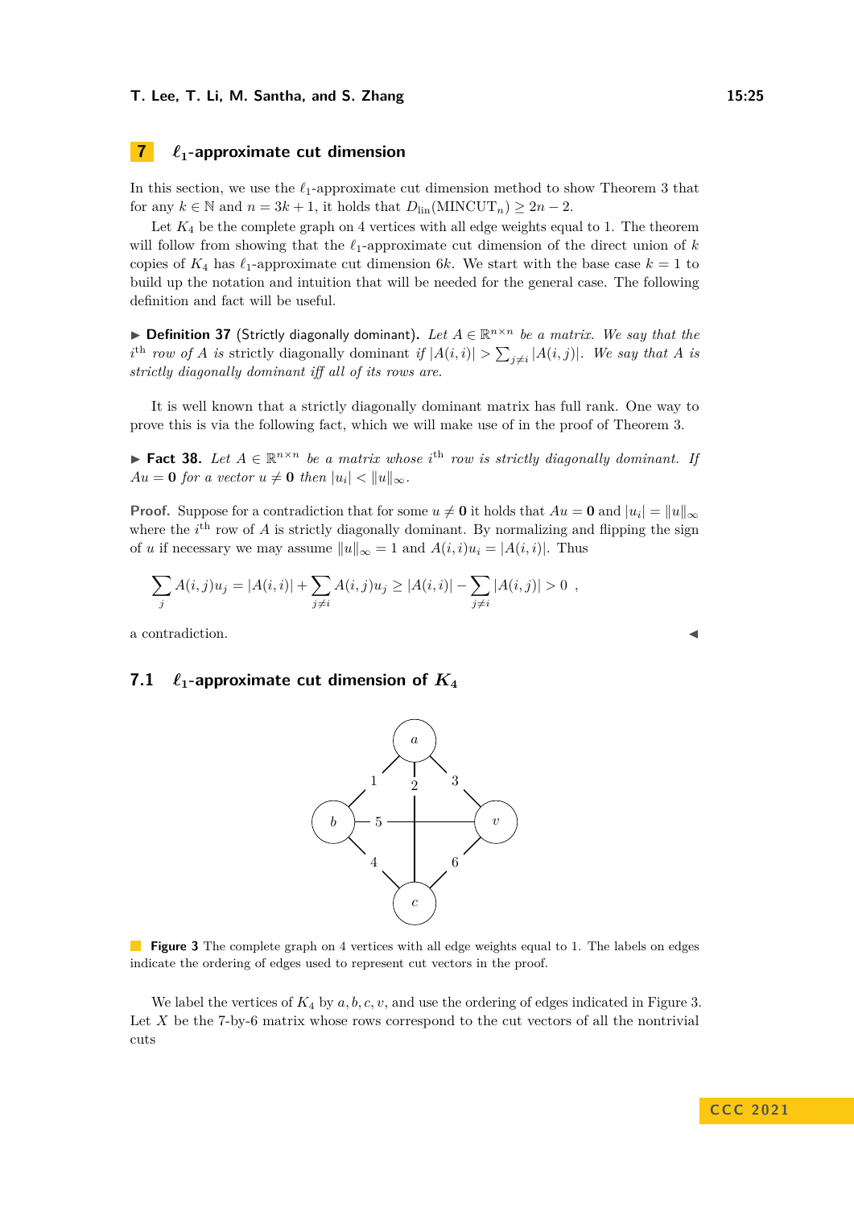## 7 $\ell_1$-approximate cut dimension

In this section, we use the $\ell_1$-approximate cut dimension method to show Theorem 3 that for any $k \in \mathbb{N}$ and $n = 3k + 1$, it holds that $D_{\text{lin}}(\text{MINCUT}_n) \geq 2n - 2$.

Let $K_4$ be the complete graph on 4 vertices with all edge weights equal to 1. The theorem will follow from showing that the $\ell_1$-approximate cut dimension of the direct union of $k$ copies of $K_4$ has $\ell_1$-approximate cut dimension $6k$. We start with the base case $k = 1$ to build up the notation and intuition that will be needed for the general case. The following definition and fact will be useful.

▶ **Definition 37** (Strictly diagonally dominant). *Let $A \in \mathbb{R}^{n \times n}$ be a matrix. We say that the $i^{\text{th}}$ row of $A$ is* strictly diagonally dominant *if $|A(i,i)| > \sum_{j \neq i} |A(i,j)|$. We say that $A$ is strictly diagonally dominant iff all of its rows are.*

It is well known that a strictly diagonally dominant matrix has full rank. One way to prove this is via the following fact, which we will make use of in the proof of Theorem 3.

▶ **Fact 38.** *Let $A \in \mathbb{R}^{n \times n}$ be a matrix whose $i^{\text{th}}$ row is strictly diagonally dominant. If $Au = \mathbf{0}$ for a vector $u \neq \mathbf{0}$ then $|u_i| < \|u\|_\infty$.*

**Proof.** Suppose for a contradiction that for some $u \neq \mathbf{0}$ it holds that $Au = \mathbf{0}$ and $|u_i| = \|u\|_\infty$ where the $i^{\text{th}}$ row of $A$ is strictly diagonally dominant. By normalizing and flipping the sign of $u$ if necessary we may assume $\|u\|_\infty = 1$ and $A(i,i)u_i = |A(i,i)|$. Thus

$$\sum_j A(i,j)u_j = |A(i,i)| + \sum_{j \neq i} A(i,j)u_j \geq |A(i,i)| - \sum_{j \neq i} |A(i,j)| > 0 \ ,$$

a contradiction. ◀

### 7.1 $\ell_1$-approximate cut dimension of $K_4$

**Figure 3** The complete graph on 4 vertices with all edge weights equal to 1. The labels on edges indicate the ordering of edges used to represent cut vectors in the proof.

We label the vertices of $K_4$ by $a, b, c, v$, and use the ordering of edges indicated in Figure 3. Let $X$ be the 7-by-6 matrix whose rows correspond to the cut vectors of all the nontrivial cuts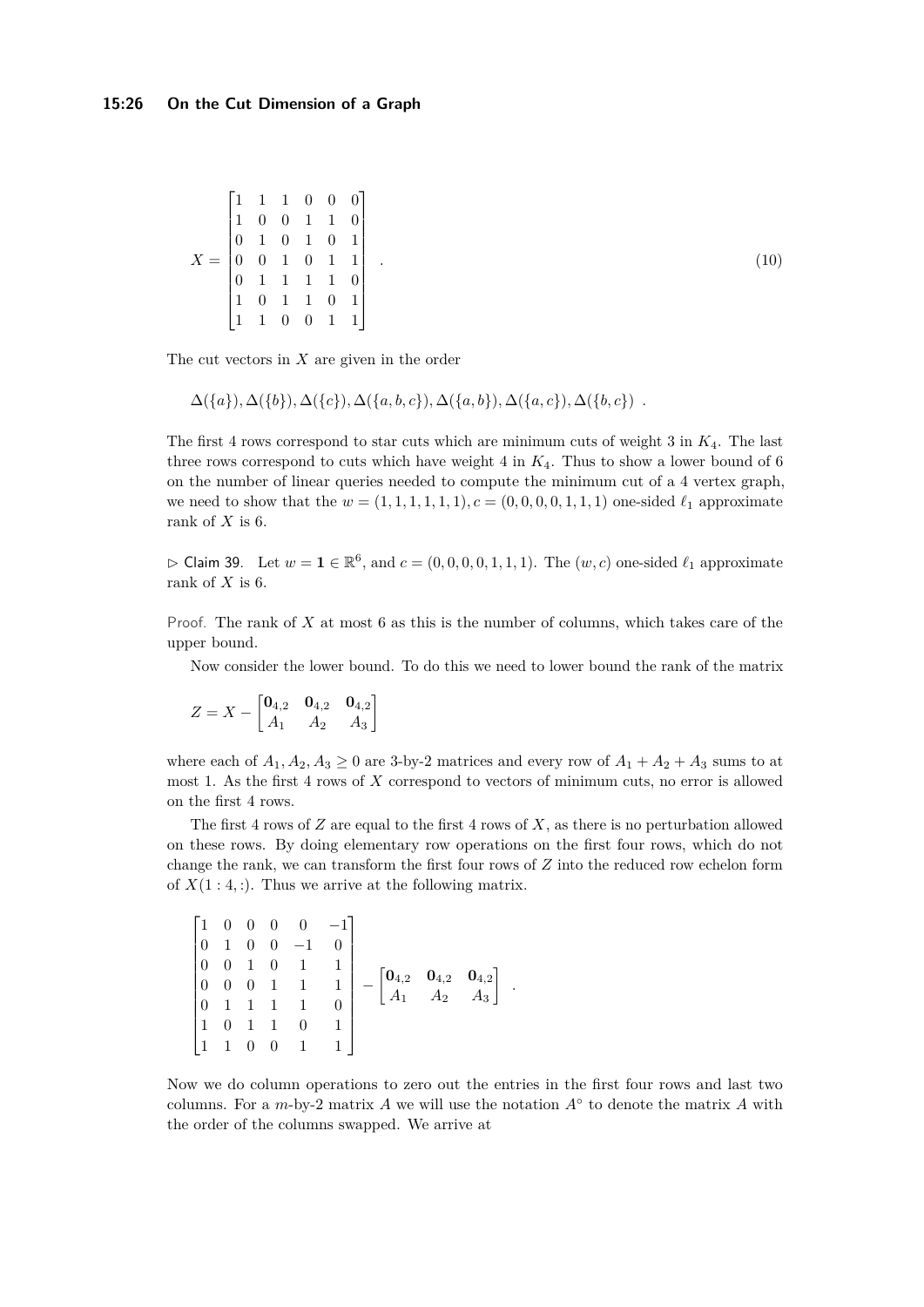$$X = \begin{bmatrix} 1 & 1 & 1 & 0 & 0 & 0 \\ 1 & 0 & 0 & 1 & 1 & 0 \\ 0 & 1 & 0 & 1 & 0 & 1 \\ 0 & 0 & 1 & 0 & 1 & 1 \\ 0 & 1 & 1 & 1 & 1 & 0 \\ 1 & 0 & 1 & 1 & 0 & 1 \\ 1 & 1 & 0 & 0 & 1 & 1 \end{bmatrix} \ . \tag{10}$$

The cut vectors in $X$ are given in the order

$$\Delta(\{a\}), \Delta(\{b\}), \Delta(\{c\}), \Delta(\{a,b,c\}), \Delta(\{a,b\}), \Delta(\{a,c\}), \Delta(\{b,c\}) \ .$$

The first 4 rows correspond to star cuts which are minimum cuts of weight 3 in $K_4$. The last three rows correspond to cuts which have weight 4 in $K_4$. Thus to show a lower bound of 6 on the number of linear queries needed to compute the minimum cut of a 4 vertex graph, we need to show that the $w = (1,1,1,1,1,1), c = (0,0,0,0,1,1,1)$ one-sided $\ell_1$ approximate rank of $X$ is 6.

▷ Claim 39. Let $w = \mathbf{1} \in \mathbb{R}^6$, and $c = (0,0,0,0,1,1,1)$. The $(w,c)$ one-sided $\ell_1$ approximate rank of $X$ is 6.

Proof. The rank of $X$ at most 6 as this is the number of columns, which takes care of the upper bound.

Now consider the lower bound. To do this we need to lower bound the rank of the matrix

$$Z = X - \begin{bmatrix} \mathbf{0}_{4,2} & \mathbf{0}_{4,2} & \mathbf{0}_{4,2} \\ A_1 & A_2 & A_3 \end{bmatrix}$$

where each of $A_1, A_2, A_3 \geq 0$ are 3-by-2 matrices and every row of $A_1 + A_2 + A_3$ sums to at most 1. As the first 4 rows of $X$ correspond to vectors of minimum cuts, no error is allowed on the first 4 rows.

The first 4 rows of $Z$ are equal to the first 4 rows of $X$, as there is no perturbation allowed on these rows. By doing elementary row operations on the first four rows, which do not change the rank, we can transform the first four rows of $Z$ into the reduced row echelon form of $X(1:4,:)$. Thus we arrive at the following matrix.

$$\begin{bmatrix} 1 & 0 & 0 & 0 & 0 & -1 \\ 0 & 1 & 0 & 0 & -1 & 0 \\ 0 & 0 & 1 & 0 & 1 & 1 \\ 0 & 0 & 0 & 1 & 1 & 1 \\ 0 & 1 & 1 & 1 & 1 & 0 \\ 1 & 0 & 1 & 1 & 0 & 1 \\ 1 & 1 & 0 & 0 & 1 & 1 \end{bmatrix} - \begin{bmatrix} \mathbf{0}_{4,2} & \mathbf{0}_{4,2} & \mathbf{0}_{4,2} \\ A_1 & A_2 & A_3 \end{bmatrix} \ .$$

Now we do column operations to zero out the entries in the first four rows and last two columns. For a $m$-by-2 matrix $A$ we will use the notation $A^\circ$ to denote the matrix $A$ with the order of the columns swapped. We arrive at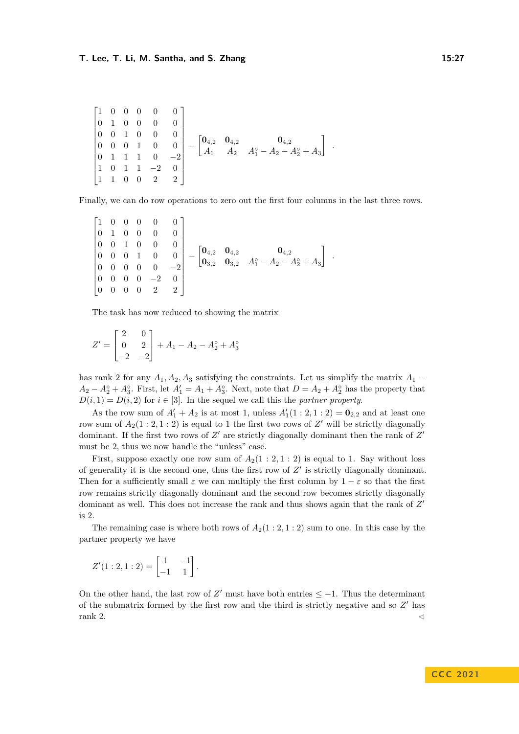$$
\begin{bmatrix}
1 & 0 & 0 & 0 & 0 & 0 \\
0 & 1 & 0 & 0 & 0 & 0 \\
0 & 0 & 1 & 0 & 0 & 0 \\
0 & 0 & 0 & 1 & 0 & 0 \\
0 & 1 & 1 & 1 & 0 & -2 \\
1 & 0 & 1 & 1 & -2 & 0 \\
1 & 1 & 0 & 0 & 2 & 2
\end{bmatrix}
-
\begin{bmatrix}
\mathbf{0}_{4,2} & \mathbf{0}_{4,2} & \mathbf{0}_{4,2} \\
A_1 & A_2 & A_1^\circ - A_2 - A_2^\circ + A_3
\end{bmatrix}
.
$$

Finally, we can do row operations to zero out the first four columns in the last three rows.

$$
\begin{bmatrix}
1 & 0 & 0 & 0 & 0 & 0 \\
0 & 1 & 0 & 0 & 0 & 0 \\
0 & 0 & 1 & 0 & 0 & 0 \\
0 & 0 & 0 & 1 & 0 & 0 \\
0 & 0 & 0 & 0 & 0 & -2 \\
0 & 0 & 0 & 0 & -2 & 0 \\
0 & 0 & 0 & 0 & 2 & 2
\end{bmatrix}
-
\begin{bmatrix}
\mathbf{0}_{4,2} & \mathbf{0}_{4,2} & \mathbf{0}_{4,2} \\
\mathbf{0}_{3,2} & \mathbf{0}_{3,2} & A_1^\circ - A_2 - A_2^\circ + A_3
\end{bmatrix}
.
$$

The task has now reduced to showing the matrix

$$
Z' = \begin{bmatrix} 2 & 0 \\ 0 & 2 \\ -2 & -2 \end{bmatrix} + A_1 - A_2 - A_2^\circ + A_3^\circ
$$

has rank 2 for any $A_1, A_2, A_3$ satisfying the constraints. Let us simplify the matrix $A_1 - A_2 - A_2^\circ + A_3^\circ$. First, let $A_1' = A_1 + A_3^\circ$. Next, note that $D = A_2 + A_2^\circ$ has the property that $D(i,1) = D(i,2)$ for $i \in [3]$. In the sequel we call this the *partner property*.

As the row sum of $A_1' + A_2$ is at most 1, unless $A_1'(1:2, 1:2) = \mathbf{0}_{2,2}$ and at least one row sum of $A_2(1:2, 1:2)$ is equal to 1 the first two rows of $Z'$ will be strictly diagonally dominant. If the first two rows of $Z'$ are strictly diagonally dominant then the rank of $Z'$ must be 2, thus we now handle the "unless" case.

First, suppose exactly one row sum of $A_2(1:2, 1:2)$ is equal to 1. Say without loss of generality it is the second one, thus the first row of $Z'$ is strictly diagonally dominant. Then for a sufficiently small $\varepsilon$ we can multiply the first column by $1 - \varepsilon$ so that the first row remains strictly diagonally dominant and the second row becomes strictly diagonally dominant as well. This does not increase the rank and thus shows again that the rank of $Z'$ is 2.

The remaining case is where both rows of $A_2(1:2, 1:2)$ sum to one. In this case by the partner property we have

$$
Z'(1:2, 1:2) = \begin{bmatrix} 1 & -1 \\ -1 & 1 \end{bmatrix}.
$$

On the other hand, the last row of $Z'$ must have both entries $\leq -1$. Thus the determinant of the submatrix formed by the first row and the third is strictly negative and so $Z'$ has rank 2. ◁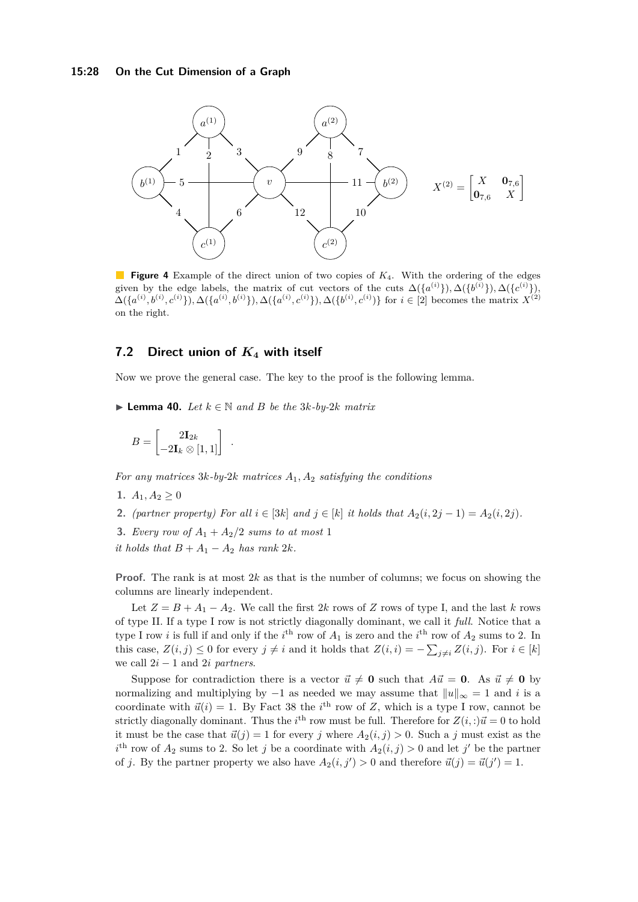$$X^{(2)} = \begin{bmatrix} X & \mathbf{0}_{7,6} \\ \mathbf{0}_{7,6} & X \end{bmatrix}$$

**Figure 4** Example of the direct union of two copies of $K_4$. With the ordering of the edges given by the edge labels, the matrix of cut vectors of the cuts $\Delta(\{a^{(i)}\}), \Delta(\{b^{(i)}\}), \Delta(\{c^{(i)}\})$, $\Delta(\{a^{(i)}, b^{(i)}, c^{(i)}\}), \Delta(\{a^{(i)}, b^{(i)}\}), \Delta(\{a^{(i)}, c^{(i)}\}), \Delta(\{b^{(i)}, c^{(i)}\})$ for $i \in [2]$ becomes the matrix $X^{(2)}$ on the right.

## 7.2 Direct union of $K_4$ with itself

Now we prove the general case. The key to the proof is the following lemma.

▶ **Lemma 40.** *Let $k \in \mathbb{N}$ and $B$ be the $3k$-by-$2k$ matrix*

$$B = \begin{bmatrix} 2\mathbf{I}_{2k} \\ -2\mathbf{I}_k \otimes [1, 1] \end{bmatrix} .$$

*For any matrices $3k$-by-$2k$ matrices $A_1, A_2$ satisfying the conditions*

1. *$A_1, A_2 \geq 0$*
2. *(partner property) For all $i \in [3k]$ and $j \in [k]$ it holds that $A_2(i, 2j - 1) = A_2(i, 2j)$.*
3. *Every row of $A_1 + A_2/2$ sums to at most 1*

*it holds that $B + A_1 - A_2$ has rank $2k$.*

**Proof.** The rank is at most $2k$ as that is the number of columns; we focus on showing the columns are linearly independent.

Let $Z = B + A_1 - A_2$. We call the first $2k$ rows of $Z$ rows of type I, and the last $k$ rows of type II. If a type I row is not strictly diagonally dominant, we call it *full*. Notice that a type I row $i$ is full if and only if the $i^{\text{th}}$ row of $A_1$ is zero and the $i^{\text{th}}$ row of $A_2$ sums to 2. In this case, $Z(i, j) \leq 0$ for every $j \neq i$ and it holds that $Z(i, i) = -\sum_{j \neq i} Z(i, j)$. For $i \in [k]$ we call $2i - 1$ and $2i$ *partners*.

Suppose for contradiction there is a vector $\vec{u} \neq \mathbf{0}$ such that $A\vec{u} = \mathbf{0}$. As $\vec{u} \neq \mathbf{0}$ by normalizing and multiplying by $-1$ as needed we may assume that $\|u\|_\infty = 1$ and $i$ is a coordinate with $\vec{u}(i) = 1$. By Fact 38 the $i^{\text{th}}$ row of $Z$, which is a type I row, cannot be strictly diagonally dominant. Thus the $i^{\text{th}}$ row must be full. Therefore for $Z(i, :)\vec{u} = 0$ to hold it must be the case that $\vec{u}(j) = 1$ for every $j$ where $A_2(i, j) > 0$. Such a $j$ must exist as the $i^{\text{th}}$ row of $A_2$ sums to 2. So let $j$ be a coordinate with $A_2(i, j) > 0$ and $j'$ be the partner of $j$. By the partner property we also have $A_2(i, j') > 0$ and therefore $\vec{u}(j) = \vec{u}(j') = 1$.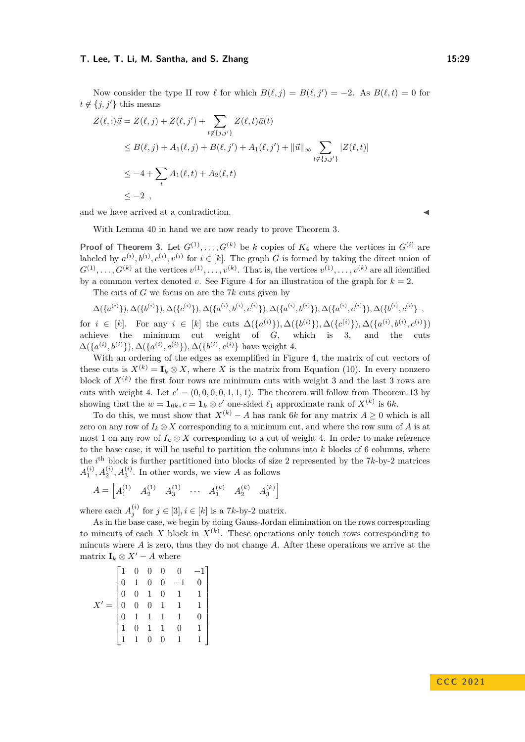Now consider the type II row $\ell$ for which $B(\ell,j) = B(\ell,j') = -2$. As $B(\ell,t) = 0$ for $t \notin \{j,j'\}$ this means

$$
\begin{aligned}
Z(\ell,:)\vec{u} &= Z(\ell,j) + Z(\ell,j') + \sum_{t \notin \{j,j'\}} Z(\ell,t)\vec{u}(t) \\
&\leq B(\ell,j) + A_1(\ell,j) + B(\ell,j') + A_1(\ell,j') + \|\vec{u}\|_\infty \sum_{t \notin \{j,j'\}} |Z(\ell,t)| \\
&\leq -4 + \sum_t A_1(\ell,t) + A_2(\ell,t) \\
&\leq -2 \ ,
\end{aligned}
$$

and we have arrived at a contradiction. ◀

With Lemma 40 in hand we are now ready to prove Theorem 3.

**Proof of Theorem 3.** Let $G^{(1)}, \ldots, G^{(k)}$ be $k$ copies of $K_4$ where the vertices in $G^{(i)}$ are labeled by $a^{(i)}, b^{(i)}, c^{(i)}, v^{(i)}$ for $i \in [k]$. The graph $G$ is formed by taking the direct union of $G^{(1)}, \ldots, G^{(k)}$ at the vertices $v^{(1)}, \ldots, v^{(k)}$. That is, the vertices $v^{(1)}, \ldots, v^{(k)}$ are all identified by a common vertex denoted $v$. See Figure 4 for an illustration of the graph for $k = 2$.

The cuts of $G$ we focus on are the $7k$ cuts given by

$$
\Delta(\{a^{(i)}\}), \Delta(\{b^{(i)}\}), \Delta(\{c^{(i)}\}), \Delta(\{a^{(i)}, b^{(i)}, c^{(i)}\}), \Delta(\{a^{(i)}, b^{(i)}\}), \Delta(\{a^{(i)}, c^{(i)}\}), \Delta(\{b^{(i)}, c^{(i)}\} \ ,
$$

for $i \in [k]$. For any $i \in [k]$ the cuts $\Delta(\{a^{(i)}\}), \Delta(\{b^{(i)}\}), \Delta(\{c^{(i)}\}), \Delta(\{a^{(i)}, b^{(i)}, c^{(i)}\})$ achieve the minimum cut weight of $G$, which is 3, and the cuts $\Delta(\{a^{(i)}, b^{(i)}\}), \Delta(\{a^{(i)}, c^{(i)}\}), \Delta(\{b^{(i)}, c^{(i)}\}$ have weight 4.

With an ordering of the edges as exemplified in Figure 4, the matrix of cut vectors of these cuts is $X^{(k)} = \mathbf{I}_k \otimes X$, where $X$ is the matrix from Equation (10). In every nonzero block of $X^{(k)}$ the first four rows are minimum cuts with weight 3 and the last 3 rows are cuts with weight 4. Let $c' = (0,0,0,0,1,1,1)$. The theorem will follow from Theorem 13 by showing that the $w = \mathbf{1}_{6k}, c = \mathbf{1}_k \otimes c'$ one-sided $\ell_1$ approximate rank of $X^{(k)}$ is $6k$.

To do this, we must show that $X^{(k)} - A$ has rank $6k$ for any matrix $A \geq 0$ which is all zero on any row of $I_k \otimes X$ corresponding to a minimum cut, and where the row sum of $A$ is at most 1 on any row of $I_k \otimes X$ corresponding to a cut of weight 4. In order to make reference to the base case, it will be useful to partition the columns into $k$ blocks of 6 columns, where the $i^{\text{th}}$ block is further partitioned into blocks of size 2 represented by the $7k$-by-2 matrices $A_1^{(i)}, A_2^{(i)}, A_3^{(i)}$. In other words, we view $A$ as follows

$$
A = \begin{bmatrix} A_1^{(1)} & A_2^{(1)} & A_3^{(1)} & \cdots & A_1^{(k)} & A_2^{(k)} & A_3^{(k)} \end{bmatrix}
$$

where each $A_j^{(i)}$ for $j \in [3], i \in [k]$ is a $7k$-by-2 matrix.

As in the base case, we begin by doing Gauss-Jordan elimination on the rows corresponding to mincuts of each $X$ block in $X^{(k)}$. These operations only touch rows corresponding to mincuts where $A$ is zero, thus they do not change $A$. After these operations we arrive at the matrix $\mathbf{I}_k \otimes X' - A$ where

$$
X' = \begin{bmatrix}
1 & 0 & 0 & 0 & 0 & -1 \\
0 & 1 & 0 & 0 & -1 & 0 \\
0 & 0 & 1 & 0 & 1 & 1 \\
0 & 0 & 0 & 1 & 1 & 1 \\
0 & 1 & 1 & 1 & 1 & 0 \\
1 & 0 & 1 & 1 & 0 & 1 \\
1 & 1 & 0 & 0 & 1 & 1
\end{bmatrix}
$$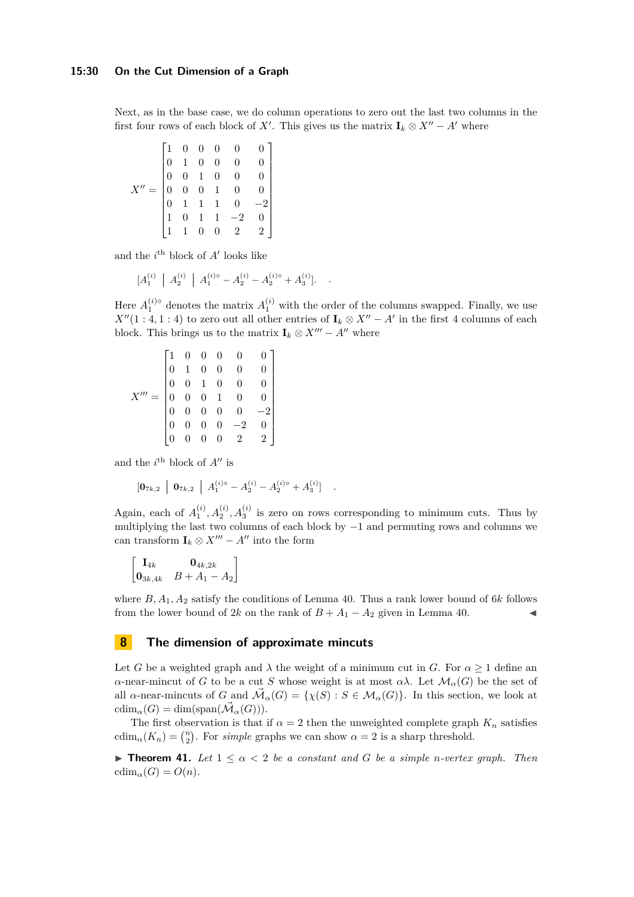Next, as in the base case, we do column operations to zero out the last two columns in the first four rows of each block of $X'$. This gives us the matrix $\mathbf{I}_k \otimes X'' - A'$ where

$$X'' = \begin{bmatrix} 1 & 0 & 0 & 0 & 0 & 0 \\ 0 & 1 & 0 & 0 & 0 & 0 \\ 0 & 0 & 1 & 0 & 0 & 0 \\ 0 & 0 & 0 & 1 & 0 & 0 \\ 0 & 1 & 1 & 1 & 0 & -2 \\ 1 & 0 & 1 & 1 & -2 & 0 \\ 1 & 1 & 0 & 0 & 2 & 2 \end{bmatrix}$$

and the $i^{\text{th}}$ block of $A'$ looks like

$$[A_1^{(i)} \mid A_2^{(i)} \mid A_1^{(i)\circ} - A_2^{(i)} - A_2^{(i)\circ} + A_3^{(i)}].$$

Here $A_1^{(i)\circ}$ denotes the matrix $A_1^{(i)}$ with the order of the columns swapped. Finally, we use $X''(1:4, 1:4)$ to zero out all other entries of $\mathbf{I}_k \otimes X'' - A'$ in the first 4 columns of each block. This brings us to the matrix $\mathbf{I}_k \otimes X''' - A''$ where

$$X''' = \begin{bmatrix} 1 & 0 & 0 & 0 & 0 & 0 \\ 0 & 1 & 0 & 0 & 0 & 0 \\ 0 & 0 & 1 & 0 & 0 & 0 \\ 0 & 0 & 0 & 1 & 0 & 0 \\ 0 & 0 & 0 & 0 & 0 & -2 \\ 0 & 0 & 0 & 0 & -2 & 0 \\ 0 & 0 & 0 & 0 & 2 & 2 \end{bmatrix}$$

and the $i^{\text{th}}$ block of $A''$ is

$$[\mathbf{0}_{7k,2} \mid \mathbf{0}_{7k,2} \mid A_1^{(i)\circ} - A_2^{(i)} - A_2^{(i)\circ} + A_3^{(i)}].$$

Again, each of $A_1^{(i)}, A_2^{(i)}, A_3^{(i)}$ is zero on rows corresponding to minimum cuts. Thus by multiplying the last two columns of each block by $-1$ and permuting rows and columns we can transform $\mathbf{I}_k \otimes X''' - A''$ into the form

$$\begin{bmatrix} \mathbf{I}_{4k} & \mathbf{0}_{4k,2k} \\ \mathbf{0}_{3k,4k} & B + A_1 - A_2 \end{bmatrix}$$

where $B, A_1, A_2$ satisfy the conditions of Lemma 40. Thus a rank lower bound of $6k$ follows from the lower bound of $2k$ on the rank of $B + A_1 - A_2$ given in Lemma 40. ◀

## 8 The dimension of approximate mincuts

Let $G$ be a weighted graph and $\lambda$ the weight of a minimum cut in $G$. For $\alpha \geq 1$ define an $\alpha$-near-mincut of $G$ to be a cut $S$ whose weight is at most $\alpha\lambda$. Let $\mathcal{M}_\alpha(G)$ be the set of all $\alpha$-near-mincuts of $G$ and $\vec{\mathcal{M}}_\alpha(G) = \{\chi(S) : S \in \mathcal{M}_\alpha(G)\}$. In this section, we look at $\mathrm{cdim}_\alpha(G) = \dim(\mathrm{span}(\vec{\mathcal{M}}_\alpha(G)))$.

The first observation is that if $\alpha = 2$ then the unweighted complete graph $K_n$ satisfies $\mathrm{cdim}_\alpha(K_n) = \binom{n}{2}$. For *simple* graphs we can show $\alpha = 2$ is a sharp threshold.

▶ **Theorem 41.** *Let $1 \leq \alpha < 2$ be a constant and $G$ be a simple $n$-vertex graph. Then $\mathrm{cdim}_\alpha(G) = O(n)$.*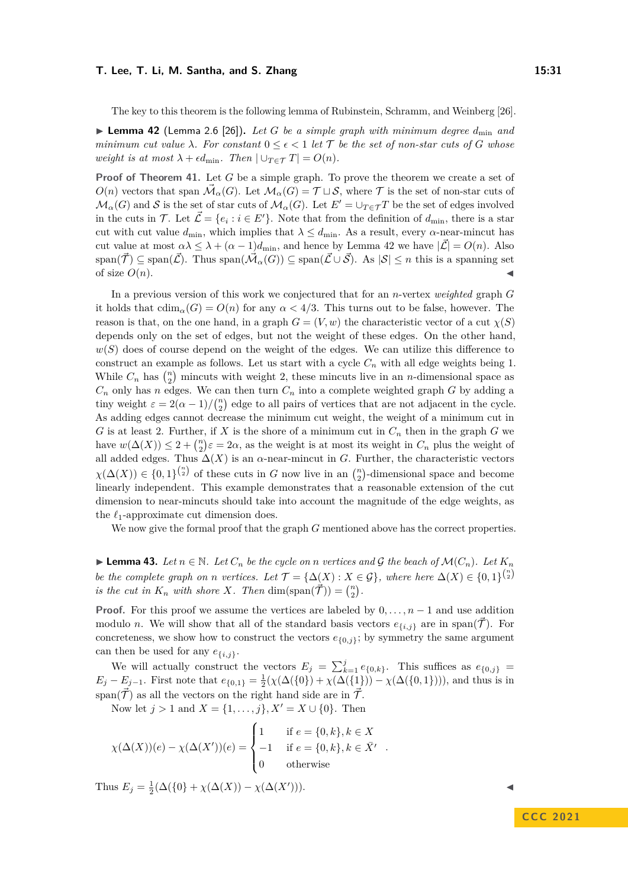The key to this theorem is the following lemma of Rubinstein, Schramm, and Weinberg [26].

▶ **Lemma 42** (Lemma 2.6 [26]). *Let $G$ be a simple graph with minimum degree $d_{\min}$ and minimum cut value $\lambda$. For constant $0 \leq \epsilon < 1$ let $\mathcal{T}$ be the set of non-star cuts of $G$ whose weight is at most $\lambda + \epsilon d_{\min}$. Then $|\cup_{T \in \mathcal{T}} T| = O(n)$.*

**Proof of Theorem 41.** Let $G$ be a simple graph. To prove the theorem we create a set of $O(n)$ vectors that span $\vec{\mathcal{M}}_\alpha(G)$. Let $\mathcal{M}_\alpha(G) = \mathcal{T} \sqcup \mathcal{S}$, where $\mathcal{T}$ is the set of non-star cuts of $\mathcal{M}_\alpha(G)$ and $\mathcal{S}$ is the set of star cuts of $\mathcal{M}_\alpha(G)$. Let $E' = \cup_{T \in \mathcal{T}} T$ be the set of edges involved in the cuts in $\mathcal{T}$. Let $\vec{\mathcal{L}} = \{e_i : i \in E'\}$. Note that from the definition of $d_{\min}$, there is a star cut with cut value $d_{\min}$, which implies that $\lambda \leq d_{\min}$. As a result, every $\alpha$-near-mincut has cut value at most $\alpha\lambda \leq \lambda + (\alpha - 1)d_{\min}$, and hence by Lemma 42 we have $|\vec{\mathcal{L}}| = O(n)$. Also $\mathrm{span}(\vec{\mathcal{T}}) \subseteq \mathrm{span}(\vec{\mathcal{L}})$. Thus $\mathrm{span}(\vec{\mathcal{M}}_\alpha(G)) \subseteq \mathrm{span}(\vec{\mathcal{L}} \cup \vec{\mathcal{S}})$. As $|\mathcal{S}| \leq n$ this is a spanning set of size $O(n)$. ◀

In a previous version of this work we conjectured that for an $n$-vertex *weighted* graph $G$ it holds that $\mathrm{cdim}_\alpha(G) = O(n)$ for any $\alpha < 4/3$. This turns out to be false, however. The reason is that, on the one hand, in a graph $G = (V, w)$ the characteristic vector of a cut $\chi(S)$ depends only on the set of edges, but not the weight of these edges. On the other hand, $w(S)$ does of course depend on the weight of the edges. We can utilize this difference to construct an example as follows. Let us start with a cycle $C_n$ with all edge weights being 1. While $C_n$ has $\binom{n}{2}$ mincuts with weight 2, these mincuts live in an $n$-dimensional space as $C_n$ only has $n$ edges. We can then turn $C_n$ into a complete weighted graph $G$ by adding a tiny weight $\varepsilon = 2(\alpha - 1)/\binom{n}{2}$ edge to all pairs of vertices that are not adjacent in the cycle. As adding edges cannot decrease the minimum cut weight, the weight of a minimum cut in $G$ is at least 2. Further, if $X$ is the shore of a minimum cut in $C_n$ then in the graph $G$ we have $w(\Delta(X)) \leq 2 + \binom{n}{2}\varepsilon = 2\alpha$, as the weight is at most its weight in $C_n$ plus the weight of all added edges. Thus $\Delta(X)$ is an $\alpha$-near-mincut in $G$. Further, the characteristic vectors $\chi(\Delta(X)) \in \{0,1\}^{\binom{n}{2}}$ of these cuts in $G$ now live in an $\binom{n}{2}$-dimensional space and become linearly independent. This example demonstrates that a reasonable extension of the cut dimension to near-mincuts should take into account the magnitude of the edge weights, as the $\ell_1$-approximate cut dimension does.

We now give the formal proof that the graph $G$ mentioned above has the correct properties.

▶ **Lemma 43.** *Let $n \in \mathbb{N}$. Let $C_n$ be the cycle on $n$ vertices and $\mathcal{G}$ the beach of $\mathcal{M}(C_n)$. Let $K_n$ be the complete graph on $n$ vertices. Let $\mathcal{T} = \{\Delta(X) : X \in \mathcal{G}\}$, where here $\Delta(X) \in \{0,1\}^{\binom{n}{2}}$ is the cut in $K_n$ with shore $X$. Then $\dim(\mathrm{span}(\vec{\mathcal{T}})) = \binom{n}{2}$.*

**Proof.** For this proof we assume the vertices are labeled by $0, \ldots, n-1$ and use addition modulo $n$. We will show that all of the standard basis vectors $e_{\{i,j\}}$ are in $\mathrm{span}(\vec{\mathcal{T}})$. For concreteness, we show how to construct the vectors $e_{\{0,j\}}$; by symmetry the same argument can then be used for any $e_{\{i,j\}}$.

We will actually construct the vectors $E_j = \sum_{k=1}^{j} e_{\{0,k\}}$. This suffices as $e_{\{0,j\}} = E_j - E_{j-1}$. First note that $e_{\{0,1\}} = \frac{1}{2}(\chi(\Delta(\{0\}) + \chi(\Delta(\{1\})) - \chi(\Delta(\{0,1\})))$, and thus is in $\mathrm{span}(\vec{\mathcal{T}})$ as all the vectors on the right hand side are in $\vec{\mathcal{T}}$.

Now let $j > 1$ and $X = \{1, \ldots, j\}, X' = X \cup \{0\}$. Then

$$\chi(\Delta(X))(e) - \chi(\Delta(X'))(e) = \begin{cases} 1 & \text{if } e = \{0,k\}, k \in X \\ -1 & \text{if } e = \{0,k\}, k \in \bar{X}' \\ 0 & \text{otherwise} \end{cases} .$$

Thus $E_j = \frac{1}{2}(\Delta(\{0\} + \chi(\Delta(X)) - \chi(\Delta(X')))$. ◀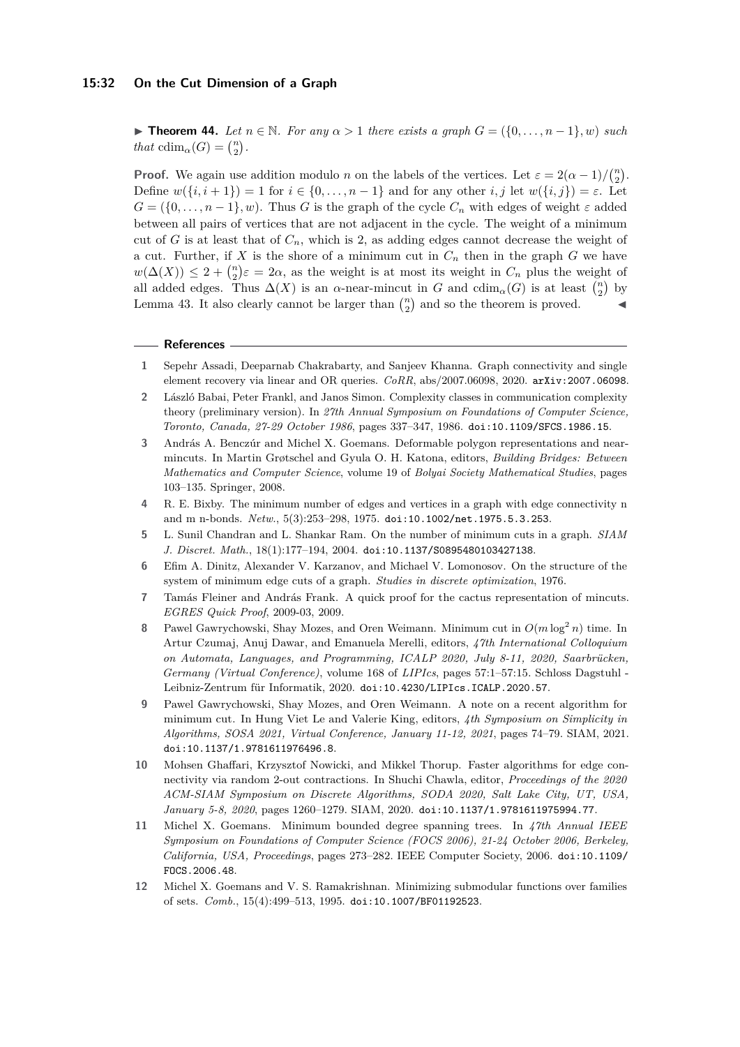▶ **Theorem 44.** *Let $n \in \mathbb{N}$. For any $\alpha > 1$ there exists a graph $G = (\{0, \ldots, n-1\}, w)$ such that* $\operatorname{cdim}_\alpha(G) = \binom{n}{2}$.

**Proof.** We again use addition modulo $n$ on the labels of the vertices. Let $\varepsilon = 2(\alpha - 1)/\binom{n}{2}$. Define $w(\{i, i+1\}) = 1$ for $i \in \{0, \ldots, n-1\}$ and for any other $i, j$ let $w(\{i, j\}) = \varepsilon$. Let $G = (\{0, \ldots, n-1\}, w)$. Thus $G$ is the graph of the cycle $C_n$ with edges of weight $\varepsilon$ added between all pairs of vertices that are not adjacent in the cycle. The weight of a minimum cut of $G$ is at least that of $C_n$, which is 2, as adding edges cannot decrease the weight of a cut. Further, if $X$ is the shore of a minimum cut in $C_n$ then in the graph $G$ we have $w(\Delta(X)) \leq 2 + \binom{n}{2}\varepsilon = 2\alpha$, as the weight is at most its weight in $C_n$ plus the weight of all added edges. Thus $\Delta(X)$ is an $\alpha$-near-mincut in $G$ and $\operatorname{cdim}_\alpha(G)$ is at least $\binom{n}{2}$ by Lemma 43. It also clearly cannot be larger than $\binom{n}{2}$ and so the theorem is proved. ◀

## References

1. Sepehr Assadi, Deeparnab Chakrabarty, and Sanjeev Khanna. Graph connectivity and single element recovery via linear and OR queries. *CoRR*, abs/2007.06098, 2020. arXiv:2007.06098.
2. László Babai, Peter Frankl, and Janos Simon. Complexity classes in communication complexity theory (preliminary version). In *27th Annual Symposium on Foundations of Computer Science, Toronto, Canada, 27-29 October 1986*, pages 337–347, 1986. doi:10.1109/SFCS.1986.15.
3. András A. Benczúr and Michel X. Goemans. Deformable polygon representations and near-mincuts. In Martin Grøtschel and Gyula O. H. Katona, editors, *Building Bridges: Between Mathematics and Computer Science*, volume 19 of *Bolyai Society Mathematical Studies*, pages 103–135. Springer, 2008.
4. R. E. Bixby. The minimum number of edges and vertices in a graph with edge connectivity n and m n-bonds. *Netw.*, 5(3):253–298, 1975. doi:10.1002/net.1975.5.3.253.
5. L. Sunil Chandran and L. Shankar Ram. On the number of minimum cuts in a graph. *SIAM J. Discret. Math.*, 18(1):177–194, 2004. doi:10.1137/S0895480103427138.
6. Efim A. Dinitz, Alexander V. Karzanov, and Michael V. Lomonosov. On the structure of the system of minimum edge cuts of a graph. *Studies in discrete optimization*, 1976.
7. Tamás Fleiner and András Frank. A quick proof for the cactus representation of mincuts. *EGRES Quick Proof*, 2009-03, 2009.
8. Pawel Gawrychowski, Shay Mozes, and Oren Weimann. Minimum cut in $O(m \log^2 n)$ time. In Artur Czumaj, Anuj Dawar, and Emanuela Merelli, editors, *47th International Colloquium on Automata, Languages, and Programming, ICALP 2020, July 8-11, 2020, Saarbrücken, Germany (Virtual Conference)*, volume 168 of *LIPIcs*, pages 57:1–57:15. Schloss Dagstuhl - Leibniz-Zentrum für Informatik, 2020. doi:10.4230/LIPIcs.ICALP.2020.57.
9. Pawel Gawrychowski, Shay Mozes, and Oren Weimann. A note on a recent algorithm for minimum cut. In Hung Viet Le and Valerie King, editors, *4th Symposium on Simplicity in Algorithms, SOSA 2021, Virtual Conference, January 11-12, 2021*, pages 74–79. SIAM, 2021. doi:10.1137/1.9781611976496.8.
10. Mohsen Ghaffari, Krzysztof Nowicki, and Mikkel Thorup. Faster algorithms for edge connectivity via random 2-out contractions. In Shuchi Chawla, editor, *Proceedings of the 2020 ACM-SIAM Symposium on Discrete Algorithms, SODA 2020, Salt Lake City, UT, USA, January 5-8, 2020*, pages 1260–1279. SIAM, 2020. doi:10.1137/1.9781611975994.77.
11. Michel X. Goemans. Minimum bounded degree spanning trees. In *47th Annual IEEE Symposium on Foundations of Computer Science (FOCS 2006), 21-24 October 2006, Berkeley, California, USA, Proceedings*, pages 273–282. IEEE Computer Society, 2006. doi:10.1109/FOCS.2006.48.
12. Michel X. Goemans and V. S. Ramakrishnan. Minimizing submodular functions over families of sets. *Comb.*, 15(4):499–513, 1995. doi:10.1007/BF01192523.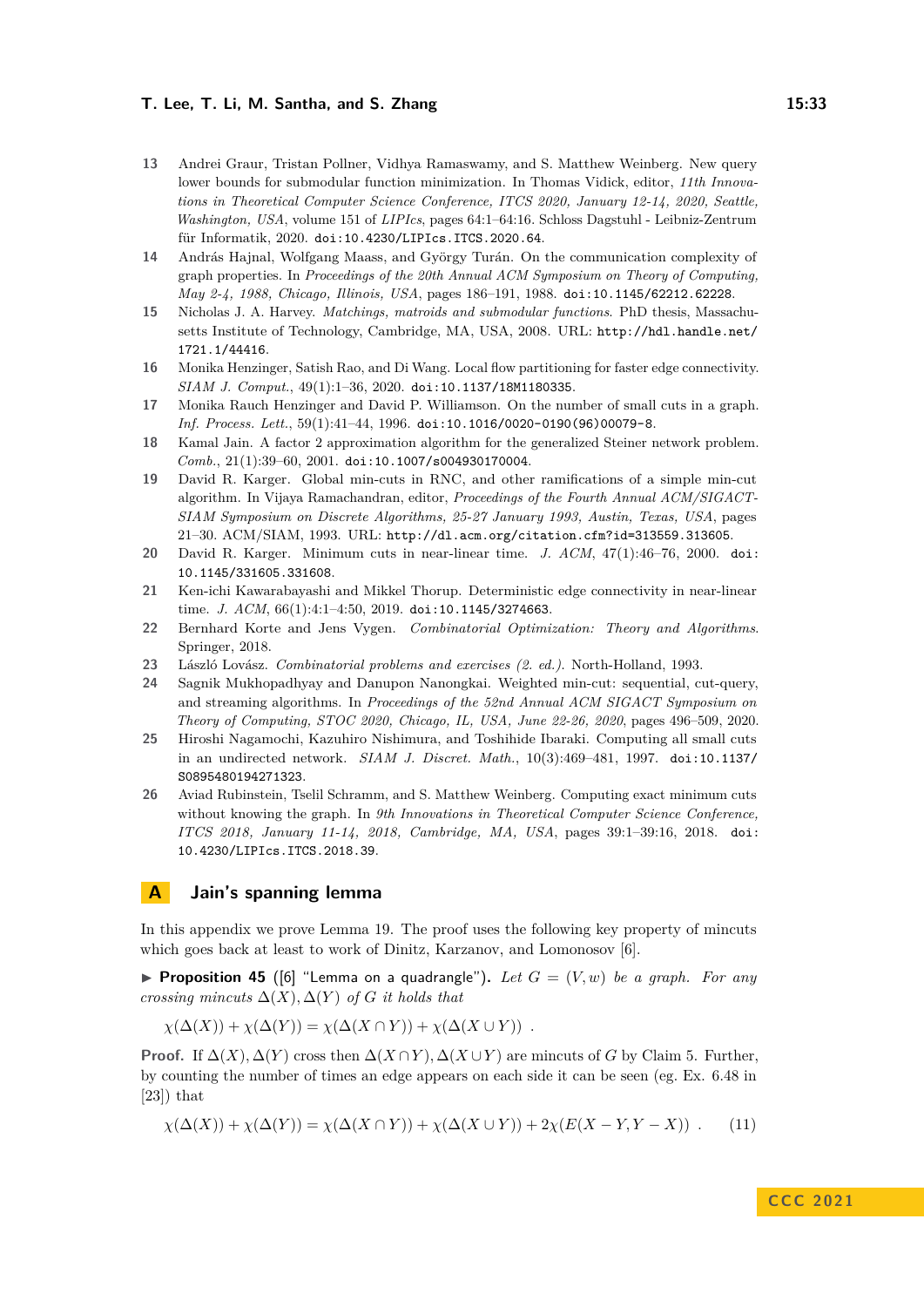13 Andrei Graur, Tristan Pollner, Vidhya Ramaswamy, and S. Matthew Weinberg. New query lower bounds for submodular function minimization. In Thomas Vidick, editor, *11th Innovations in Theoretical Computer Science Conference, ITCS 2020, January 12-14, 2020, Seattle, Washington, USA*, volume 151 of *LIPIcs*, pages 64:1–64:16. Schloss Dagstuhl - Leibniz-Zentrum für Informatik, 2020. doi:10.4230/LIPIcs.ITCS.2020.64.

14 András Hajnal, Wolfgang Maass, and György Turán. On the communication complexity of graph properties. In *Proceedings of the 20th Annual ACM Symposium on Theory of Computing, May 2-4, 1988, Chicago, Illinois, USA*, pages 186–191, 1988. doi:10.1145/62212.62228.

15 Nicholas J. A. Harvey. *Matchings, matroids and submodular functions*. PhD thesis, Massachusetts Institute of Technology, Cambridge, MA, USA, 2008. URL: http://hdl.handle.net/1721.1/44416.

16 Monika Henzinger, Satish Rao, and Di Wang. Local flow partitioning for faster edge connectivity. *SIAM J. Comput.*, 49(1):1–36, 2020. doi:10.1137/18M1180335.

17 Monika Rauch Henzinger and David P. Williamson. On the number of small cuts in a graph. *Inf. Process. Lett.*, 59(1):41–44, 1996. doi:10.1016/0020-0190(96)00079-8.

18 Kamal Jain. A factor 2 approximation algorithm for the generalized Steiner network problem. *Comb.*, 21(1):39–60, 2001. doi:10.1007/s004930170004.

19 David R. Karger. Global min-cuts in RNC, and other ramifications of a simple min-cut algorithm. In Vijaya Ramachandran, editor, *Proceedings of the Fourth Annual ACM/SIGACT-SIAM Symposium on Discrete Algorithms, 25-27 January 1993, Austin, Texas, USA*, pages 21–30. ACM/SIAM, 1993. URL: http://dl.acm.org/citation.cfm?id=313559.313605.

20 David R. Karger. Minimum cuts in near-linear time. *J. ACM*, 47(1):46–76, 2000. doi:10.1145/331605.331608.

21 Ken-ichi Kawarabayashi and Mikkel Thorup. Deterministic edge connectivity in near-linear time. *J. ACM*, 66(1):4:1–4:50, 2019. doi:10.1145/3274663.

22 Bernhard Korte and Jens Vygen. *Combinatorial Optimization: Theory and Algorithms*. Springer, 2018.

23 László Lovász. *Combinatorial problems and exercises (2. ed.)*. North-Holland, 1993.

24 Sagnik Mukhopadhyay and Danupon Nanongkai. Weighted min-cut: sequential, cut-query, and streaming algorithms. In *Proceedings of the 52nd Annual ACM SIGACT Symposium on Theory of Computing, STOC 2020, Chicago, IL, USA, June 22-26, 2020*, pages 496–509, 2020.

25 Hiroshi Nagamochi, Kazuhiro Nishimura, and Toshihide Ibaraki. Computing all small cuts in an undirected network. *SIAM J. Discret. Math.*, 10(3):469–481, 1997. doi:10.1137/S0895480194271323.

26 Aviad Rubinstein, Tselil Schramm, and S. Matthew Weinberg. Computing exact minimum cuts without knowing the graph. In *9th Innovations in Theoretical Computer Science Conference, ITCS 2018, January 11-14, 2018, Cambridge, MA, USA*, pages 39:1–39:16, 2018. doi:10.4230/LIPIcs.ITCS.2018.39.

# A Jain's spanning lemma

In this appendix we prove Lemma 19. The proof uses the following key property of mincuts which goes back at least to work of Dinitz, Karzanov, and Lomonosov [6].

▶ **Proposition 45** ([6] "Lemma on a quadrangle"). *Let $G = (V, w)$ be a graph. For any crossing mincuts $\Delta(X), \Delta(Y)$ of $G$ it holds that*

$$\chi(\Delta(X)) + \chi(\Delta(Y)) = \chi(\Delta(X \cap Y)) + \chi(\Delta(X \cup Y)) \ .$$

**Proof.** If $\Delta(X), \Delta(Y)$ cross then $\Delta(X \cap Y), \Delta(X \cup Y)$ are mincuts of $G$ by Claim 5. Further, by counting the number of times an edge appears on each side it can be seen (eg. Ex. 6.48 in [23]) that

$$\chi(\Delta(X)) + \chi(\Delta(Y)) = \chi(\Delta(X \cap Y)) + \chi(\Delta(X \cup Y)) + 2\chi(E(X - Y, Y - X)) \ . \tag{11}$$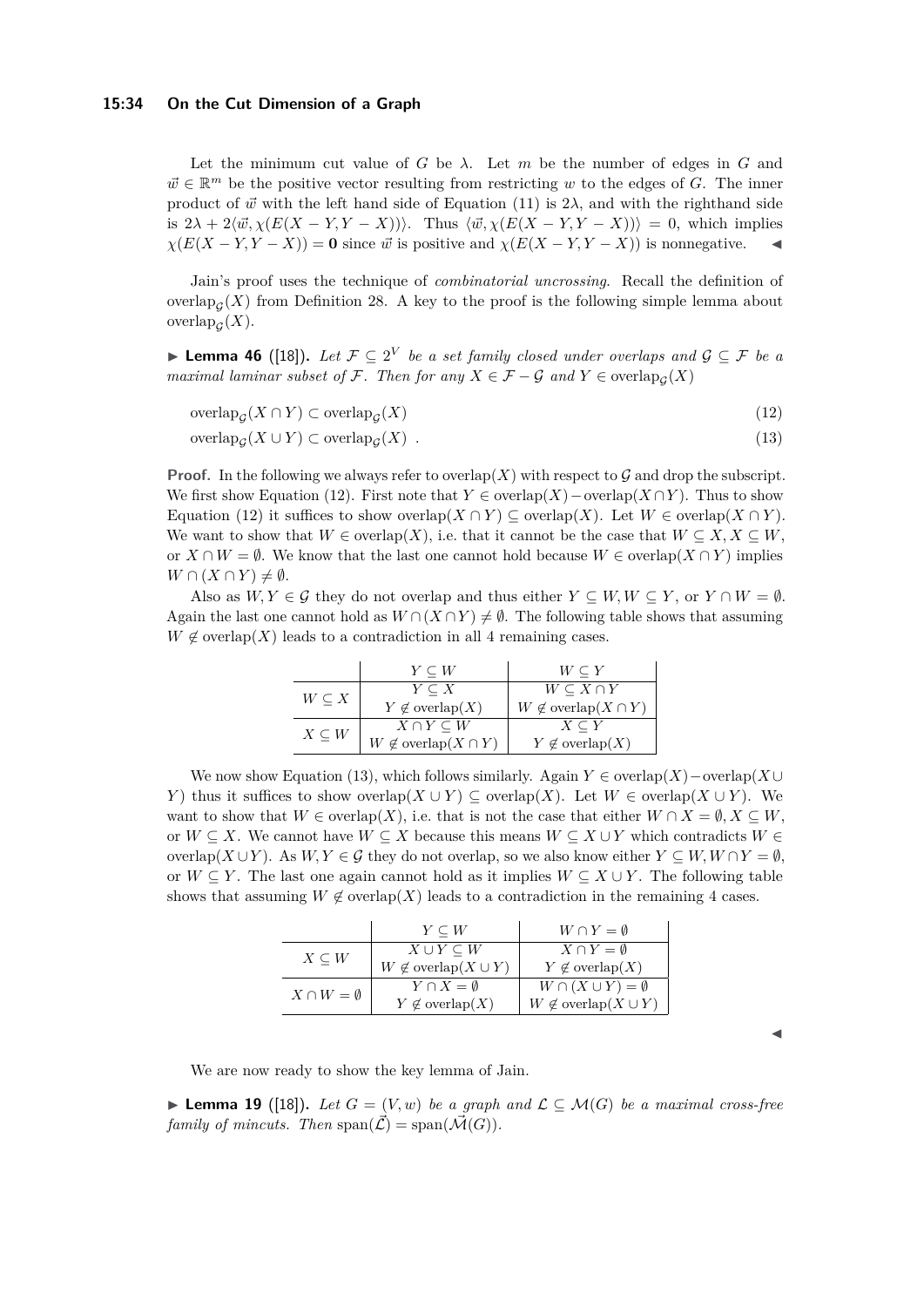Let the minimum cut value of $G$ be $\lambda$. Let $m$ be the number of edges in $G$ and $\vec{w} \in \mathbb{R}^m$ be the positive vector resulting from restricting $w$ to the edges of $G$. The inner product of $\vec{w}$ with the left hand side of Equation (11) is $2\lambda$, and with the righthand side is $2\lambda + 2\langle \vec{w}, \chi(E(X-Y, Y-X))\rangle$. Thus $\langle \vec{w}, \chi(E(X-Y, Y-X))\rangle = 0$, which implies $\chi(E(X-Y, Y-X)) = \mathbf{0}$ since $\vec{w}$ is positive and $\chi(E(X-Y, Y-X))$ is nonnegative. ◀

Jain's proof uses the technique of *combinatorial uncrossing*. Recall the definition of $\mathrm{overlap}_{\mathcal{G}}(X)$ from Definition 28. A key to the proof is the following simple lemma about $\mathrm{overlap}_{\mathcal{G}}(X)$.

▶ **Lemma 46** ([18]). *Let $\mathcal{F} \subseteq 2^V$ be a set family closed under overlaps and $\mathcal{G} \subseteq \mathcal{F}$ be a maximal laminar subset of $\mathcal{F}$. Then for any $X \in \mathcal{F} - \mathcal{G}$ and $Y \in \mathrm{overlap}_{\mathcal{G}}(X)$*

$$\mathrm{overlap}_{\mathcal{G}}(X \cap Y) \subset \mathrm{overlap}_{\mathcal{G}}(X) \tag{12}$$

$$\mathrm{overlap}_{\mathcal{G}}(X \cup Y) \subset \mathrm{overlap}_{\mathcal{G}}(X) \ . \tag{13}$$

**Proof.** In the following we always refer to $\mathrm{overlap}(X)$ with respect to $\mathcal{G}$ and drop the subscript. We first show Equation (12). First note that $Y \in \mathrm{overlap}(X) - \mathrm{overlap}(X \cap Y)$. Thus to show Equation (12) it suffices to show $\mathrm{overlap}(X \cap Y) \subseteq \mathrm{overlap}(X)$. Let $W \in \mathrm{overlap}(X \cap Y)$. We want to show that $W \in \mathrm{overlap}(X)$, i.e. that it cannot be the case that $W \subseteq X, X \subseteq W$, or $X \cap W = \emptyset$. We know that the last one cannot hold because $W \in \mathrm{overlap}(X \cap Y)$ implies $W \cap (X \cap Y) \neq \emptyset$.

Also as $W, Y \in \mathcal{G}$ they do not overlap and thus either $Y \subseteq W, W \subseteq Y$, or $Y \cap W = \emptyset$. Again the last one cannot hold as $W \cap (X \cap Y) \neq \emptyset$. The following table shows that assuming $W \notin \mathrm{overlap}(X)$ leads to a contradiction in all 4 remaining cases.

| | $Y \subseteq W$ | $W \subseteq Y$ |
|---|---|---|
| $W \subseteq X$ | $Y \subseteq X$ <br> $Y \notin \mathrm{overlap}(X)$ | $W \subseteq X \cap Y$ <br> $W \notin \mathrm{overlap}(X \cap Y)$ |
| $X \subseteq W$ | $X \cap Y \subseteq W$ <br> $W \notin \mathrm{overlap}(X \cap Y)$ | $X \subseteq Y$ <br> $Y \notin \mathrm{overlap}(X)$ |

We now show Equation (13), which follows similarly. Again $Y \in \mathrm{overlap}(X) - \mathrm{overlap}(X \cup Y)$ thus it suffices to show $\mathrm{overlap}(X \cup Y) \subseteq \mathrm{overlap}(X)$. Let $W \in \mathrm{overlap}(X \cup Y)$. We want to show that $W \in \mathrm{overlap}(X)$, i.e. that is not the case that either $W \cap X = \emptyset, X \subseteq W$, or $W \subseteq X$. We cannot have $W \subseteq X$ because this means $W \subseteq X \cup Y$ which contradicts $W \in \mathrm{overlap}(X \cup Y)$. As $W, Y \in \mathcal{G}$ they do not overlap, so we also know either $Y \subseteq W, W \cap Y = \emptyset$, or $W \subseteq Y$. The last one again cannot hold as it implies $W \subseteq X \cup Y$. The following table shows that assuming $W \notin \mathrm{overlap}(X)$ leads to a contradiction in the remaining 4 cases.

| | $Y \subseteq W$ | $W \cap Y = \emptyset$ |
|---|---|---|
| $X \subseteq W$ | $X \cup Y \subseteq W$ <br> $W \notin \mathrm{overlap}(X \cup Y)$ | $X \cap Y = \emptyset$ <br> $Y \notin \mathrm{overlap}(X)$ |
| $X \cap W = \emptyset$ | $Y \cap X = \emptyset$ <br> $Y \notin \mathrm{overlap}(X)$ | $W \cap (X \cup Y) = \emptyset$ <br> $W \notin \mathrm{overlap}(X \cup Y)$ |

◀

We are now ready to show the key lemma of Jain.

▶ **Lemma 19** ([18]). *Let $G = (V, w)$ be a graph and $\mathcal{L} \subseteq \mathcal{M}(G)$ be a maximal cross-free family of mincuts. Then $\mathrm{span}(\vec{\mathcal{L}}) = \mathrm{span}(\vec{\mathcal{M}}(G))$.*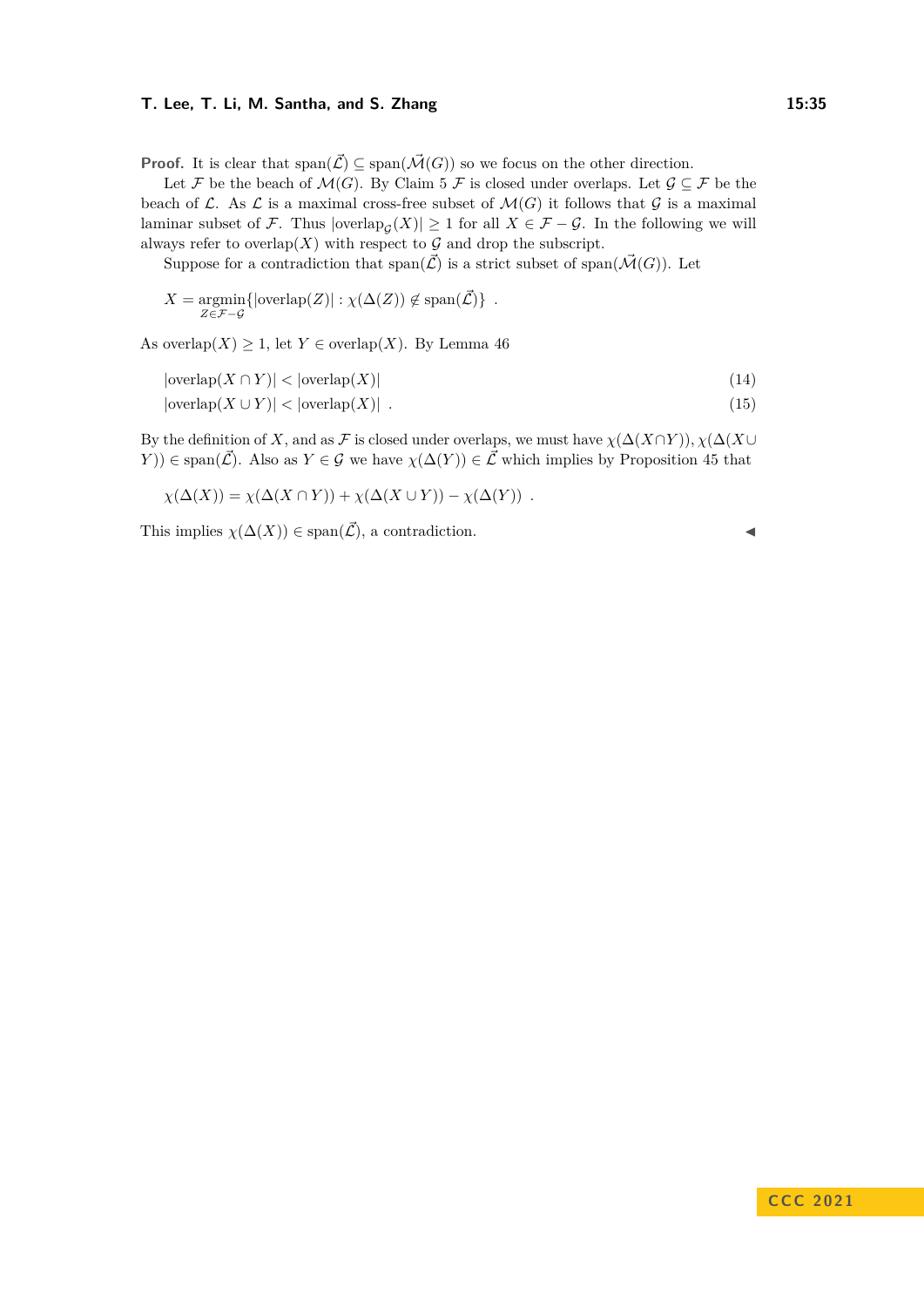**Proof.** It is clear that $\text{span}(\vec{\mathcal{L}}) \subseteq \text{span}(\vec{\mathcal{M}}(G))$ so we focus on the other direction.

Let $\mathcal{F}$ be the beach of $\mathcal{M}(G)$. By Claim 5 $\mathcal{F}$ is closed under overlaps. Let $\mathcal{G} \subseteq \mathcal{F}$ be the beach of $\mathcal{L}$. As $\mathcal{L}$ is a maximal cross-free subset of $\mathcal{M}(G)$ it follows that $\mathcal{G}$ is a maximal laminar subset of $\mathcal{F}$. Thus $|\text{overlap}_{\mathcal{G}}(X)| \geq 1$ for all $X \in \mathcal{F} - \mathcal{G}$. In the following we will always refer to $\text{overlap}(X)$ with respect to $\mathcal{G}$ and drop the subscript.

Suppose for a contradiction that $\text{span}(\vec{\mathcal{L}})$ is a strict subset of $\text{span}(\vec{\mathcal{M}}(G))$. Let

$$X = \operatorname*{argmin}_{Z \in \mathcal{F} - \mathcal{G}} \{|\text{overlap}(Z)| : \chi(\Delta(Z)) \notin \text{span}(\vec{\mathcal{L}})\} \ .$$

As $\text{overlap}(X) \geq 1$, let $Y \in \text{overlap}(X)$. By Lemma 46

$$|\text{overlap}(X \cap Y)| < |\text{overlap}(X)| \tag{14}$$

$$|\text{overlap}(X \cup Y)| < |\text{overlap}(X)| \ . \tag{15}$$

By the definition of $X$, and as $\mathcal{F}$ is closed under overlaps, we must have $\chi(\Delta(X \cap Y)), \chi(\Delta(X \cup Y)) \in \text{span}(\vec{\mathcal{L}})$. Also as $Y \in \mathcal{G}$ we have $\chi(\Delta(Y)) \in \vec{\mathcal{L}}$ which implies by Proposition 45 that

$$\chi(\Delta(X)) = \chi(\Delta(X \cap Y)) + \chi(\Delta(X \cup Y)) - \chi(\Delta(Y)) \ .$$

This implies $\chi(\Delta(X)) \in \text{span}(\vec{\mathcal{L}})$, a contradiction. ◀